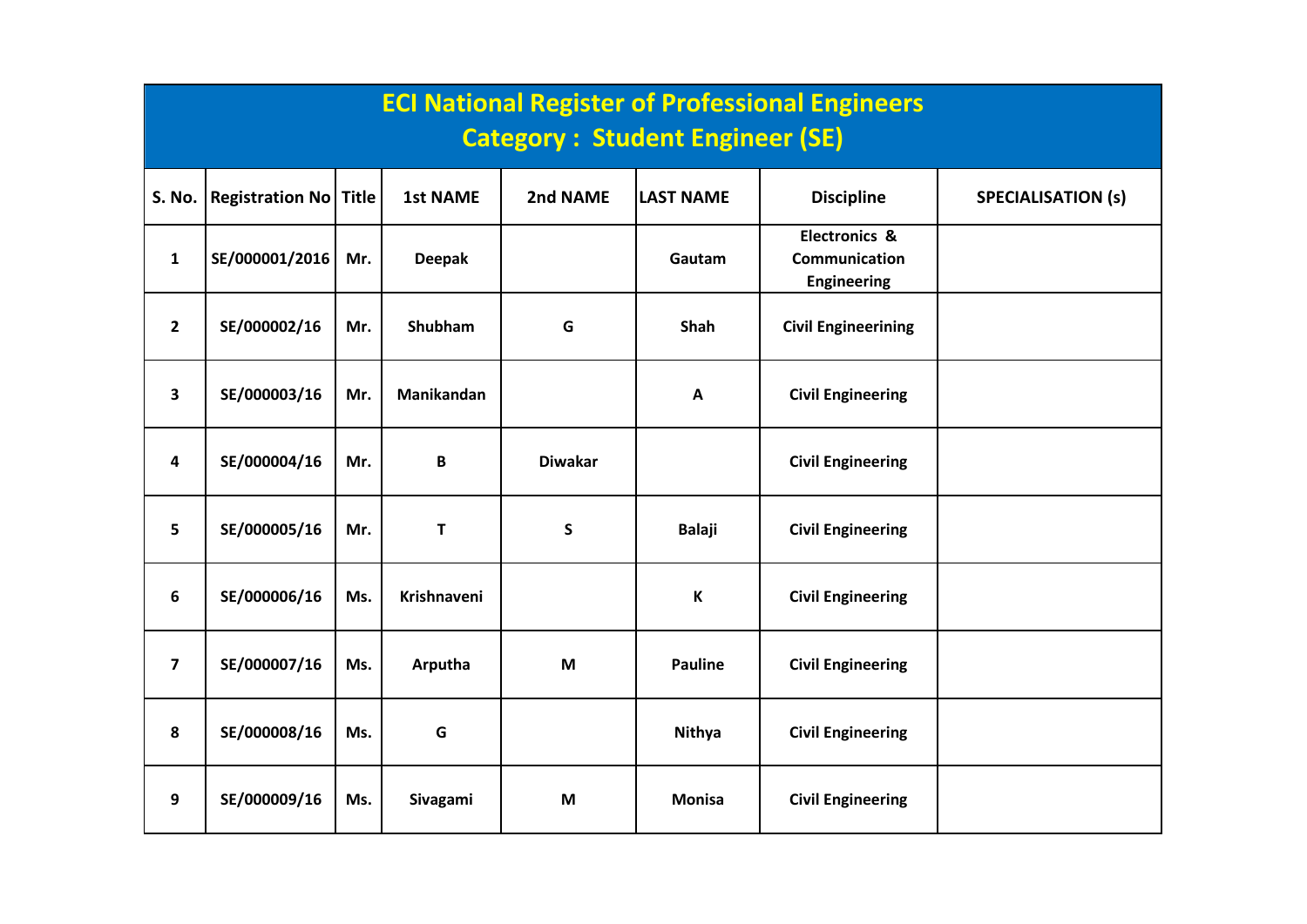# ECI National Register of Professional Engineers

## Category : Student Engineer (SE)

| S. No. | Registration No | Title | 1st NAME | 2nd NAME | LAST NAME | Discipline | SPECIALISATION (s) |
|---|---|---|---|---|---|---|---|
| 1 | SE/000001/2016 | Mr. | Deepak | | Gautam | Electronics & Communication Engineering | |
| 2 | SE/000002/16 | Mr. | Shubham | G | Shah | Civil Engineerining | |
| 3 | SE/000003/16 | Mr. | Manikandan | | A | Civil Engineering | |
| 4 | SE/000004/16 | Mr. | B | Diwakar | | Civil Engineering | |
| 5 | SE/000005/16 | Mr. | T | S | Balaji | Civil Engineering | |
| 6 | SE/000006/16 | Ms. | Krishnaveni | | K | Civil Engineering | |
| 7 | SE/000007/16 | Ms. | Arputha | M | Pauline | Civil Engineering | |
| 8 | SE/000008/16 | Ms. | G | | Nithya | Civil Engineering | |
| 9 | SE/000009/16 | Ms. | Sivagami | M | Monisa | Civil Engineering | |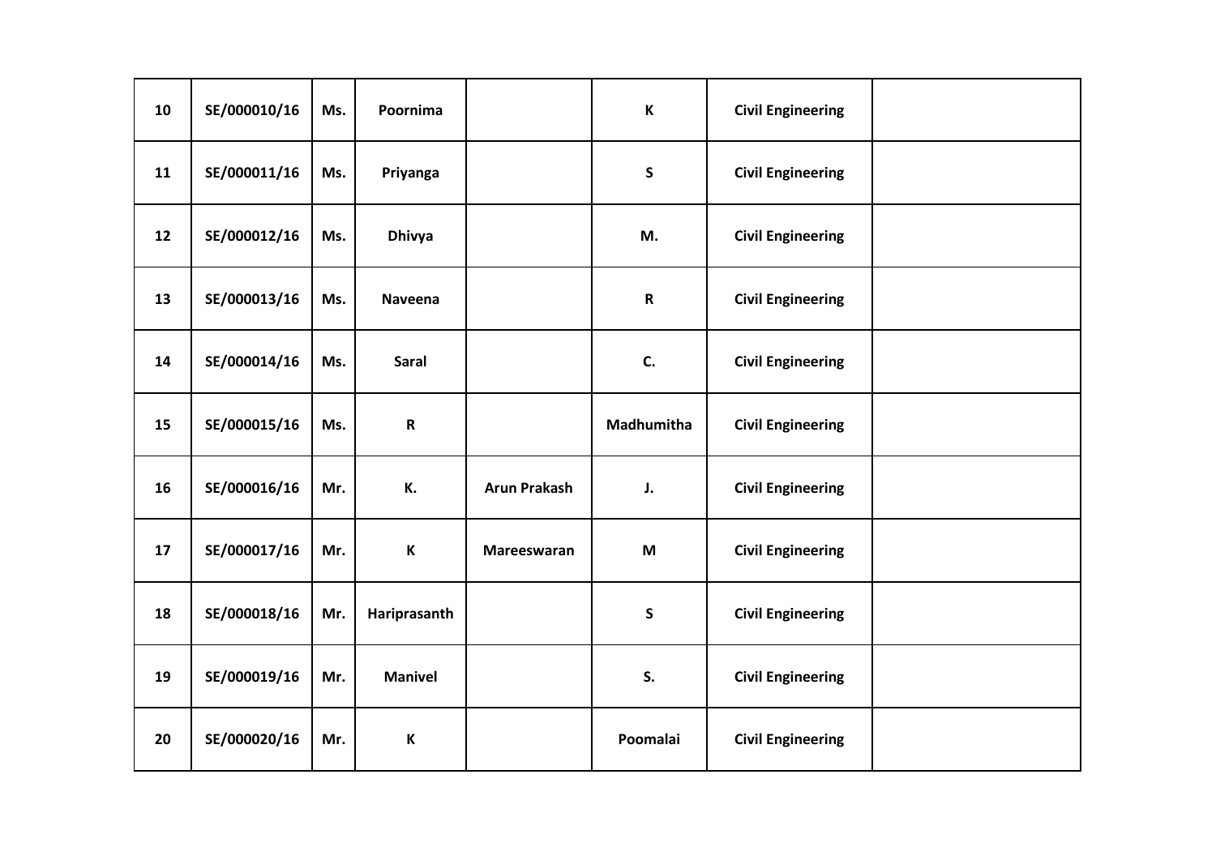| | | | | | | | |
|---|---|---|---|---|---|---|---|
| 10 | SE/000010/16 | Ms. | Poornima | | K | Civil Engineering | |
| 11 | SE/000011/16 | Ms. | Priyanga | | S | Civil Engineering | |
| 12 | SE/000012/16 | Ms. | Dhivya | | M. | Civil Engineering | |
| 13 | SE/000013/16 | Ms. | Naveena | | R | Civil Engineering | |
| 14 | SE/000014/16 | Ms. | Saral | | C. | Civil Engineering | |
| 15 | SE/000015/16 | Ms. | R | | Madhumitha | Civil Engineering | |
| 16 | SE/000016/16 | Mr. | K. | Arun Prakash | J. | Civil Engineering | |
| 17 | SE/000017/16 | Mr. | K | Mareeswaran | M | Civil Engineering | |
| 18 | SE/000018/16 | Mr. | Hariprasanth | | S | Civil Engineering | |
| 19 | SE/000019/16 | Mr. | Manivel | | S. | Civil Engineering | |
| 20 | SE/000020/16 | Mr. | K | | Poomalai | Civil Engineering | |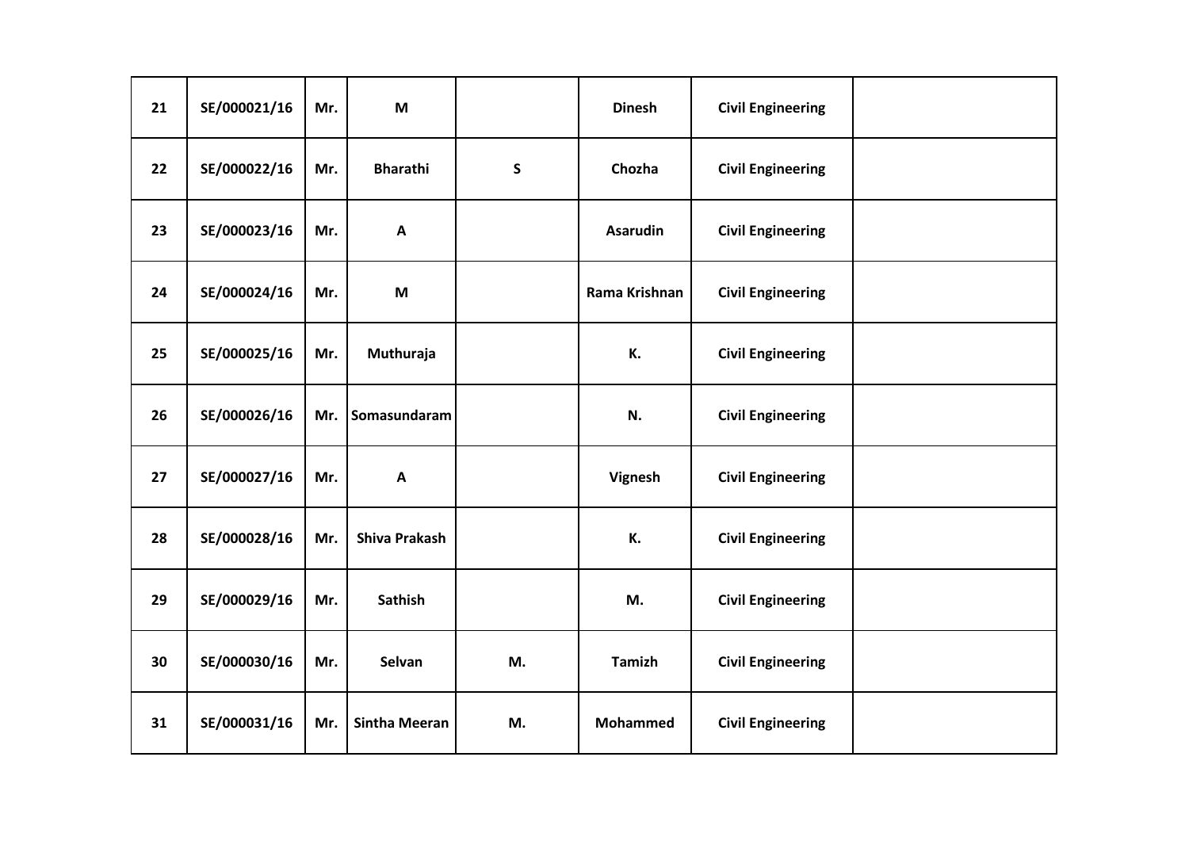| | | | | | | | |
|---|---|---|---|---|---|---|---|
| **21** | **SE/000021/16** | **Mr.** | **M** | | **Dinesh** | **Civil Engineering** | |
| **22** | **SE/000022/16** | **Mr.** | **Bharathi** | **S** | **Chozha** | **Civil Engineering** | |
| **23** | **SE/000023/16** | **Mr.** | **A** | | **Asarudin** | **Civil Engineering** | |
| **24** | **SE/000024/16** | **Mr.** | **M** | | **Rama Krishnan** | **Civil Engineering** | |
| **25** | **SE/000025/16** | **Mr.** | **Muthuraja** | | **K.** | **Civil Engineering** | |
| **26** | **SE/000026/16** | **Mr.** | **Somasundaram** | | **N.** | **Civil Engineering** | |
| **27** | **SE/000027/16** | **Mr.** | **A** | | **Vignesh** | **Civil Engineering** | |
| **28** | **SE/000028/16** | **Mr.** | **Shiva Prakash** | | **K.** | **Civil Engineering** | |
| **29** | **SE/000029/16** | **Mr.** | **Sathish** | | **M.** | **Civil Engineering** | |
| **30** | **SE/000030/16** | **Mr.** | **Selvan** | **M.** | **Tamizh** | **Civil Engineering** | |
| **31** | **SE/000031/16** | **Mr.** | **Sintha Meeran** | **M.** | **Mohammed** | **Civil Engineering** | |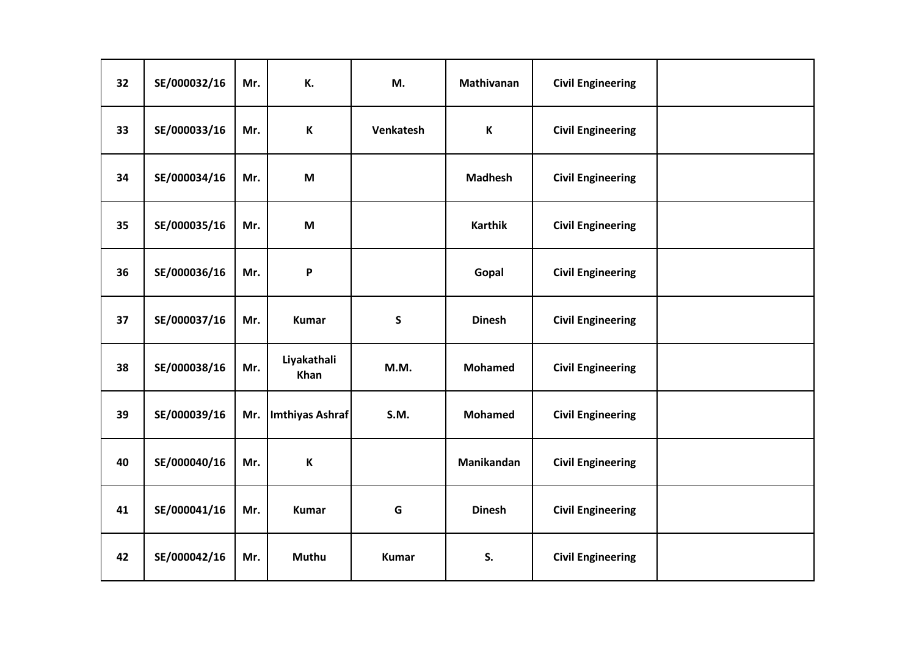| 32 | SE/000032/16 | Mr. | K. | M. | Mathivanan | Civil Engineering | |
|---|---|---|---|---|---|---|---|
| 33 | SE/000033/16 | Mr. | K | Venkatesh | K | Civil Engineering | |
| 34 | SE/000034/16 | Mr. | M | | Madhesh | Civil Engineering | |
| 35 | SE/000035/16 | Mr. | M | | Karthik | Civil Engineering | |
| 36 | SE/000036/16 | Mr. | P | | Gopal | Civil Engineering | |
| 37 | SE/000037/16 | Mr. | Kumar | S | Dinesh | Civil Engineering | |
| 38 | SE/000038/16 | Mr. | Liyakathali Khan | M.M. | Mohamed | Civil Engineering | |
| 39 | SE/000039/16 | Mr. | Imthiyas Ashraf | S.M. | Mohamed | Civil Engineering | |
| 40 | SE/000040/16 | Mr. | K | | Manikandan | Civil Engineering | |
| 41 | SE/000041/16 | Mr. | Kumar | G | Dinesh | Civil Engineering | |
| 42 | SE/000042/16 | Mr. | Muthu | Kumar | S. | Civil Engineering | |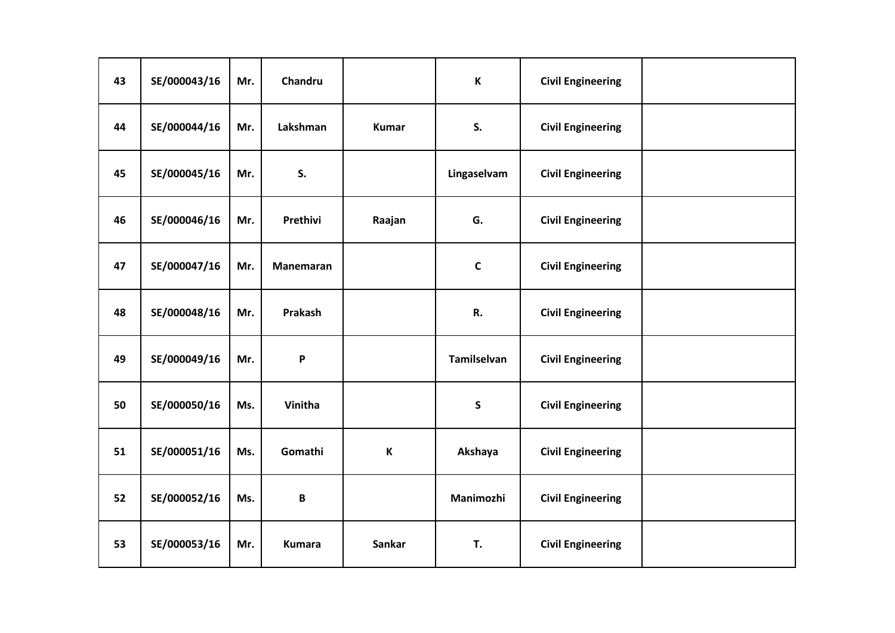| 43 | SE/000043/16 | Mr. | Chandru | | K | Civil Engineering | |
|---|---|---|---|---|---|---|---|
| 44 | SE/000044/16 | Mr. | Lakshman | Kumar | S. | Civil Engineering | |
| 45 | SE/000045/16 | Mr. | S. | | Lingaselvam | Civil Engineering | |
| 46 | SE/000046/16 | Mr. | Prethivi | Raajan | G. | Civil Engineering | |
| 47 | SE/000047/16 | Mr. | Manemaran | | C | Civil Engineering | |
| 48 | SE/000048/16 | Mr. | Prakash | | R. | Civil Engineering | |
| 49 | SE/000049/16 | Mr. | P | | Tamilselvan | Civil Engineering | |
| 50 | SE/000050/16 | Ms. | Vinitha | | S | Civil Engineering | |
| 51 | SE/000051/16 | Ms. | Gomathi | K | Akshaya | Civil Engineering | |
| 52 | SE/000052/16 | Ms. | B | | Manimozhi | Civil Engineering | |
| 53 | SE/000053/16 | Mr. | Kumara | Sankar | T. | Civil Engineering | |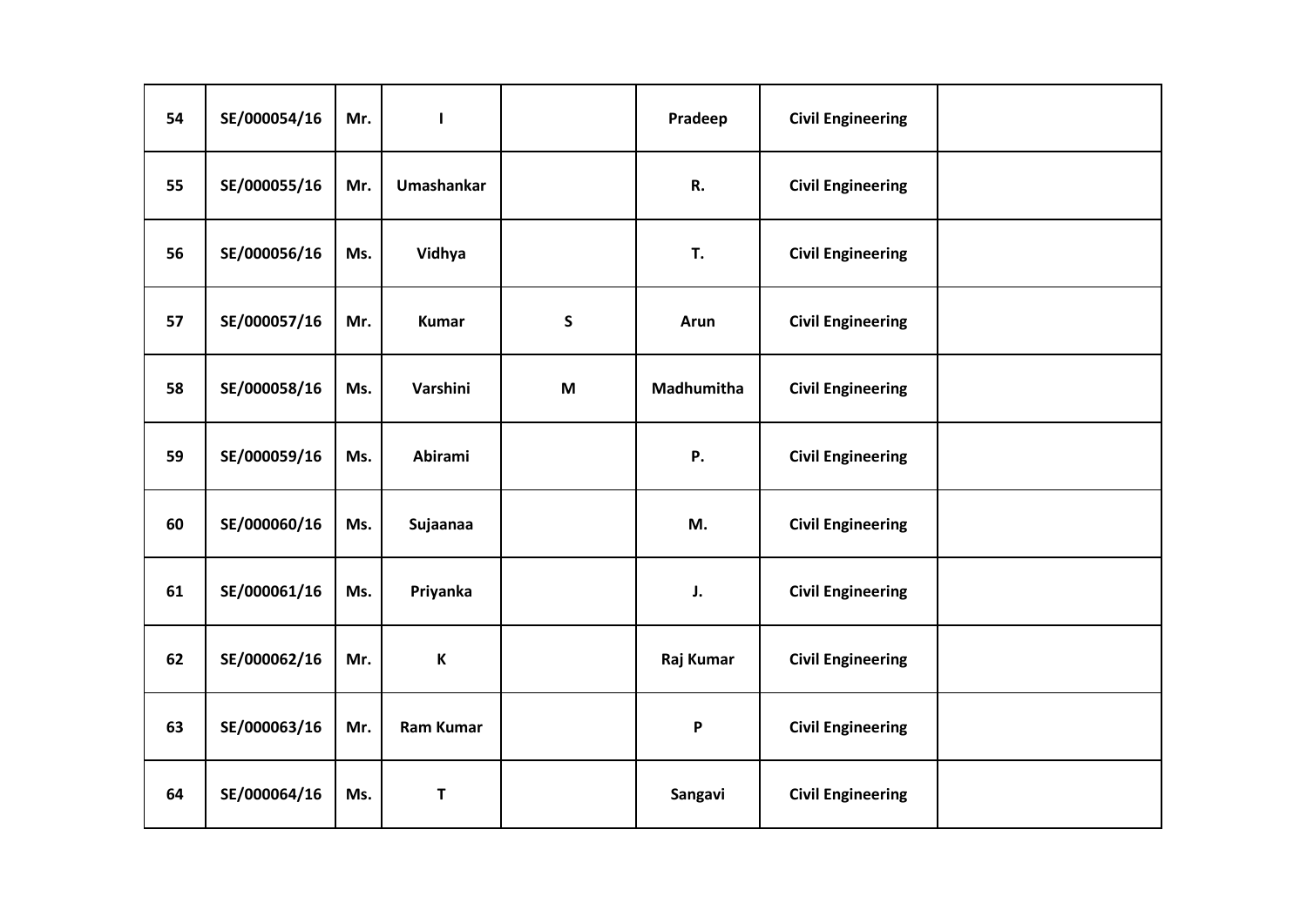| 54 | SE/000054/16 | Mr. | I | | Pradeep | Civil Engineering | |
|---|---|---|---|---|---|---|---|
| 55 | SE/000055/16 | Mr. | Umashankar | | R. | Civil Engineering | |
| 56 | SE/000056/16 | Ms. | Vidhya | | T. | Civil Engineering | |
| 57 | SE/000057/16 | Mr. | Kumar | S | Arun | Civil Engineering | |
| 58 | SE/000058/16 | Ms. | Varshini | M | Madhumitha | Civil Engineering | |
| 59 | SE/000059/16 | Ms. | Abirami | | P. | Civil Engineering | |
| 60 | SE/000060/16 | Ms. | Sujaanaa | | M. | Civil Engineering | |
| 61 | SE/000061/16 | Ms. | Priyanka | | J. | Civil Engineering | |
| 62 | SE/000062/16 | Mr. | K | | Raj Kumar | Civil Engineering | |
| 63 | SE/000063/16 | Mr. | Ram Kumar | | P | Civil Engineering | |
| 64 | SE/000064/16 | Ms. | T | | Sangavi | Civil Engineering | |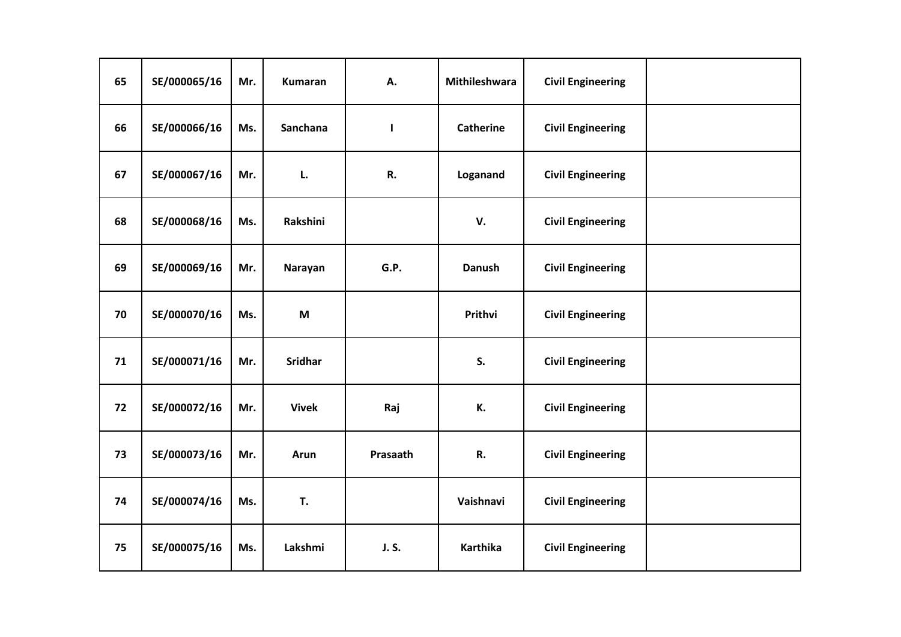| 65 | SE/000065/16 | Mr. | Kumaran | A. | Mithileshwara | Civil Engineering | |
|---|---|---|---|---|---|---|---|
| 66 | SE/000066/16 | Ms. | Sanchana | I | Catherine | Civil Engineering | |
| 67 | SE/000067/16 | Mr. | L. | R. | Loganand | Civil Engineering | |
| 68 | SE/000068/16 | Ms. | Rakshini | | V. | Civil Engineering | |
| 69 | SE/000069/16 | Mr. | Narayan | G.P. | Danush | Civil Engineering | |
| 70 | SE/000070/16 | Ms. | M | | Prithvi | Civil Engineering | |
| 71 | SE/000071/16 | Mr. | Sridhar | | S. | Civil Engineering | |
| 72 | SE/000072/16 | Mr. | Vivek | Raj | K. | Civil Engineering | |
| 73 | SE/000073/16 | Mr. | Arun | Prasaath | R. | Civil Engineering | |
| 74 | SE/000074/16 | Ms. | T. | | Vaishnavi | Civil Engineering | |
| 75 | SE/000075/16 | Ms. | Lakshmi | J. S. | Karthika | Civil Engineering | |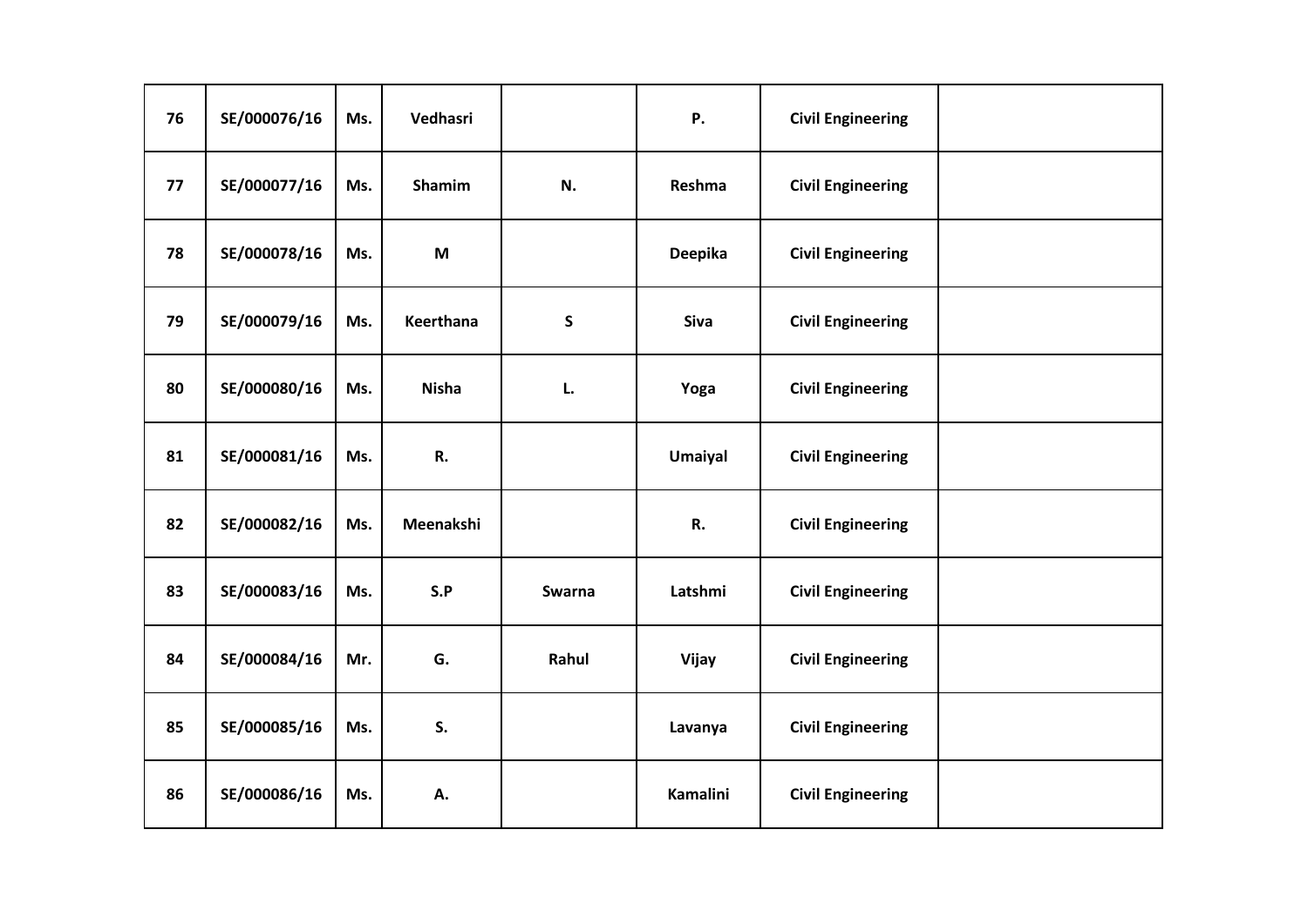| 76 | SE/000076/16 | Ms. | Vedhasri | | P. | Civil Engineering | |
|---|---|---|---|---|---|---|---|
| 77 | SE/000077/16 | Ms. | Shamim | N. | Reshma | Civil Engineering | |
| 78 | SE/000078/16 | Ms. | M | | Deepika | Civil Engineering | |
| 79 | SE/000079/16 | Ms. | Keerthana | S | Siva | Civil Engineering | |
| 80 | SE/000080/16 | Ms. | Nisha | L. | Yoga | Civil Engineering | |
| 81 | SE/000081/16 | Ms. | R. | | Umaiyal | Civil Engineering | |
| 82 | SE/000082/16 | Ms. | Meenakshi | | R. | Civil Engineering | |
| 83 | SE/000083/16 | Ms. | S.P | Swarna | Latshmi | Civil Engineering | |
| 84 | SE/000084/16 | Mr. | G. | Rahul | Vijay | Civil Engineering | |
| 85 | SE/000085/16 | Ms. | S. | | Lavanya | Civil Engineering | |
| 86 | SE/000086/16 | Ms. | A. | | Kamalini | Civil Engineering | |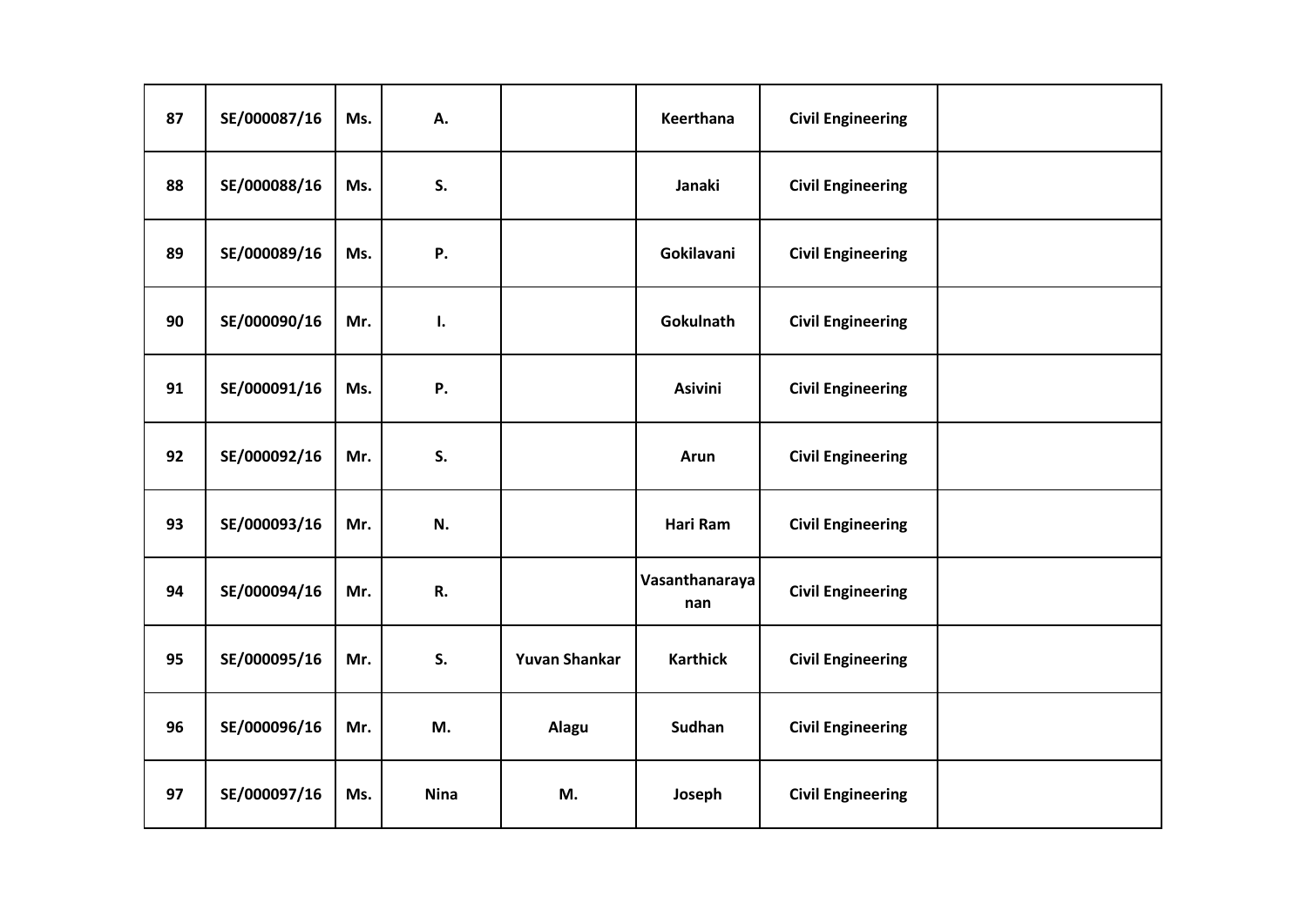| 87 | SE/000087/16 | Ms. | A. | | Keerthana | Civil Engineering | |
|---|---|---|---|---|---|---|---|
| 88 | SE/000088/16 | Ms. | S. | | Janaki | Civil Engineering | |
| 89 | SE/000089/16 | Ms. | P. | | Gokilavani | Civil Engineering | |
| 90 | SE/000090/16 | Mr. | I. | | Gokulnath | Civil Engineering | |
| 91 | SE/000091/16 | Ms. | P. | | Asivini | Civil Engineering | |
| 92 | SE/000092/16 | Mr. | S. | | Arun | Civil Engineering | |
| 93 | SE/000093/16 | Mr. | N. | | Hari Ram | Civil Engineering | |
| 94 | SE/000094/16 | Mr. | R. | | Vasanthanarayanan | Civil Engineering | |
| 95 | SE/000095/16 | Mr. | S. | Yuvan Shankar | Karthick | Civil Engineering | |
| 96 | SE/000096/16 | Mr. | M. | Alagu | Sudhan | Civil Engineering | |
| 97 | SE/000097/16 | Ms. | Nina | M. | Joseph | Civil Engineering | |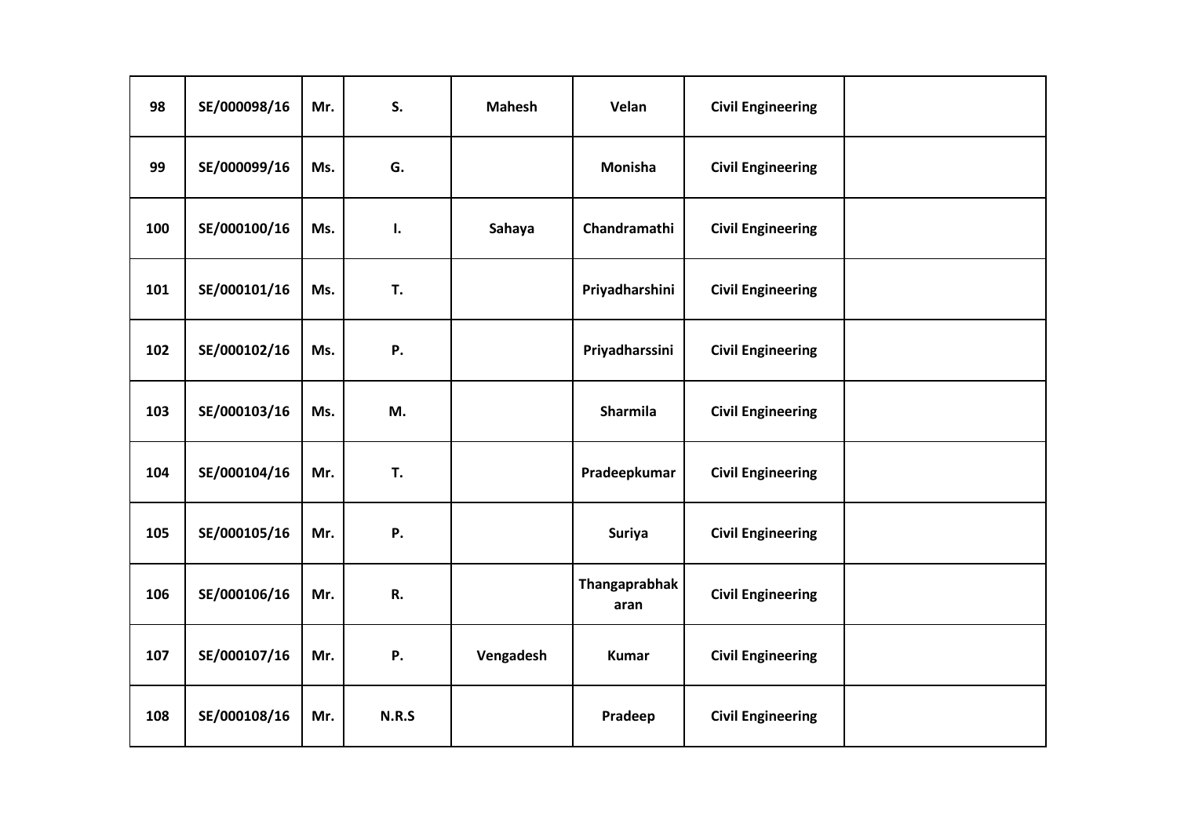| 98 | SE/000098/16 | Mr. | S. | Mahesh | Velan | Civil Engineering | |
|---|---|---|---|---|---|---|---|
| 99 | SE/000099/16 | Ms. | G. | | Monisha | Civil Engineering | |
| 100 | SE/000100/16 | Ms. | I. | Sahaya | Chandramathi | Civil Engineering | |
| 101 | SE/000101/16 | Ms. | T. | | Priyadharshini | Civil Engineering | |
| 102 | SE/000102/16 | Ms. | P. | | Priyadharssini | Civil Engineering | |
| 103 | SE/000103/16 | Ms. | M. | | Sharmila | Civil Engineering | |
| 104 | SE/000104/16 | Mr. | T. | | Pradeepkumar | Civil Engineering | |
| 105 | SE/000105/16 | Mr. | P. | | Suriya | Civil Engineering | |
| 106 | SE/000106/16 | Mr. | R. | | Thangaprabhakaran | Civil Engineering | |
| 107 | SE/000107/16 | Mr. | P. | Vengadesh | Kumar | Civil Engineering | |
| 108 | SE/000108/16 | Mr. | N.R.S | | Pradeep | Civil Engineering | |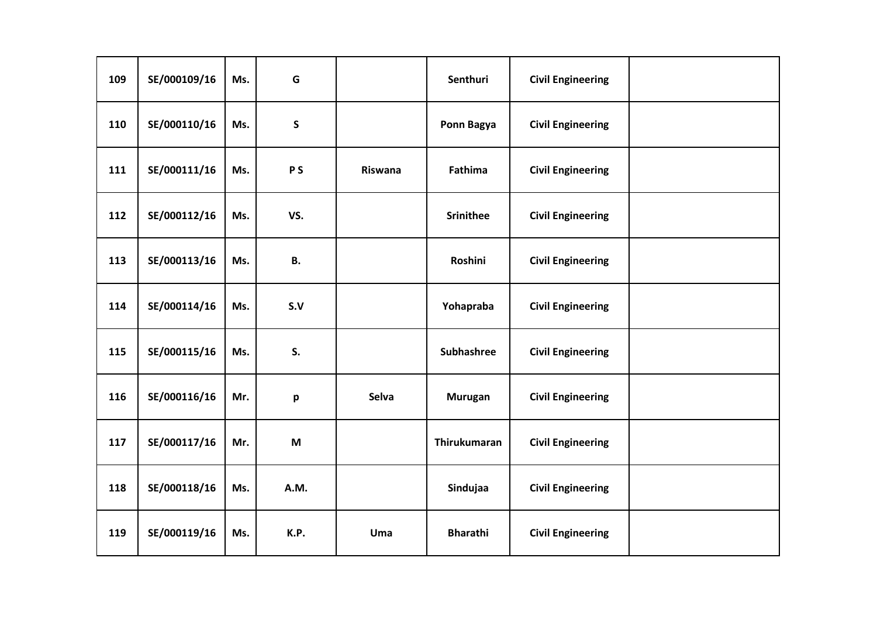| | | | | | | | |
|---|---|---|---|---|---|---|---|
| 109 | SE/000109/16 | Ms. | G | | Senthuri | Civil Engineering | |
| 110 | SE/000110/16 | Ms. | S | | Ponn Bagya | Civil Engineering | |
| 111 | SE/000111/16 | Ms. | P S | Riswana | Fathima | Civil Engineering | |
| 112 | SE/000112/16 | Ms. | VS. | | Srinithee | Civil Engineering | |
| 113 | SE/000113/16 | Ms. | B. | | Roshini | Civil Engineering | |
| 114 | SE/000114/16 | Ms. | S.V | | Yohapraba | Civil Engineering | |
| 115 | SE/000115/16 | Ms. | S. | | Subhashree | Civil Engineering | |
| 116 | SE/000116/16 | Mr. | p | Selva | Murugan | Civil Engineering | |
| 117 | SE/000117/16 | Mr. | M | | Thirukumaran | Civil Engineering | |
| 118 | SE/000118/16 | Ms. | A.M. | | Sindujaa | Civil Engineering | |
| 119 | SE/000119/16 | Ms. | K.P. | Uma | Bharathi | Civil Engineering | |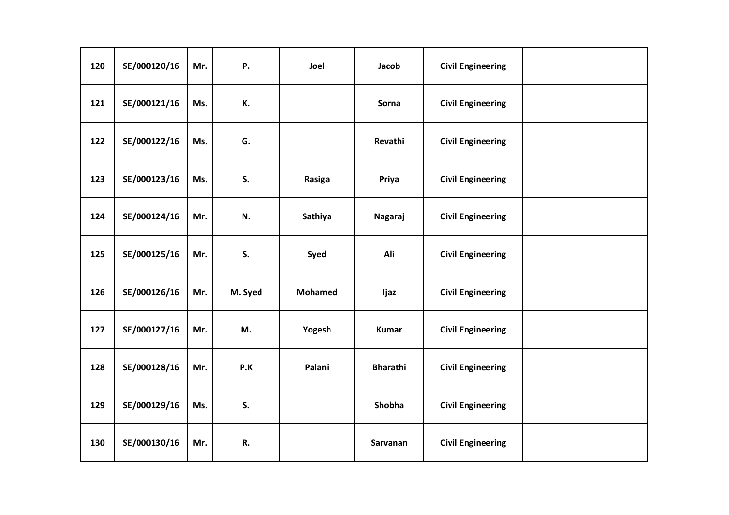| 120 | SE/000120/16 | Mr. | P. | Joel | Jacob | Civil Engineering | |
|---|---|---|---|---|---|---|---|
| 121 | SE/000121/16 | Ms. | K. | | Sorna | Civil Engineering | |
| 122 | SE/000122/16 | Ms. | G. | | Revathi | Civil Engineering | |
| 123 | SE/000123/16 | Ms. | S. | Rasiga | Priya | Civil Engineering | |
| 124 | SE/000124/16 | Mr. | N. | Sathiya | Nagaraj | Civil Engineering | |
| 125 | SE/000125/16 | Mr. | S. | Syed | Ali | Civil Engineering | |
| 126 | SE/000126/16 | Mr. | M. Syed | Mohamed | Ijaz | Civil Engineering | |
| 127 | SE/000127/16 | Mr. | M. | Yogesh | Kumar | Civil Engineering | |
| 128 | SE/000128/16 | Mr. | P.K | Palani | Bharathi | Civil Engineering | |
| 129 | SE/000129/16 | Ms. | S. | | Shobha | Civil Engineering | |
| 130 | SE/000130/16 | Mr. | R. | | Sarvanan | Civil Engineering | |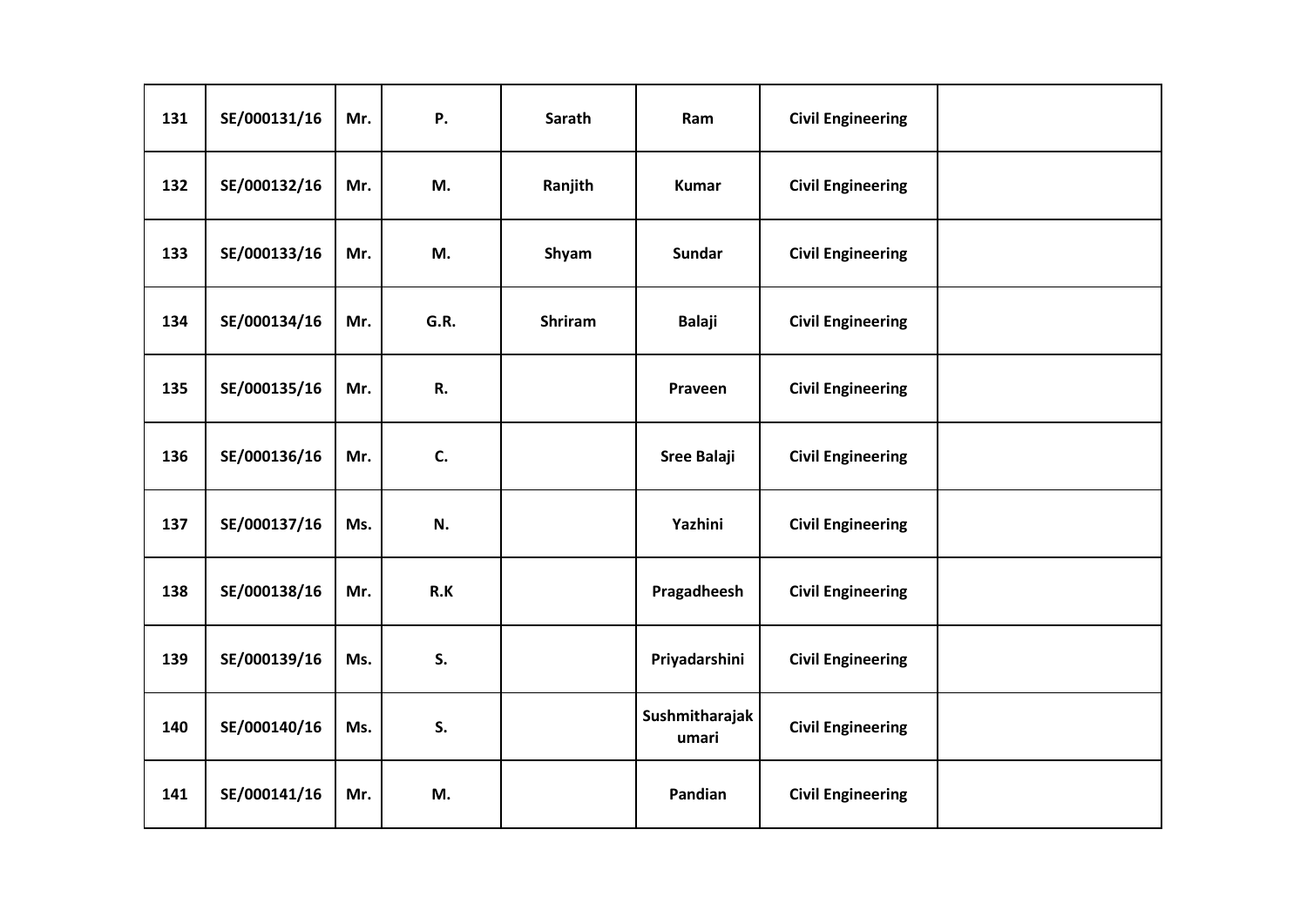| 131 | SE/000131/16 | Mr. | P. | Sarath | Ram | Civil Engineering | |
|---|---|---|---|---|---|---|---|
| 132 | SE/000132/16 | Mr. | M. | Ranjith | Kumar | Civil Engineering | |
| 133 | SE/000133/16 | Mr. | M. | Shyam | Sundar | Civil Engineering | |
| 134 | SE/000134/16 | Mr. | G.R. | Shriram | Balaji | Civil Engineering | |
| 135 | SE/000135/16 | Mr. | R. | | Praveen | Civil Engineering | |
| 136 | SE/000136/16 | Mr. | C. | | Sree Balaji | Civil Engineering | |
| 137 | SE/000137/16 | Ms. | N. | | Yazhini | Civil Engineering | |
| 138 | SE/000138/16 | Mr. | R.K | | Pragadheesh | Civil Engineering | |
| 139 | SE/000139/16 | Ms. | S. | | Priyadarshini | Civil Engineering | |
| 140 | SE/000140/16 | Ms. | S. | | Sushmitharajakumari | Civil Engineering | |
| 141 | SE/000141/16 | Mr. | M. | | Pandian | Civil Engineering | |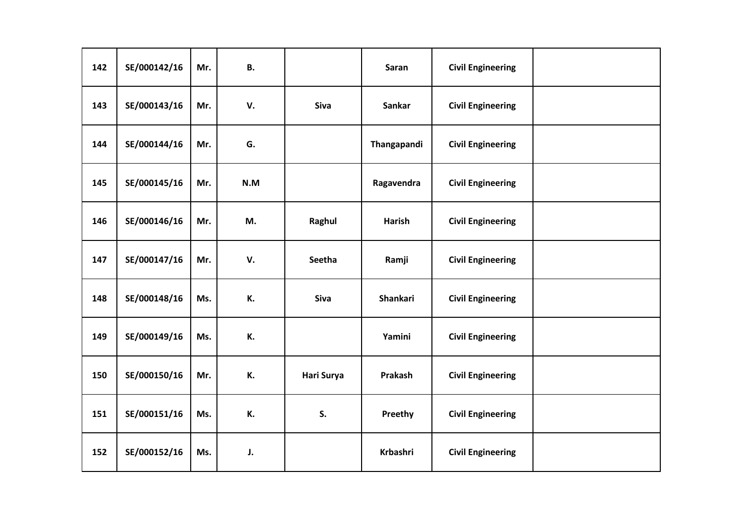| | | | | | | | |
|---|---|---|---|---|---|---|---|
| 142 | SE/000142/16 | Mr. | B. | | Saran | Civil Engineering | |
| 143 | SE/000143/16 | Mr. | V. | Siva | Sankar | Civil Engineering | |
| 144 | SE/000144/16 | Mr. | G. | | Thangapandi | Civil Engineering | |
| 145 | SE/000145/16 | Mr. | N.M | | Ragavendra | Civil Engineering | |
| 146 | SE/000146/16 | Mr. | M. | Raghul | Harish | Civil Engineering | |
| 147 | SE/000147/16 | Mr. | V. | Seetha | Ramji | Civil Engineering | |
| 148 | SE/000148/16 | Ms. | K. | Siva | Shankari | Civil Engineering | |
| 149 | SE/000149/16 | Ms. | K. | | Yamini | Civil Engineering | |
| 150 | SE/000150/16 | Mr. | K. | Hari Surya | Prakash | Civil Engineering | |
| 151 | SE/000151/16 | Ms. | K. | S. | Preethy | Civil Engineering | |
| 152 | SE/000152/16 | Ms. | J. | | Krbashri | Civil Engineering | |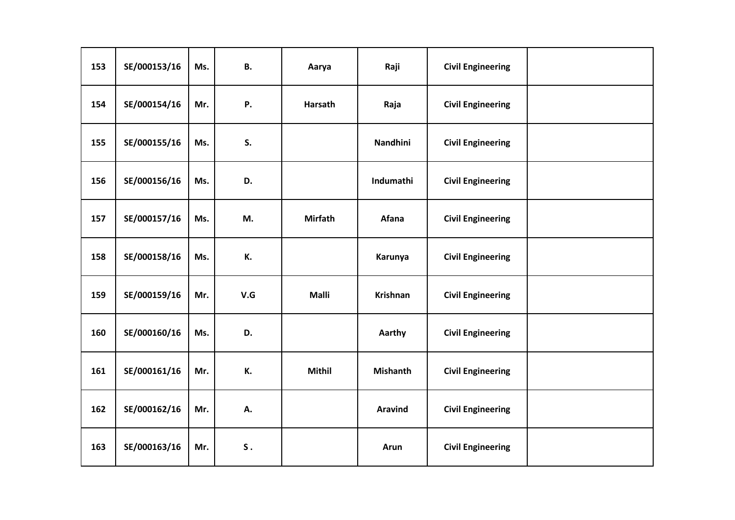| | | | | | | | |
|---|---|---|---|---|---|---|---|
| **153** | **SE/000153/16** | **Ms.** | **B.** | **Aarya** | **Raji** | **Civil Engineering** | |
| **154** | **SE/000154/16** | **Mr.** | **P.** | **Harsath** | **Raja** | **Civil Engineering** | |
| **155** | **SE/000155/16** | **Ms.** | **S.** | | **Nandhini** | **Civil Engineering** | |
| **156** | **SE/000156/16** | **Ms.** | **D.** | | **Indumathi** | **Civil Engineering** | |
| **157** | **SE/000157/16** | **Ms.** | **M.** | **Mirfath** | **Afana** | **Civil Engineering** | |
| **158** | **SE/000158/16** | **Ms.** | **K.** | | **Karunya** | **Civil Engineering** | |
| **159** | **SE/000159/16** | **Mr.** | **V.G** | **Malli** | **Krishnan** | **Civil Engineering** | |
| **160** | **SE/000160/16** | **Ms.** | **D.** | | **Aarthy** | **Civil Engineering** | |
| **161** | **SE/000161/16** | **Mr.** | **K.** | **Mithil** | **Mishanth** | **Civil Engineering** | |
| **162** | **SE/000162/16** | **Mr.** | **A.** | | **Aravind** | **Civil Engineering** | |
| **163** | **SE/000163/16** | **Mr.** | **S .** | | **Arun** | **Civil Engineering** | |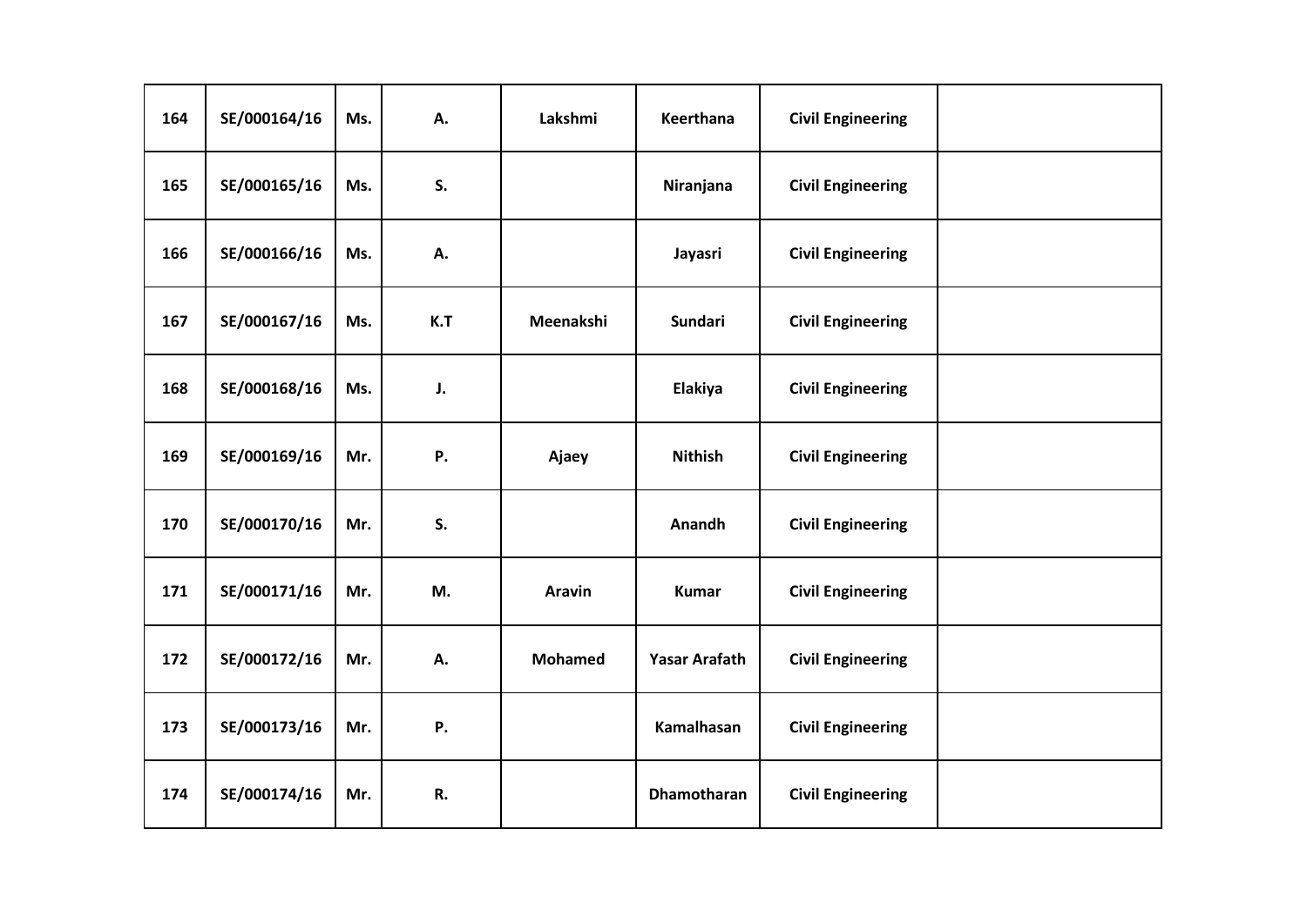| 164 | SE/000164/16 | Ms. | A. | Lakshmi | Keerthana | Civil Engineering | |
|---|---|---|---|---|---|---|---|
| 165 | SE/000165/16 | Ms. | S. | | Niranjana | Civil Engineering | |
| 166 | SE/000166/16 | Ms. | A. | | Jayasri | Civil Engineering | |
| 167 | SE/000167/16 | Ms. | K.T | Meenakshi | Sundari | Civil Engineering | |
| 168 | SE/000168/16 | Ms. | J. | | Elakiya | Civil Engineering | |
| 169 | SE/000169/16 | Mr. | P. | Ajaey | Nithish | Civil Engineering | |
| 170 | SE/000170/16 | Mr. | S. | | Anandh | Civil Engineering | |
| 171 | SE/000171/16 | Mr. | M. | Aravin | Kumar | Civil Engineering | |
| 172 | SE/000172/16 | Mr. | A. | Mohamed | Yasar Arafath | Civil Engineering | |
| 173 | SE/000173/16 | Mr. | P. | | Kamalhasan | Civil Engineering | |
| 174 | SE/000174/16 | Mr. | R. | | Dhamotharan | Civil Engineering | |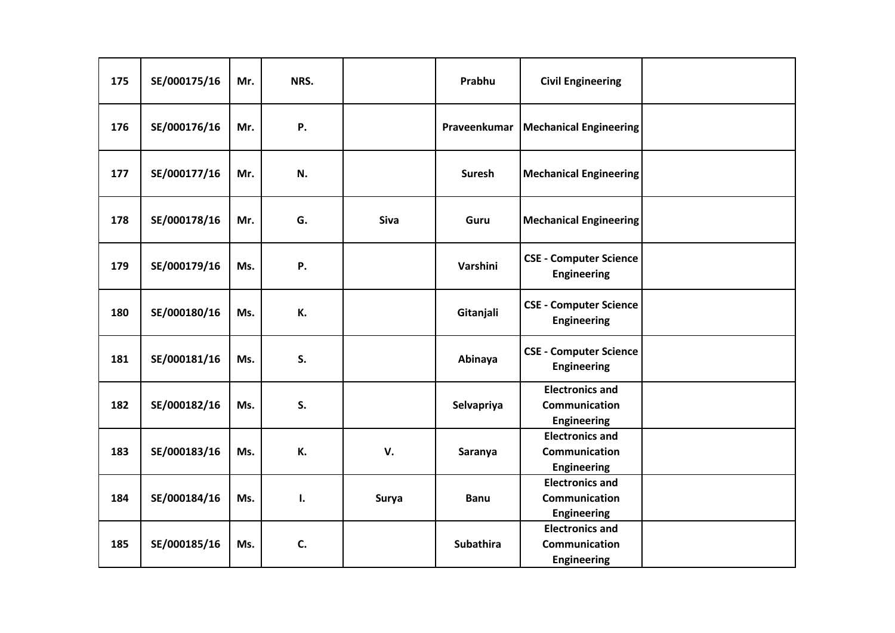| 175 | SE/000175/16 | Mr. | NRS. |  | Prabhu | Civil Engineering |  |
|---|---|---|---|---|---|---|---|
| 176 | SE/000176/16 | Mr. | P. |  | Praveenkumar | Mechanical Engineering |  |
| 177 | SE/000177/16 | Mr. | N. |  | Suresh | Mechanical Engineering |  |
| 178 | SE/000178/16 | Mr. | G. | Siva | Guru | Mechanical Engineering |  |
| 179 | SE/000179/16 | Ms. | P. |  | Varshini | CSE - Computer Science Engineering |  |
| 180 | SE/000180/16 | Ms. | K. |  | Gitanjali | CSE - Computer Science Engineering |  |
| 181 | SE/000181/16 | Ms. | S. |  | Abinaya | CSE - Computer Science Engineering |  |
| 182 | SE/000182/16 | Ms. | S. |  | Selvapriya | Electronics and Communication Engineering |  |
| 183 | SE/000183/16 | Ms. | K. | V. | Saranya | Electronics and Communication Engineering |  |
| 184 | SE/000184/16 | Ms. | I. | Surya | Banu | Electronics and Communication Engineering |  |
| 185 | SE/000185/16 | Ms. | C. |  | Subathira | Electronics and Communication Engineering |  |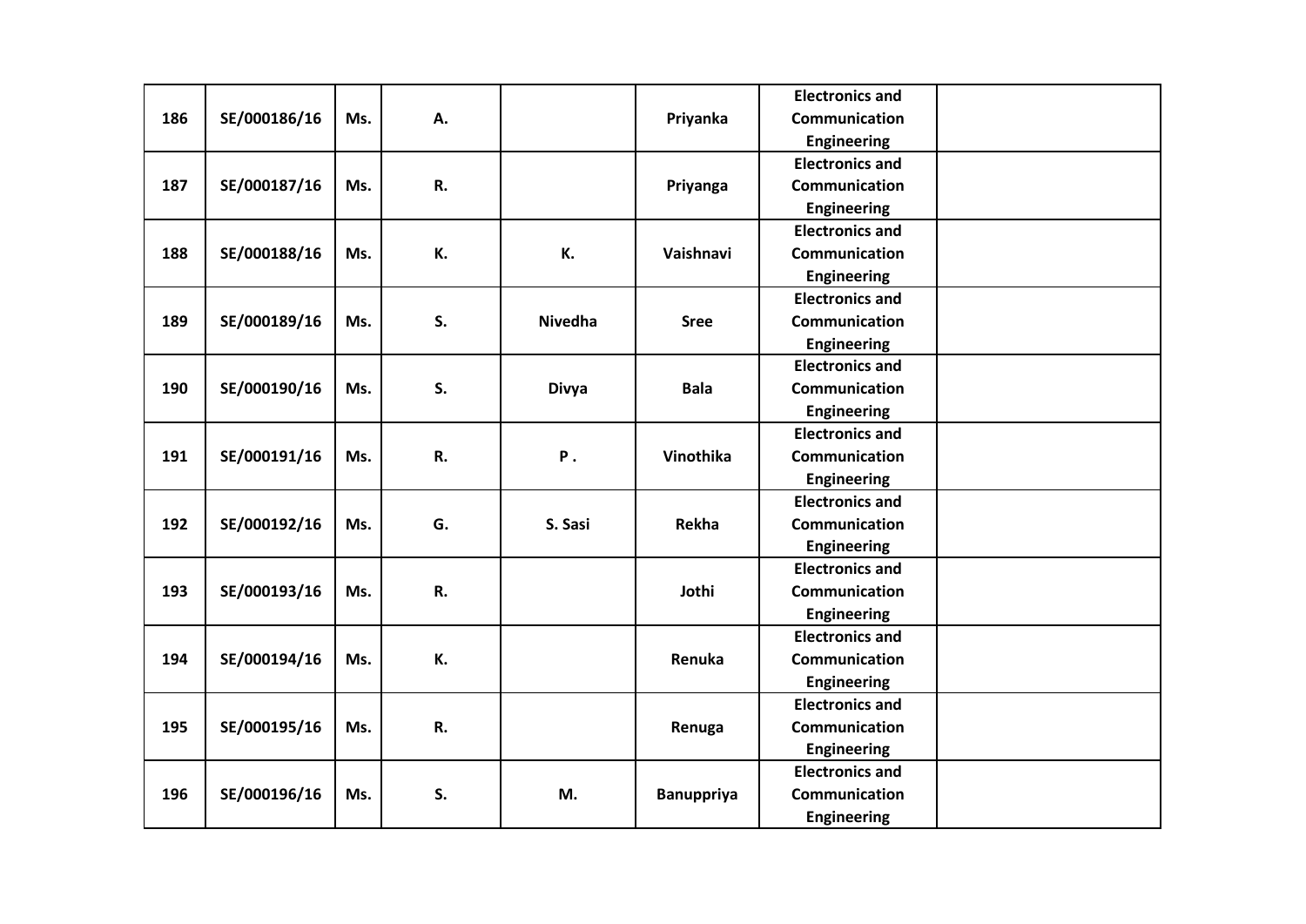| 186 | SE/000186/16 | Ms. | A. | | Priyanka | Electronics and Communication Engineering | |
|---|---|---|---|---|---|---|---|
| 187 | SE/000187/16 | Ms. | R. | | Priyanga | Electronics and Communication Engineering | |
| 188 | SE/000188/16 | Ms. | K. | K. | Vaishnavi | Electronics and Communication Engineering | |
| 189 | SE/000189/16 | Ms. | S. | Nivedha | Sree | Electronics and Communication Engineering | |
| 190 | SE/000190/16 | Ms. | S. | Divya | Bala | Electronics and Communication Engineering | |
| 191 | SE/000191/16 | Ms. | R. | P . | Vinothika | Electronics and Communication Engineering | |
| 192 | SE/000192/16 | Ms. | G. | S. Sasi | Rekha | Electronics and Communication Engineering | |
| 193 | SE/000193/16 | Ms. | R. | | Jothi | Electronics and Communication Engineering | |
| 194 | SE/000194/16 | Ms. | K. | | Renuka | Electronics and Communication Engineering | |
| 195 | SE/000195/16 | Ms. | R. | | Renuga | Electronics and Communication Engineering | |
| 196 | SE/000196/16 | Ms. | S. | M. | Banuppriya | Electronics and Communication Engineering | |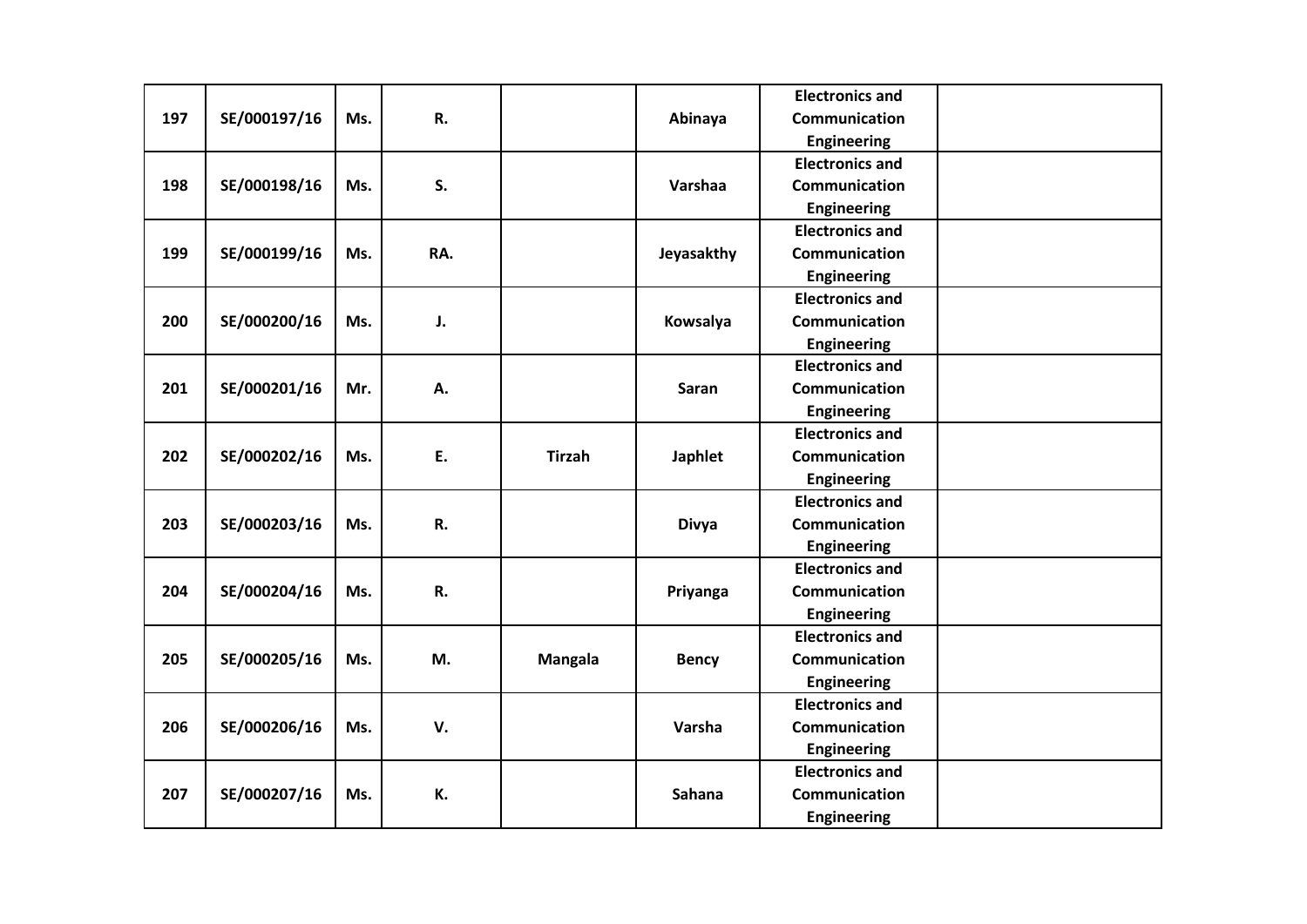| 197 | SE/000197/16 | Ms. | R. | | Abinaya | Electronics and Communication Engineering | |
|---|---|---|---|---|---|---|---|
| 198 | SE/000198/16 | Ms. | S. | | Varshaa | Electronics and Communication Engineering | |
| 199 | SE/000199/16 | Ms. | RA. | | Jeyasakthy | Electronics and Communication Engineering | |
| 200 | SE/000200/16 | Ms. | J. | | Kowsalya | Electronics and Communication Engineering | |
| 201 | SE/000201/16 | Mr. | A. | | Saran | Electronics and Communication Engineering | |
| 202 | SE/000202/16 | Ms. | E. | Tirzah | Japhlet | Electronics and Communication Engineering | |
| 203 | SE/000203/16 | Ms. | R. | | Divya | Electronics and Communication Engineering | |
| 204 | SE/000204/16 | Ms. | R. | | Priyanga | Electronics and Communication Engineering | |
| 205 | SE/000205/16 | Ms. | M. | Mangala | Bency | Electronics and Communication Engineering | |
| 206 | SE/000206/16 | Ms. | V. | | Varsha | Electronics and Communication Engineering | |
| 207 | SE/000207/16 | Ms. | K. | | Sahana | Electronics and Communication Engineering | |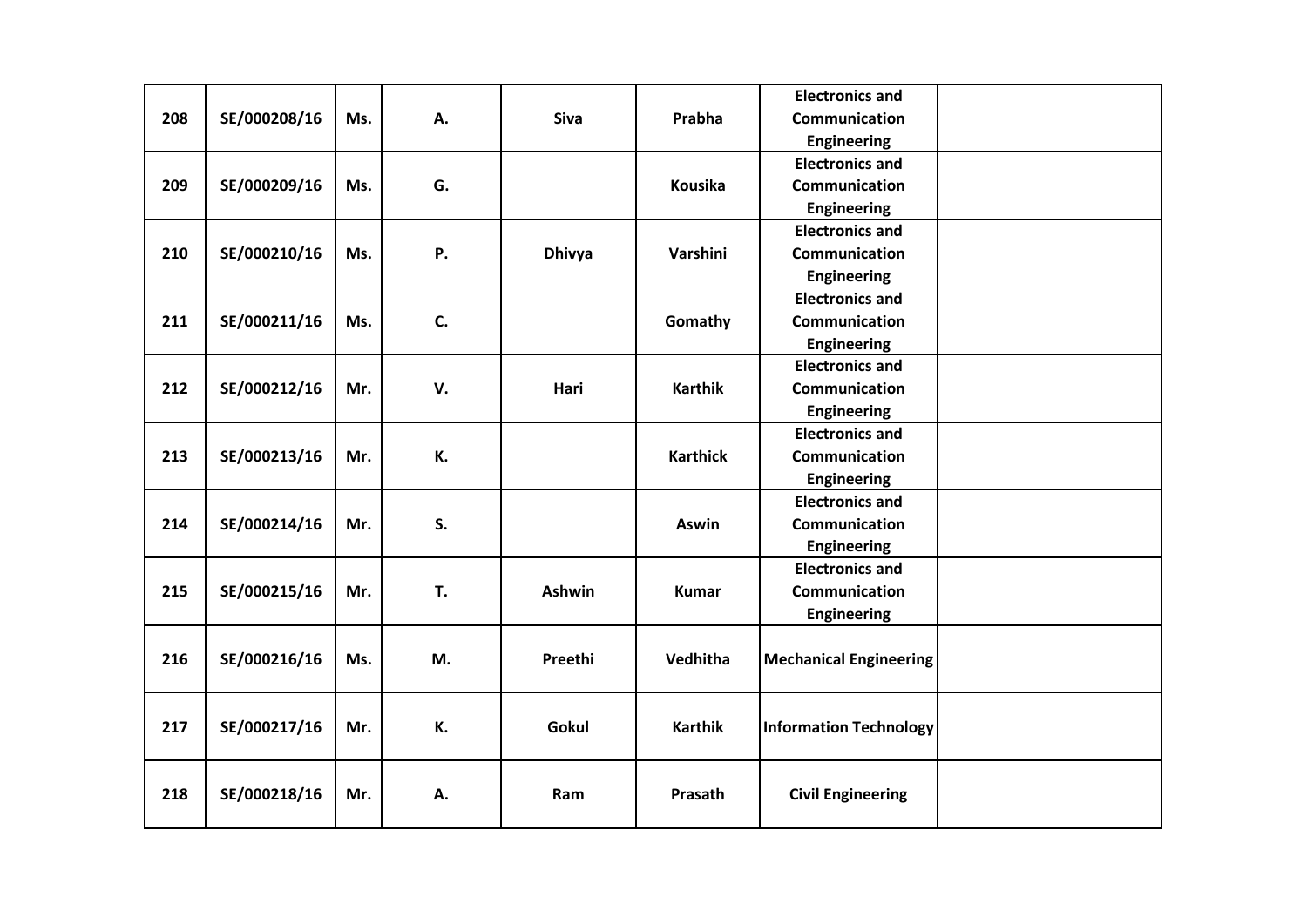| | | | | | | | |
|---|---|---|---|---|---|---|---|
| 208 | SE/000208/16 | Ms. | A. | Siva | Prabha | Electronics and Communication Engineering | |
| 209 | SE/000209/16 | Ms. | G. | | Kousika | Electronics and Communication Engineering | |
| 210 | SE/000210/16 | Ms. | P. | Dhivya | Varshini | Electronics and Communication Engineering | |
| 211 | SE/000211/16 | Ms. | C. | | Gomathy | Electronics and Communication Engineering | |
| 212 | SE/000212/16 | Mr. | V. | Hari | Karthik | Electronics and Communication Engineering | |
| 213 | SE/000213/16 | Mr. | K. | | Karthick | Electronics and Communication Engineering | |
| 214 | SE/000214/16 | Mr. | S. | | Aswin | Electronics and Communication Engineering | |
| 215 | SE/000215/16 | Mr. | T. | Ashwin | Kumar | Electronics and Communication Engineering | |
| 216 | SE/000216/16 | Ms. | M. | Preethi | Vedhitha | Mechanical Engineering | |
| 217 | SE/000217/16 | Mr. | K. | Gokul | Karthik | Information Technology | |
| 218 | SE/000218/16 | Mr. | A. | Ram | Prasath | Civil Engineering | |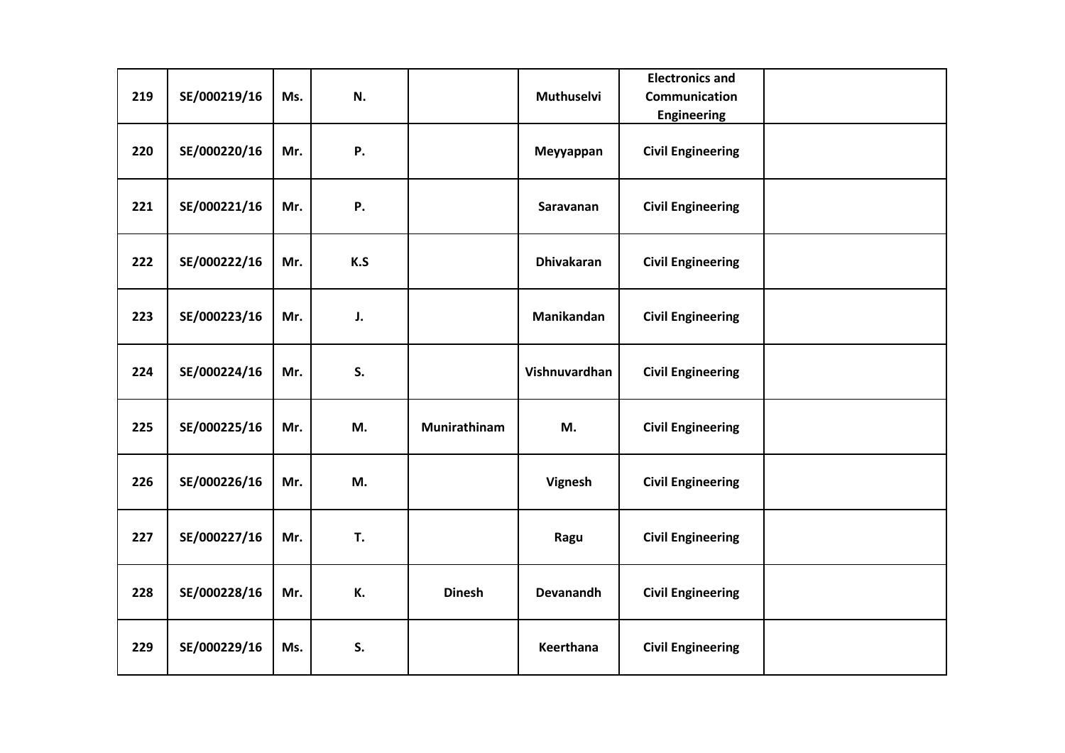| 219 | SE/000219/16 | Ms. | N. | | Muthuselvi | Electronics and Communication Engineering | |
|---|---|---|---|---|---|---|---|
| 220 | SE/000220/16 | Mr. | P. | | Meyyappan | Civil Engineering | |
| 221 | SE/000221/16 | Mr. | P. | | Saravanan | Civil Engineering | |
| 222 | SE/000222/16 | Mr. | K.S | | Dhivakaran | Civil Engineering | |
| 223 | SE/000223/16 | Mr. | J. | | Manikandan | Civil Engineering | |
| 224 | SE/000224/16 | Mr. | S. | | Vishnuvardhan | Civil Engineering | |
| 225 | SE/000225/16 | Mr. | M. | Munirathinam | M. | Civil Engineering | |
| 226 | SE/000226/16 | Mr. | M. | | Vignesh | Civil Engineering | |
| 227 | SE/000227/16 | Mr. | T. | | Ragu | Civil Engineering | |
| 228 | SE/000228/16 | Mr. | K. | Dinesh | Devanandh | Civil Engineering | |
| 229 | SE/000229/16 | Ms. | S. | | Keerthana | Civil Engineering | |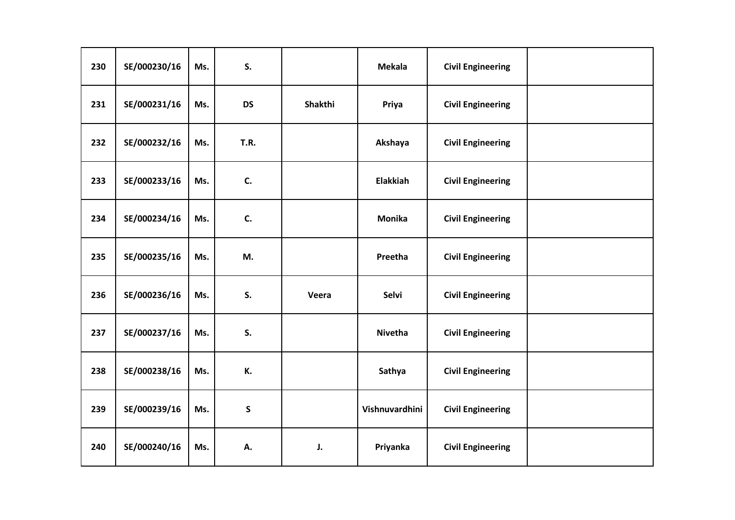| 230 | SE/000230/16 | Ms. | S. | | Mekala | Civil Engineering | |
|---|---|---|---|---|---|---|---|
| 231 | SE/000231/16 | Ms. | DS | Shakthi | Priya | Civil Engineering | |
| 232 | SE/000232/16 | Ms. | T.R. | | Akshaya | Civil Engineering | |
| 233 | SE/000233/16 | Ms. | C. | | Elakkiah | Civil Engineering | |
| 234 | SE/000234/16 | Ms. | C. | | Monika | Civil Engineering | |
| 235 | SE/000235/16 | Ms. | M. | | Preetha | Civil Engineering | |
| 236 | SE/000236/16 | Ms. | S. | Veera | Selvi | Civil Engineering | |
| 237 | SE/000237/16 | Ms. | S. | | Nivetha | Civil Engineering | |
| 238 | SE/000238/16 | Ms. | K. | | Sathya | Civil Engineering | |
| 239 | SE/000239/16 | Ms. | S | | Vishnuvardhini | Civil Engineering | |
| 240 | SE/000240/16 | Ms. | A. | J. | Priyanka | Civil Engineering | |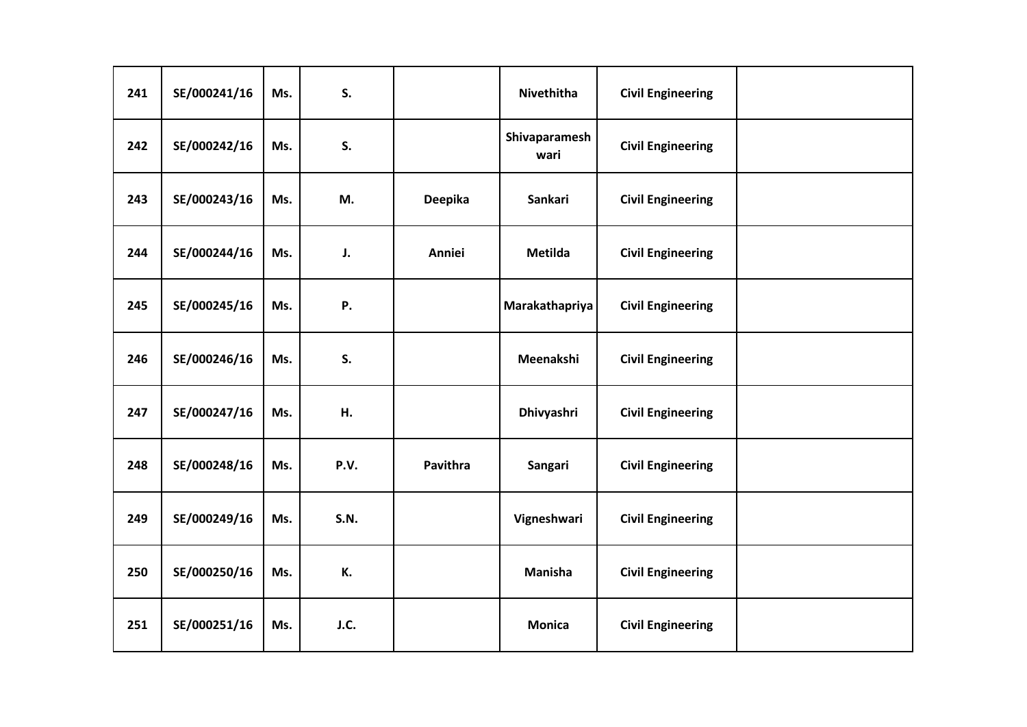| 241 | SE/000241/16 | Ms. | S. | | Nivethitha | Civil Engineering | |
|---|---|---|---|---|---|---|---|
| 242 | SE/000242/16 | Ms. | S. | | Shivaparameshwari | Civil Engineering | |
| 243 | SE/000243/16 | Ms. | M. | Deepika | Sankari | Civil Engineering | |
| 244 | SE/000244/16 | Ms. | J. | Anniei | Metilda | Civil Engineering | |
| 245 | SE/000245/16 | Ms. | P. | | Marakathapriya | Civil Engineering | |
| 246 | SE/000246/16 | Ms. | S. | | Meenakshi | Civil Engineering | |
| 247 | SE/000247/16 | Ms. | H. | | Dhivyashri | Civil Engineering | |
| 248 | SE/000248/16 | Ms. | P.V. | Pavithra | Sangari | Civil Engineering | |
| 249 | SE/000249/16 | Ms. | S.N. | | Vigneshwari | Civil Engineering | |
| 250 | SE/000250/16 | Ms. | K. | | Manisha | Civil Engineering | |
| 251 | SE/000251/16 | Ms. | J.C. | | Monica | Civil Engineering | |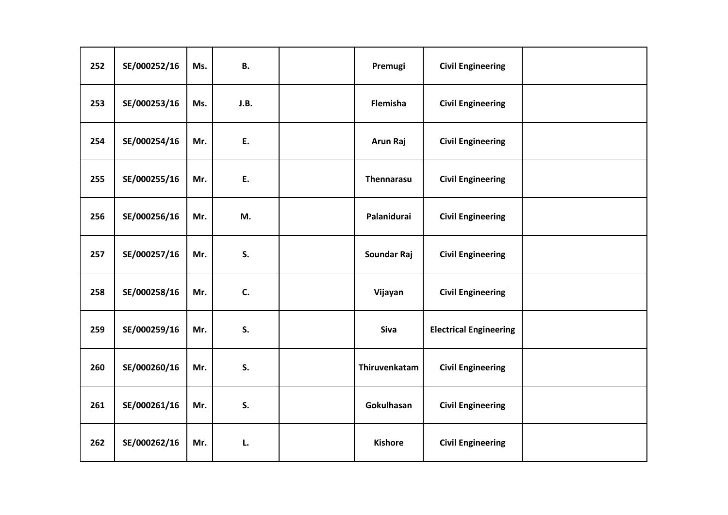| | | | | | | | |
|---|---|---|---|---|---|---|---|
| **252** | **SE/000252/16** | **Ms.** | **B.** | | **Premugi** | **Civil Engineering** | |
| **253** | **SE/000253/16** | **Ms.** | **J.B.** | | **Flemisha** | **Civil Engineering** | |
| **254** | **SE/000254/16** | **Mr.** | **E.** | | **Arun Raj** | **Civil Engineering** | |
| **255** | **SE/000255/16** | **Mr.** | **E.** | | **Thennarasu** | **Civil Engineering** | |
| **256** | **SE/000256/16** | **Mr.** | **M.** | | **Palanidurai** | **Civil Engineering** | |
| **257** | **SE/000257/16** | **Mr.** | **S.** | | **Soundar Raj** | **Civil Engineering** | |
| **258** | **SE/000258/16** | **Mr.** | **C.** | | **Vijayan** | **Civil Engineering** | |
| **259** | **SE/000259/16** | **Mr.** | **S.** | | **Siva** | **Electrical Engineering** | |
| **260** | **SE/000260/16** | **Mr.** | **S.** | | **Thiruvenkatam** | **Civil Engineering** | |
| **261** | **SE/000261/16** | **Mr.** | **S.** | | **Gokulhasan** | **Civil Engineering** | |
| **262** | **SE/000262/16** | **Mr.** | **L.** | | **Kishore** | **Civil Engineering** | |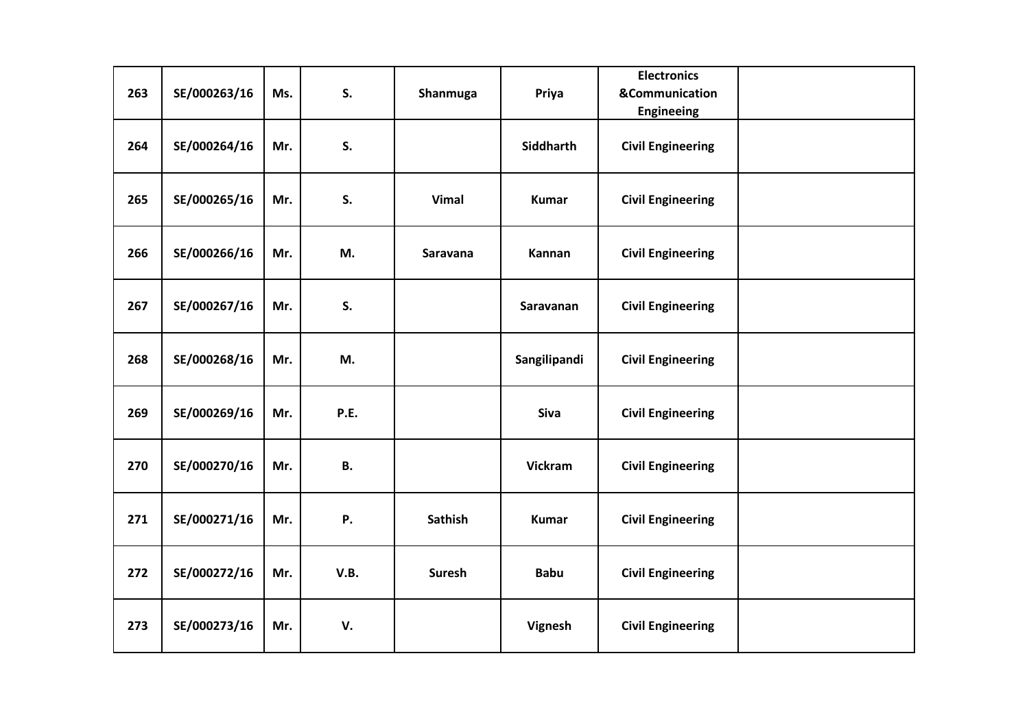| 263 | SE/000263/16 | Ms. | S. | Shanmuga | Priya | Electronics &Communication Engineeing | |
|---|---|---|---|---|---|---|---|
| 264 | SE/000264/16 | Mr. | S. | | Siddharth | Civil Engineering | |
| 265 | SE/000265/16 | Mr. | S. | Vimal | Kumar | Civil Engineering | |
| 266 | SE/000266/16 | Mr. | M. | Saravana | Kannan | Civil Engineering | |
| 267 | SE/000267/16 | Mr. | S. | | Saravanan | Civil Engineering | |
| 268 | SE/000268/16 | Mr. | M. | | Sangilipandi | Civil Engineering | |
| 269 | SE/000269/16 | Mr. | P.E. | | Siva | Civil Engineering | |
| 270 | SE/000270/16 | Mr. | B. | | Vickram | Civil Engineering | |
| 271 | SE/000271/16 | Mr. | P. | Sathish | Kumar | Civil Engineering | |
| 272 | SE/000272/16 | Mr. | V.B. | Suresh | Babu | Civil Engineering | |
| 273 | SE/000273/16 | Mr. | V. | | Vignesh | Civil Engineering | |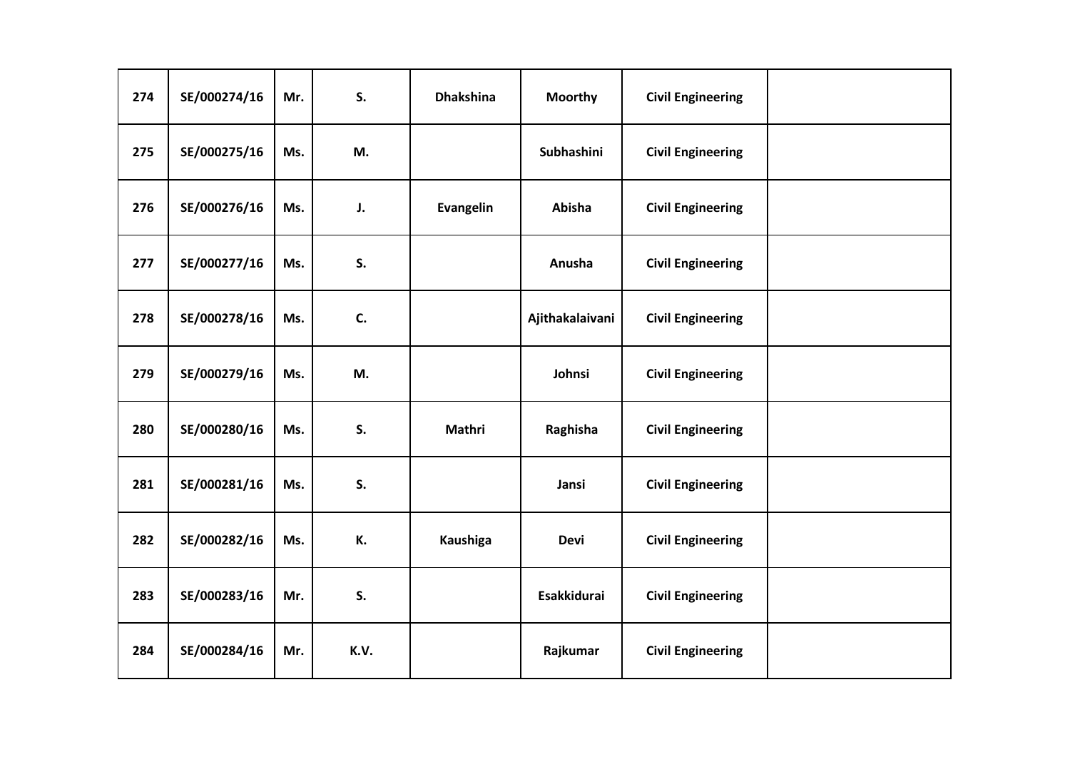| 274 | SE/000274/16 | Mr. | S. | Dhakshina | Moorthy | Civil Engineering | |
|---|---|---|---|---|---|---|---|
| 275 | SE/000275/16 | Ms. | M. | | Subhashini | Civil Engineering | |
| 276 | SE/000276/16 | Ms. | J. | Evangelin | Abisha | Civil Engineering | |
| 277 | SE/000277/16 | Ms. | S. | | Anusha | Civil Engineering | |
| 278 | SE/000278/16 | Ms. | C. | | Ajithakalaivani | Civil Engineering | |
| 279 | SE/000279/16 | Ms. | M. | | Johnsi | Civil Engineering | |
| 280 | SE/000280/16 | Ms. | S. | Mathri | Raghisha | Civil Engineering | |
| 281 | SE/000281/16 | Ms. | S. | | Jansi | Civil Engineering | |
| 282 | SE/000282/16 | Ms. | K. | Kaushiga | Devi | Civil Engineering | |
| 283 | SE/000283/16 | Mr. | S. | | Esakkidurai | Civil Engineering | |
| 284 | SE/000284/16 | Mr. | K.V. | | Rajkumar | Civil Engineering | |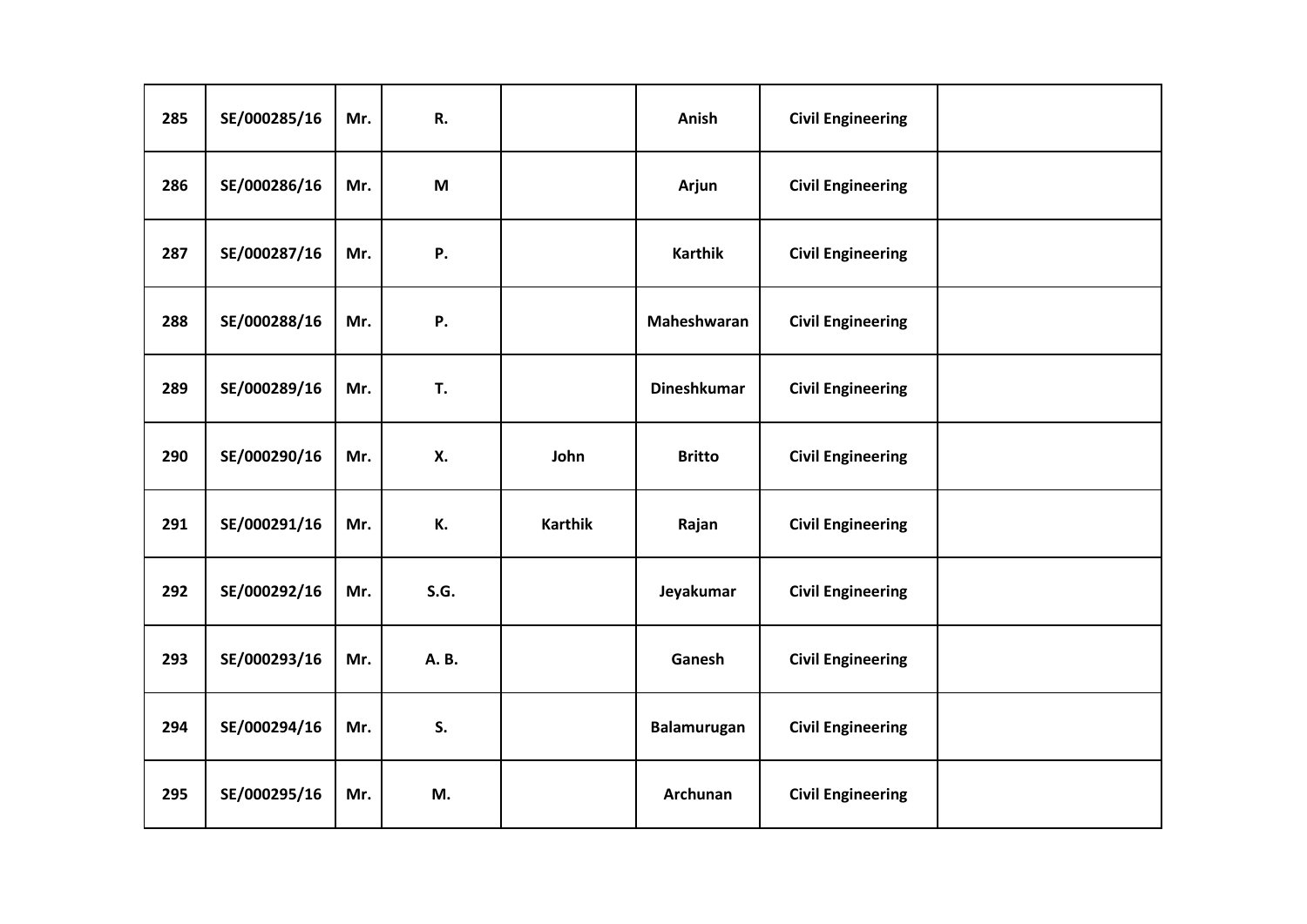| | | | | | | | |
|---|---|---|---|---|---|---|---|
| 285 | SE/000285/16 | Mr. | R. | | Anish | Civil Engineering | |
| 286 | SE/000286/16 | Mr. | M | | Arjun | Civil Engineering | |
| 287 | SE/000287/16 | Mr. | P. | | Karthik | Civil Engineering | |
| 288 | SE/000288/16 | Mr. | P. | | Maheshwaran | Civil Engineering | |
| 289 | SE/000289/16 | Mr. | T. | | Dineshkumar | Civil Engineering | |
| 290 | SE/000290/16 | Mr. | X. | John | Britto | Civil Engineering | |
| 291 | SE/000291/16 | Mr. | K. | Karthik | Rajan | Civil Engineering | |
| 292 | SE/000292/16 | Mr. | S.G. | | Jeyakumar | Civil Engineering | |
| 293 | SE/000293/16 | Mr. | A. B. | | Ganesh | Civil Engineering | |
| 294 | SE/000294/16 | Mr. | S. | | Balamurugan | Civil Engineering | |
| 295 | SE/000295/16 | Mr. | M. | | Archunan | Civil Engineering | |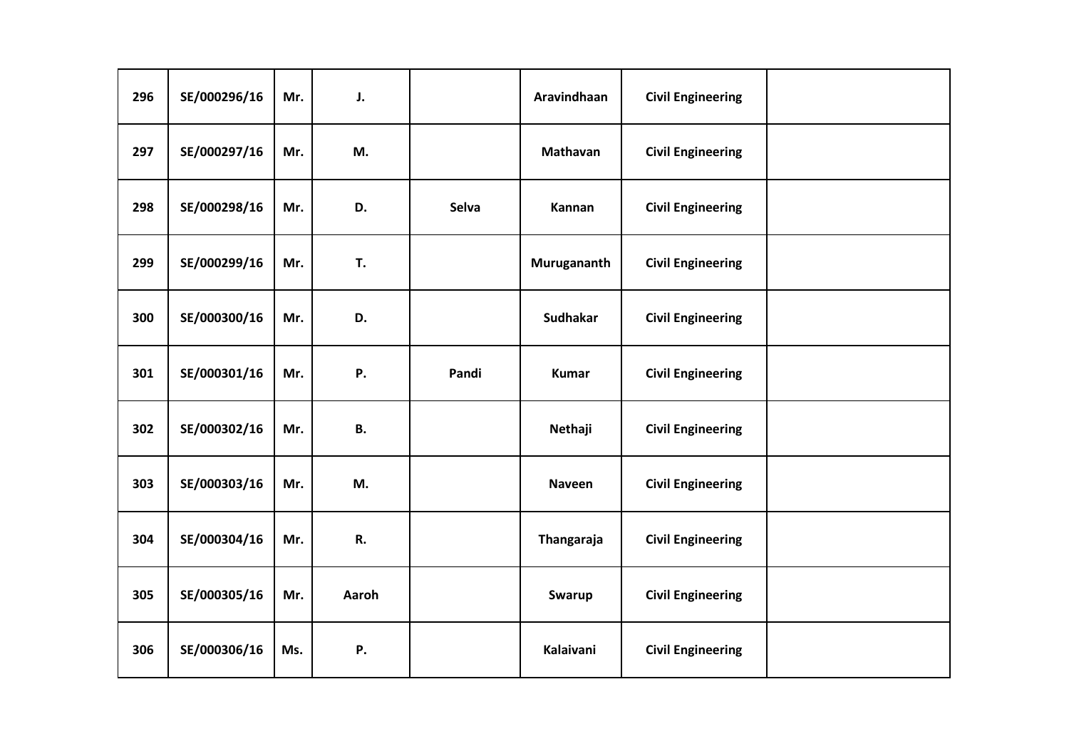| 296 | SE/000296/16 | Mr. | J. | | Aravindhaan | Civil Engineering | |
|---|---|---|---|---|---|---|---|
| 297 | SE/000297/16 | Mr. | M. | | Mathavan | Civil Engineering | |
| 298 | SE/000298/16 | Mr. | D. | Selva | Kannan | Civil Engineering | |
| 299 | SE/000299/16 | Mr. | T. | | Murugananth | Civil Engineering | |
| 300 | SE/000300/16 | Mr. | D. | | Sudhakar | Civil Engineering | |
| 301 | SE/000301/16 | Mr. | P. | Pandi | Kumar | Civil Engineering | |
| 302 | SE/000302/16 | Mr. | B. | | Nethaji | Civil Engineering | |
| 303 | SE/000303/16 | Mr. | M. | | Naveen | Civil Engineering | |
| 304 | SE/000304/16 | Mr. | R. | | Thangaraja | Civil Engineering | |
| 305 | SE/000305/16 | Mr. | Aaroh | | Swarup | Civil Engineering | |
| 306 | SE/000306/16 | Ms. | P. | | Kalaivani | Civil Engineering | |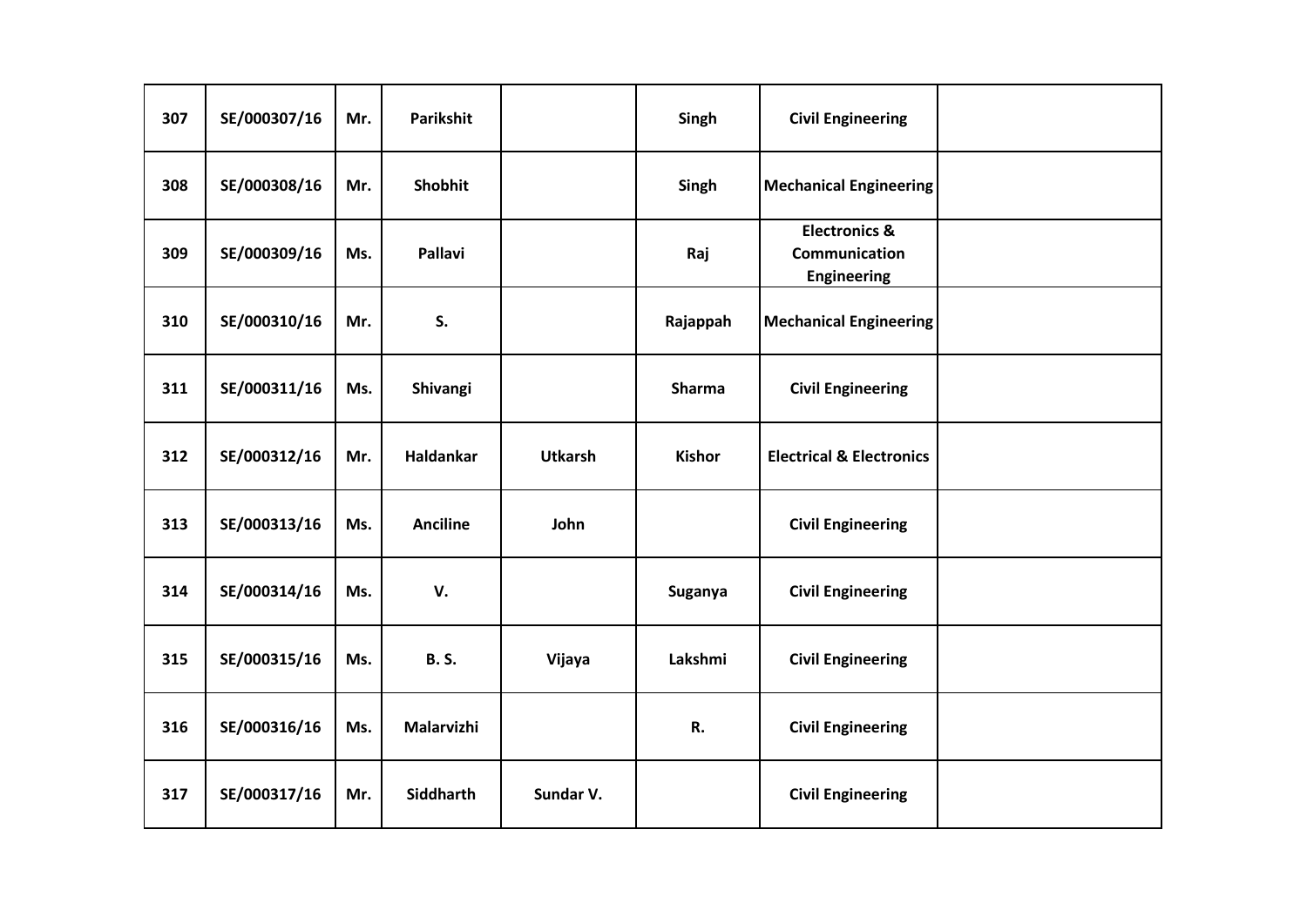| | | | | | | | |
|---|---|---|---|---|---|---|---|
| **307** | **SE/000307/16** | **Mr.** | **Parikshit** | | **Singh** | **Civil Engineering** | |
| **308** | **SE/000308/16** | **Mr.** | **Shobhit** | | **Singh** | **Mechanical Engineering** | |
| **309** | **SE/000309/16** | **Ms.** | **Pallavi** | | **Raj** | **Electronics & Communication Engineering** | |
| **310** | **SE/000310/16** | **Mr.** | **S.** | | **Rajappah** | **Mechanical Engineering** | |
| **311** | **SE/000311/16** | **Ms.** | **Shivangi** | | **Sharma** | **Civil Engineering** | |
| **312** | **SE/000312/16** | **Mr.** | **Haldankar** | **Utkarsh** | **Kishor** | **Electrical & Electronics** | |
| **313** | **SE/000313/16** | **Ms.** | **Anciline** | **John** | | **Civil Engineering** | |
| **314** | **SE/000314/16** | **Ms.** | **V.** | | **Suganya** | **Civil Engineering** | |
| **315** | **SE/000315/16** | **Ms.** | **B. S.** | **Vijaya** | **Lakshmi** | **Civil Engineering** | |
| **316** | **SE/000316/16** | **Ms.** | **Malarvizhi** | | **R.** | **Civil Engineering** | |
| **317** | **SE/000317/16** | **Mr.** | **Siddharth** | **Sundar V.** | | **Civil Engineering** | |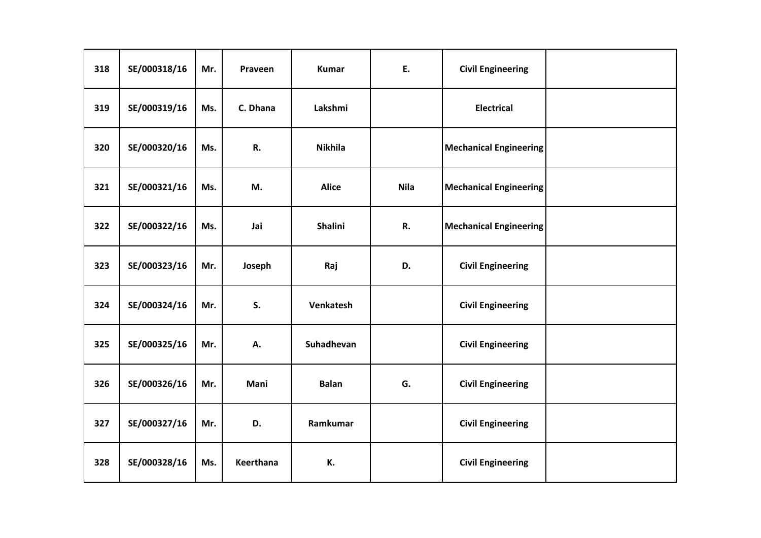| 318 | SE/000318/16 | Mr. | Praveen | Kumar | E. | Civil Engineering | |
|---|---|---|---|---|---|---|---|
| 319 | SE/000319/16 | Ms. | C. Dhana | Lakshmi | | Electrical | |
| 320 | SE/000320/16 | Ms. | R. | Nikhila | | Mechanical Engineering | |
| 321 | SE/000321/16 | Ms. | M. | Alice | Nila | Mechanical Engineering | |
| 322 | SE/000322/16 | Ms. | Jai | Shalini | R. | Mechanical Engineering | |
| 323 | SE/000323/16 | Mr. | Joseph | Raj | D. | Civil Engineering | |
| 324 | SE/000324/16 | Mr. | S. | Venkatesh | | Civil Engineering | |
| 325 | SE/000325/16 | Mr. | A. | Suhadhevan | | Civil Engineering | |
| 326 | SE/000326/16 | Mr. | Mani | Balan | G. | Civil Engineering | |
| 327 | SE/000327/16 | Mr. | D. | Ramkumar | | Civil Engineering | |
| 328 | SE/000328/16 | Ms. | Keerthana | K. | | Civil Engineering | |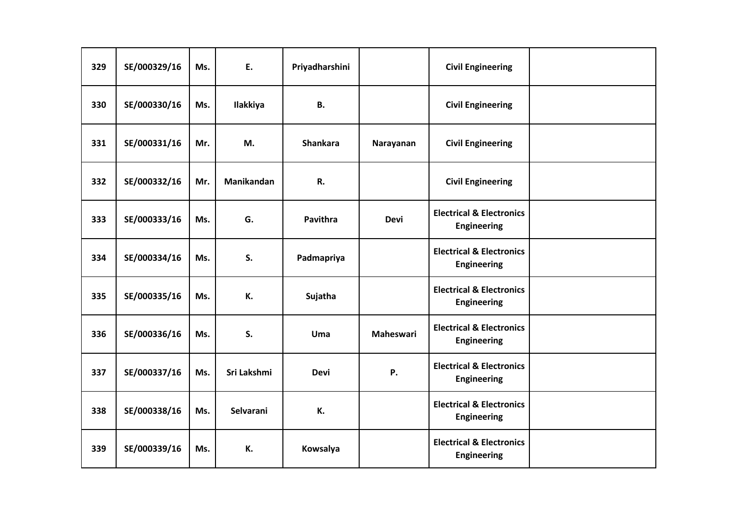| | | | | | | | |
|---|---|---|---|---|---|---|---|
| **329** | **SE/000329/16** | **Ms.** | **E.** | **Priyadharshini** | | **Civil Engineering** | |
| **330** | **SE/000330/16** | **Ms.** | **Ilakkiya** | **B.** | | **Civil Engineering** | |
| **331** | **SE/000331/16** | **Mr.** | **M.** | **Shankara** | **Narayanan** | **Civil Engineering** | |
| **332** | **SE/000332/16** | **Mr.** | **Manikandan** | **R.** | | **Civil Engineering** | |
| **333** | **SE/000333/16** | **Ms.** | **G.** | **Pavithra** | **Devi** | **Electrical & Electronics Engineering** | |
| **334** | **SE/000334/16** | **Ms.** | **S.** | **Padmapriya** | | **Electrical & Electronics Engineering** | |
| **335** | **SE/000335/16** | **Ms.** | **K.** | **Sujatha** | | **Electrical & Electronics Engineering** | |
| **336** | **SE/000336/16** | **Ms.** | **S.** | **Uma** | **Maheswari** | **Electrical & Electronics Engineering** | |
| **337** | **SE/000337/16** | **Ms.** | **Sri Lakshmi** | **Devi** | **P.** | **Electrical & Electronics Engineering** | |
| **338** | **SE/000338/16** | **Ms.** | **Selvarani** | **K.** | | **Electrical & Electronics Engineering** | |
| **339** | **SE/000339/16** | **Ms.** | **K.** | **Kowsalya** | | **Electrical & Electronics Engineering** | |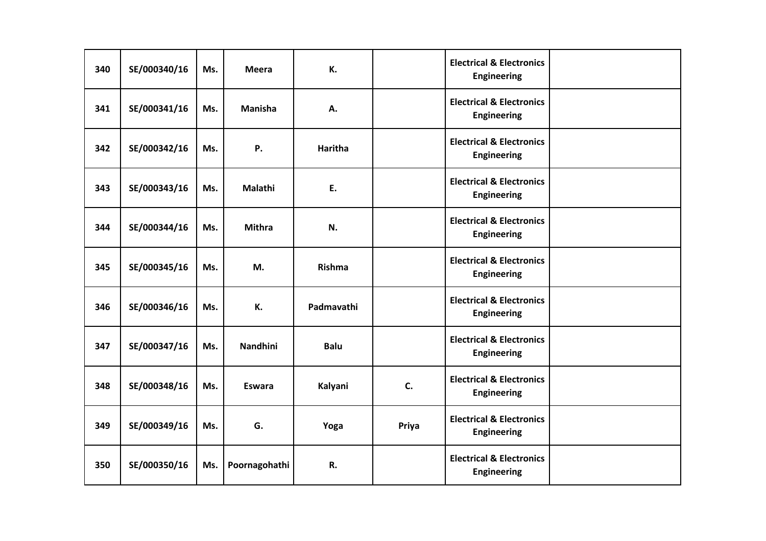| 340 | SE/000340/16 | Ms. | Meera | K. | | Electrical & Electronics Engineering | |
|---|---|---|---|---|---|---|---|
| 341 | SE/000341/16 | Ms. | Manisha | A. | | Electrical & Electronics Engineering | |
| 342 | SE/000342/16 | Ms. | P. | Haritha | | Electrical & Electronics Engineering | |
| 343 | SE/000343/16 | Ms. | Malathi | E. | | Electrical & Electronics Engineering | |
| 344 | SE/000344/16 | Ms. | Mithra | N. | | Electrical & Electronics Engineering | |
| 345 | SE/000345/16 | Ms. | M. | Rishma | | Electrical & Electronics Engineering | |
| 346 | SE/000346/16 | Ms. | K. | Padmavathi | | Electrical & Electronics Engineering | |
| 347 | SE/000347/16 | Ms. | Nandhini | Balu | | Electrical & Electronics Engineering | |
| 348 | SE/000348/16 | Ms. | Eswara | Kalyani | C. | Electrical & Electronics Engineering | |
| 349 | SE/000349/16 | Ms. | G. | Yoga | Priya | Electrical & Electronics Engineering | |
| 350 | SE/000350/16 | Ms. | Poornagohathi | R. | | Electrical & Electronics Engineering | |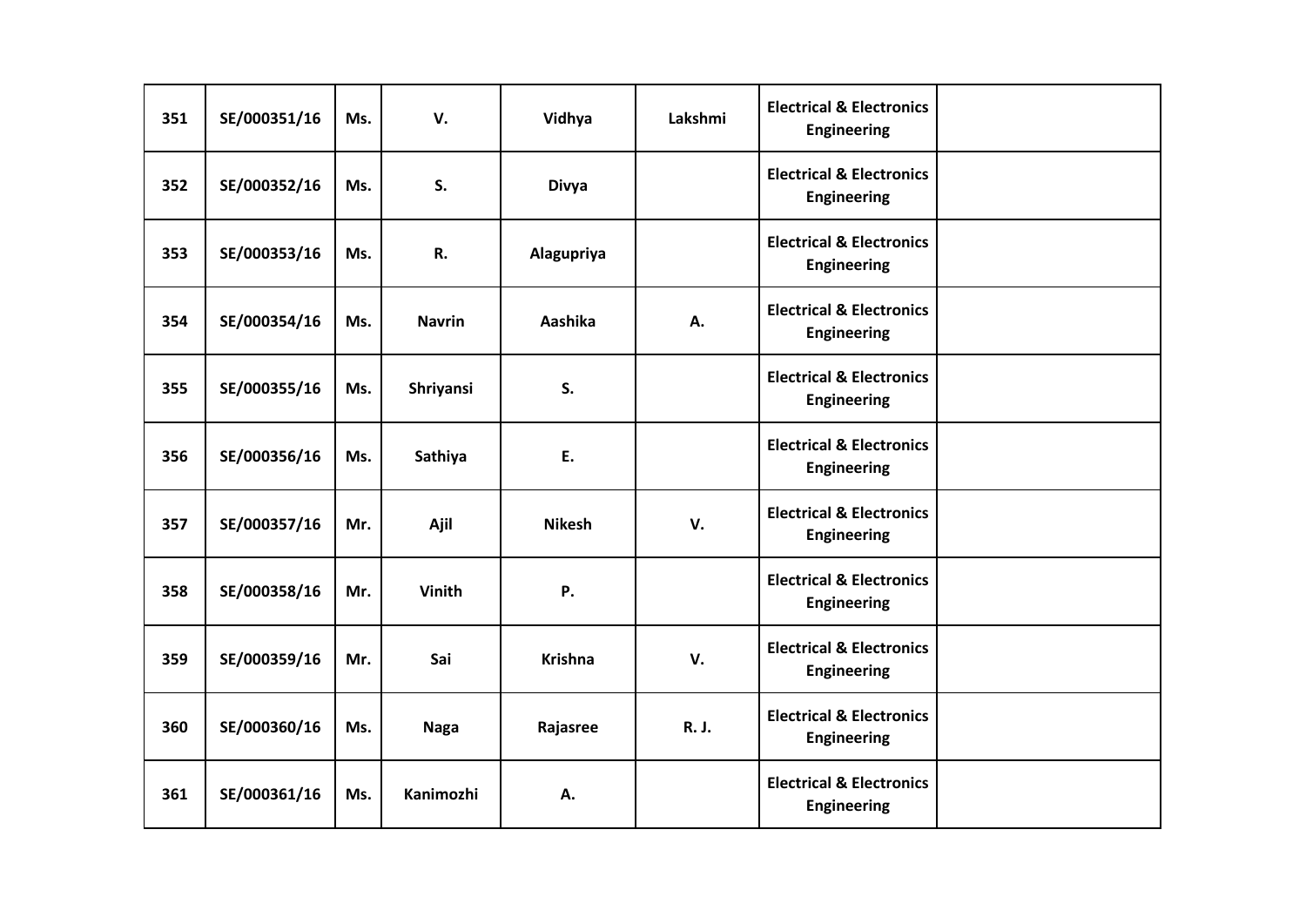| | | | | | | | |
|---|---|---|---|---|---|---|---|
| **351** | **SE/000351/16** | **Ms.** | **V.** | **Vidhya** | **Lakshmi** | **Electrical & Electronics Engineering** | |
| **352** | **SE/000352/16** | **Ms.** | **S.** | **Divya** | | **Electrical & Electronics Engineering** | |
| **353** | **SE/000353/16** | **Ms.** | **R.** | **Alagupriya** | | **Electrical & Electronics Engineering** | |
| **354** | **SE/000354/16** | **Ms.** | **Navrin** | **Aashika** | **A.** | **Electrical & Electronics Engineering** | |
| **355** | **SE/000355/16** | **Ms.** | **Shriyansi** | **S.** | | **Electrical & Electronics Engineering** | |
| **356** | **SE/000356/16** | **Ms.** | **Sathiya** | **E.** | | **Electrical & Electronics Engineering** | |
| **357** | **SE/000357/16** | **Mr.** | **Ajil** | **Nikesh** | **V.** | **Electrical & Electronics Engineering** | |
| **358** | **SE/000358/16** | **Mr.** | **Vinith** | **P.** | | **Electrical & Electronics Engineering** | |
| **359** | **SE/000359/16** | **Mr.** | **Sai** | **Krishna** | **V.** | **Electrical & Electronics Engineering** | |
| **360** | **SE/000360/16** | **Ms.** | **Naga** | **Rajasree** | **R. J.** | **Electrical & Electronics Engineering** | |
| **361** | **SE/000361/16** | **Ms.** | **Kanimozhi** | **A.** | | **Electrical & Electronics Engineering** | |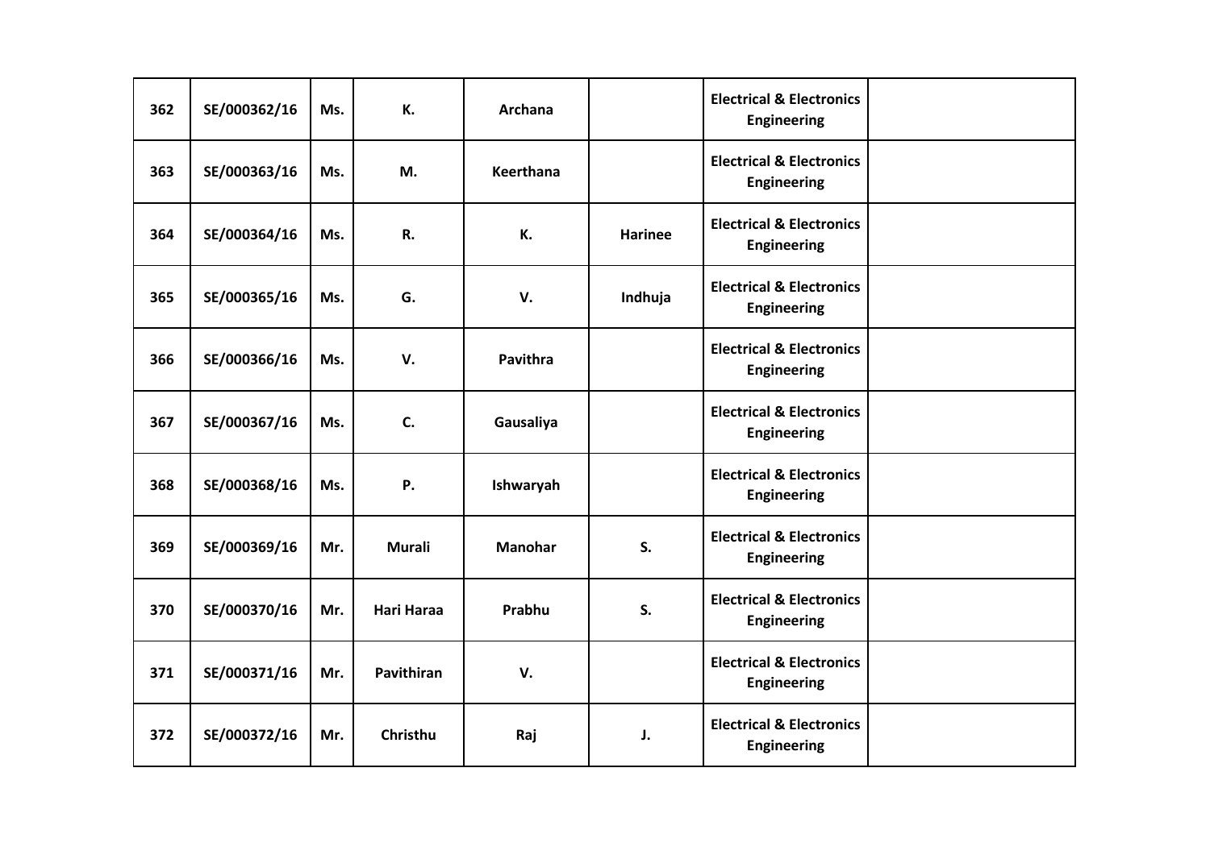| 362 | SE/000362/16 | Ms. | K. | Archana | | Electrical & Electronics Engineering | |
|---|---|---|---|---|---|---|---|
| 363 | SE/000363/16 | Ms. | M. | Keerthana | | Electrical & Electronics Engineering | |
| 364 | SE/000364/16 | Ms. | R. | K. | Harinee | Electrical & Electronics Engineering | |
| 365 | SE/000365/16 | Ms. | G. | V. | Indhuja | Electrical & Electronics Engineering | |
| 366 | SE/000366/16 | Ms. | V. | Pavithra | | Electrical & Electronics Engineering | |
| 367 | SE/000367/16 | Ms. | C. | Gausaliya | | Electrical & Electronics Engineering | |
| 368 | SE/000368/16 | Ms. | P. | Ishwaryah | | Electrical & Electronics Engineering | |
| 369 | SE/000369/16 | Mr. | Murali | Manohar | S. | Electrical & Electronics Engineering | |
| 370 | SE/000370/16 | Mr. | Hari Haraa | Prabhu | S. | Electrical & Electronics Engineering | |
| 371 | SE/000371/16 | Mr. | Pavithiran | V. | | Electrical & Electronics Engineering | |
| 372 | SE/000372/16 | Mr. | Christhu | Raj | J. | Electrical & Electronics Engineering | |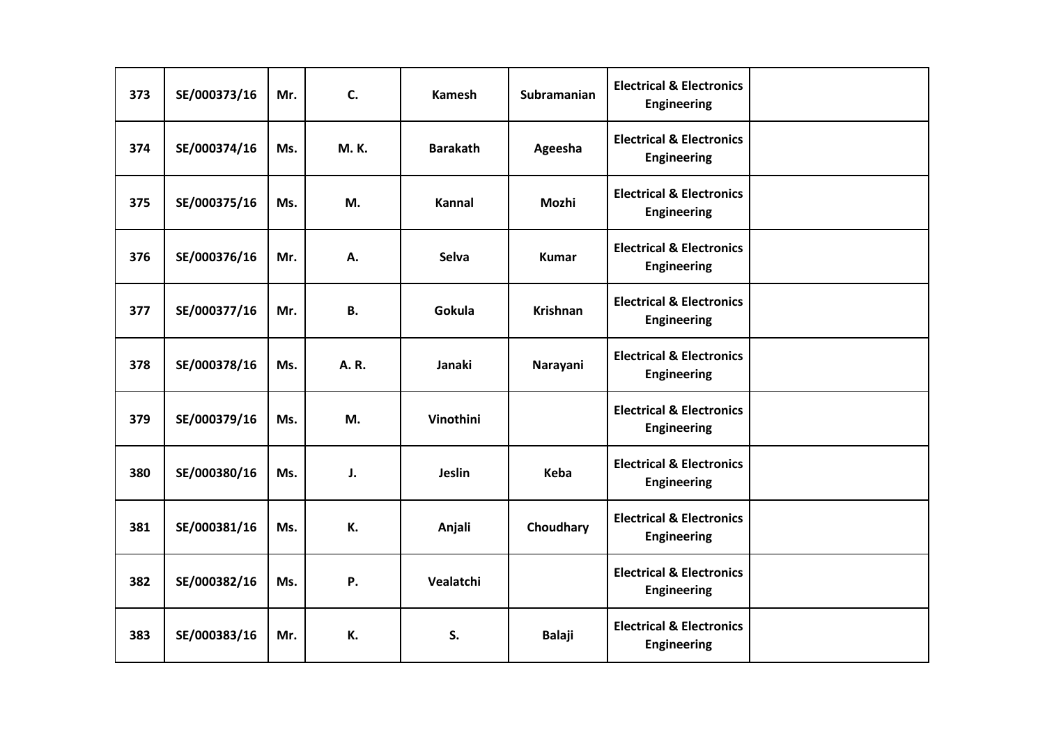| 373 | SE/000373/16 | Mr. | C. | Kamesh | Subramanian | Electrical & Electronics Engineering | |
|---|---|---|---|---|---|---|---|
| 374 | SE/000374/16 | Ms. | M. K. | Barakath | Ageesha | Electrical & Electronics Engineering | |
| 375 | SE/000375/16 | Ms. | M. | Kannal | Mozhi | Electrical & Electronics Engineering | |
| 376 | SE/000376/16 | Mr. | A. | Selva | Kumar | Electrical & Electronics Engineering | |
| 377 | SE/000377/16 | Mr. | B. | Gokula | Krishnan | Electrical & Electronics Engineering | |
| 378 | SE/000378/16 | Ms. | A. R. | Janaki | Narayani | Electrical & Electronics Engineering | |
| 379 | SE/000379/16 | Ms. | M. | Vinothini | | Electrical & Electronics Engineering | |
| 380 | SE/000380/16 | Ms. | J. | Jeslin | Keba | Electrical & Electronics Engineering | |
| 381 | SE/000381/16 | Ms. | K. | Anjali | Choudhary | Electrical & Electronics Engineering | |
| 382 | SE/000382/16 | Ms. | P. | Vealatchi | | Electrical & Electronics Engineering | |
| 383 | SE/000383/16 | Mr. | K. | S. | Balaji | Electrical & Electronics Engineering | |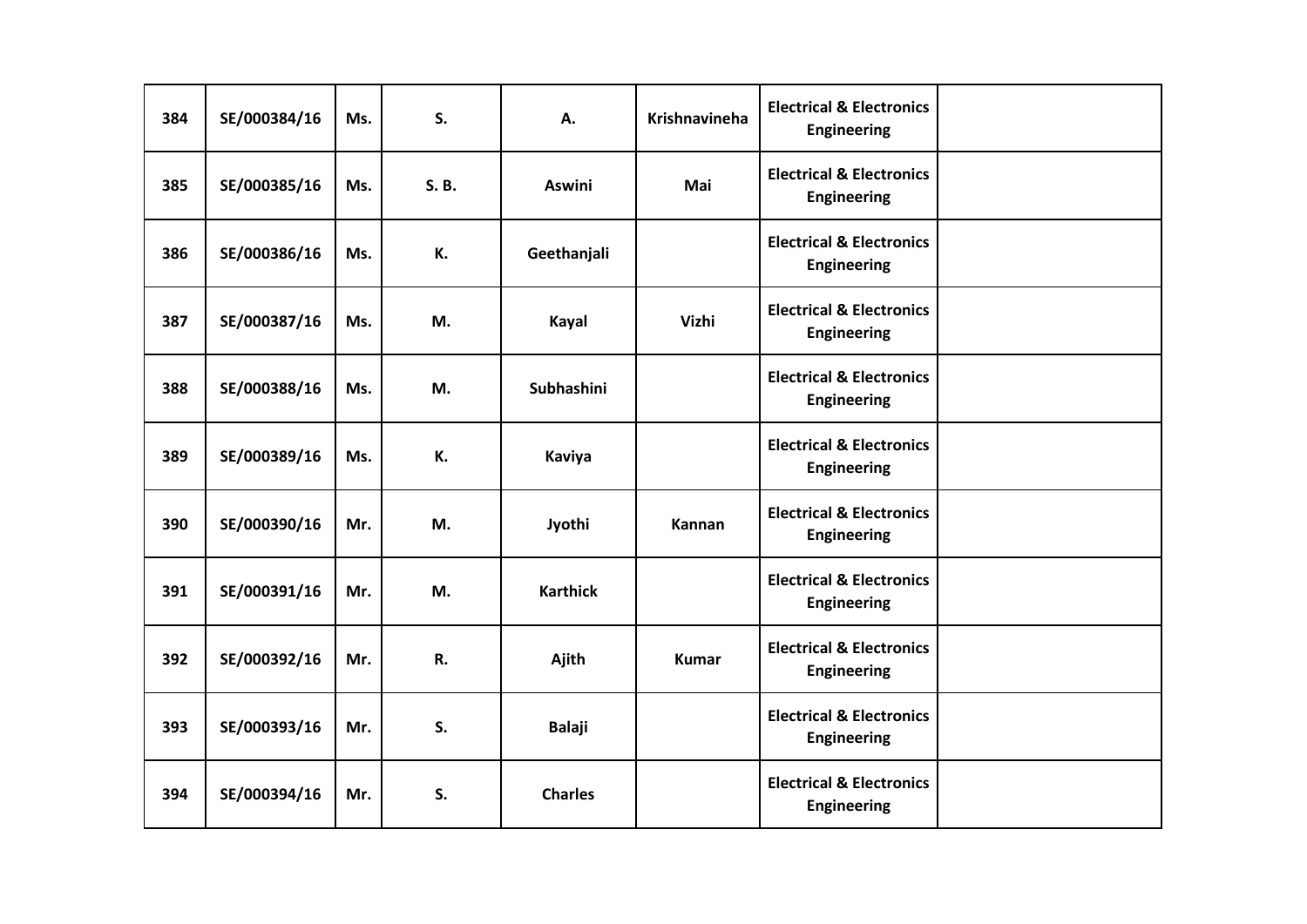| 384 | SE/000384/16 | Ms. | S. | A. | Krishnavineha | Electrical & Electronics Engineering | |
|---|---|---|---|---|---|---|---|
| 385 | SE/000385/16 | Ms. | S. B. | Aswini | Mai | Electrical & Electronics Engineering | |
| 386 | SE/000386/16 | Ms. | K. | Geethanjali | | Electrical & Electronics Engineering | |
| 387 | SE/000387/16 | Ms. | M. | Kayal | Vizhi | Electrical & Electronics Engineering | |
| 388 | SE/000388/16 | Ms. | M. | Subhashini | | Electrical & Electronics Engineering | |
| 389 | SE/000389/16 | Ms. | K. | Kaviya | | Electrical & Electronics Engineering | |
| 390 | SE/000390/16 | Mr. | M. | Jyothi | Kannan | Electrical & Electronics Engineering | |
| 391 | SE/000391/16 | Mr. | M. | Karthick | | Electrical & Electronics Engineering | |
| 392 | SE/000392/16 | Mr. | R. | Ajith | Kumar | Electrical & Electronics Engineering | |
| 393 | SE/000393/16 | Mr. | S. | Balaji | | Electrical & Electronics Engineering | |
| 394 | SE/000394/16 | Mr. | S. | Charles | | Electrical & Electronics Engineering | |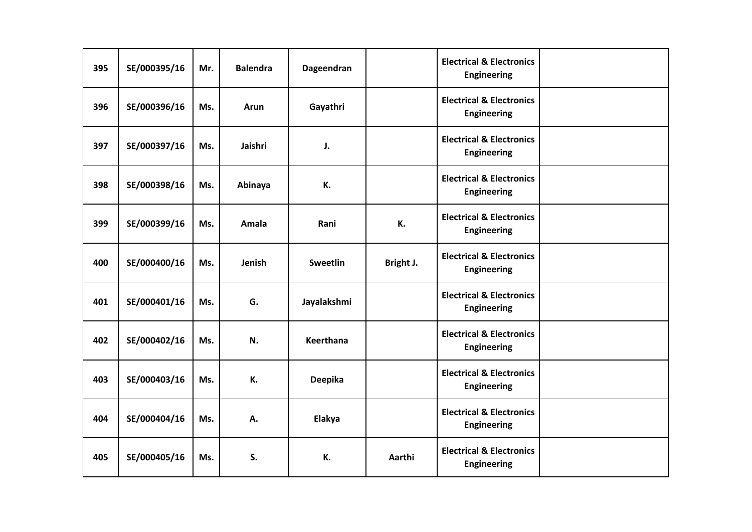| 395 | SE/000395/16 | Mr. | Balendra | Dageendran | | Electrical & Electronics Engineering | |
|---|---|---|---|---|---|---|---|
| 396 | SE/000396/16 | Ms. | Arun | Gayathri | | Electrical & Electronics Engineering | |
| 397 | SE/000397/16 | Ms. | Jaishri | J. | | Electrical & Electronics Engineering | |
| 398 | SE/000398/16 | Ms. | Abinaya | K. | | Electrical & Electronics Engineering | |
| 399 | SE/000399/16 | Ms. | Amala | Rani | K. | Electrical & Electronics Engineering | |
| 400 | SE/000400/16 | Ms. | Jenish | Sweetlin | Bright J. | Electrical & Electronics Engineering | |
| 401 | SE/000401/16 | Ms. | G. | Jayalakshmi | | Electrical & Electronics Engineering | |
| 402 | SE/000402/16 | Ms. | N. | Keerthana | | Electrical & Electronics Engineering | |
| 403 | SE/000403/16 | Ms. | K. | Deepika | | Electrical & Electronics Engineering | |
| 404 | SE/000404/16 | Ms. | A. | Elakya | | Electrical & Electronics Engineering | |
| 405 | SE/000405/16 | Ms. | S. | K. | Aarthi | Electrical & Electronics Engineering | |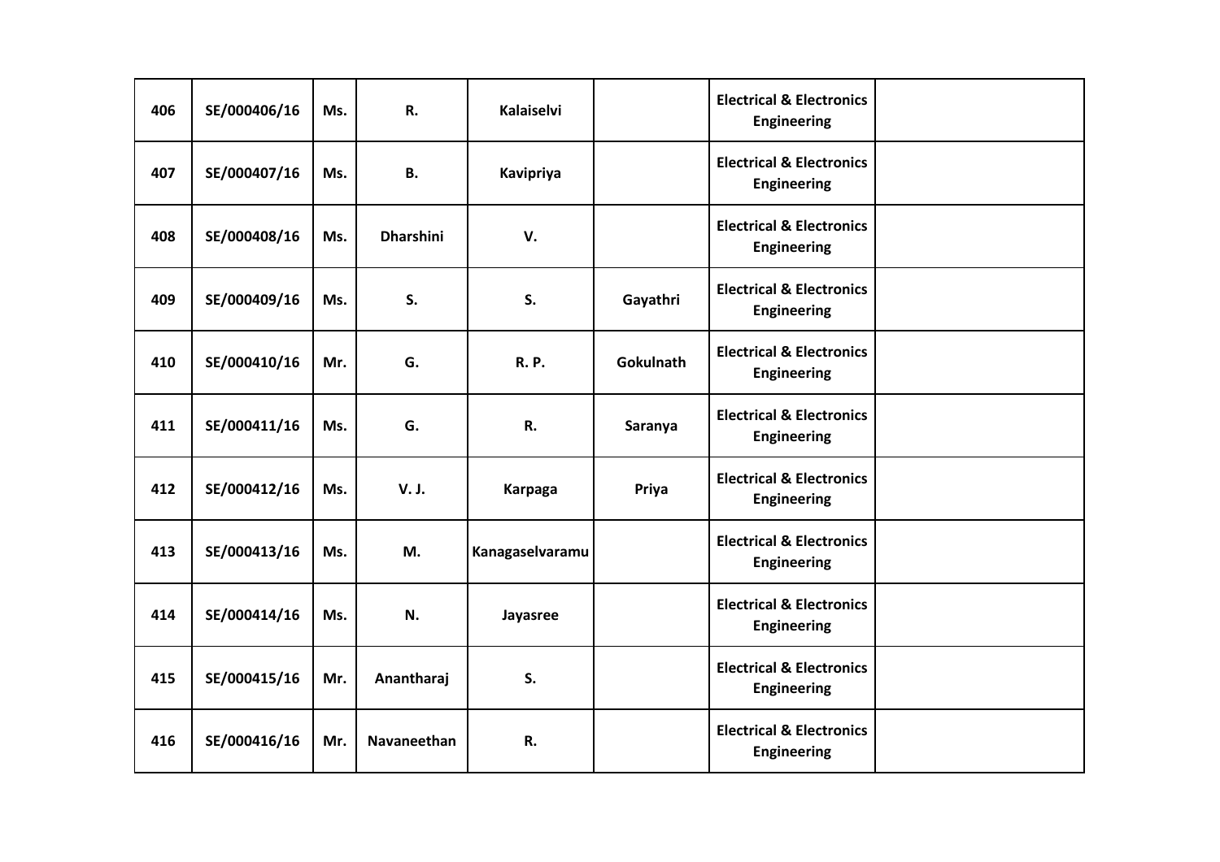| 406 | SE/000406/16 | Ms. | R. | Kalaiselvi | | Electrical & Electronics Engineering | |
|---|---|---|---|---|---|---|---|
| 407 | SE/000407/16 | Ms. | B. | Kavipriya | | Electrical & Electronics Engineering | |
| 408 | SE/000408/16 | Ms. | Dharshini | V. | | Electrical & Electronics Engineering | |
| 409 | SE/000409/16 | Ms. | S. | S. | Gayathri | Electrical & Electronics Engineering | |
| 410 | SE/000410/16 | Mr. | G. | R. P. | Gokulnath | Electrical & Electronics Engineering | |
| 411 | SE/000411/16 | Ms. | G. | R. | Saranya | Electrical & Electronics Engineering | |
| 412 | SE/000412/16 | Ms. | V. J. | Karpaga | Priya | Electrical & Electronics Engineering | |
| 413 | SE/000413/16 | Ms. | M. | Kanagaselvaramu | | Electrical & Electronics Engineering | |
| 414 | SE/000414/16 | Ms. | N. | Jayasree | | Electrical & Electronics Engineering | |
| 415 | SE/000415/16 | Mr. | Anantharaj | S. | | Electrical & Electronics Engineering | |
| 416 | SE/000416/16 | Mr. | Navaneethan | R. | | Electrical & Electronics Engineering | |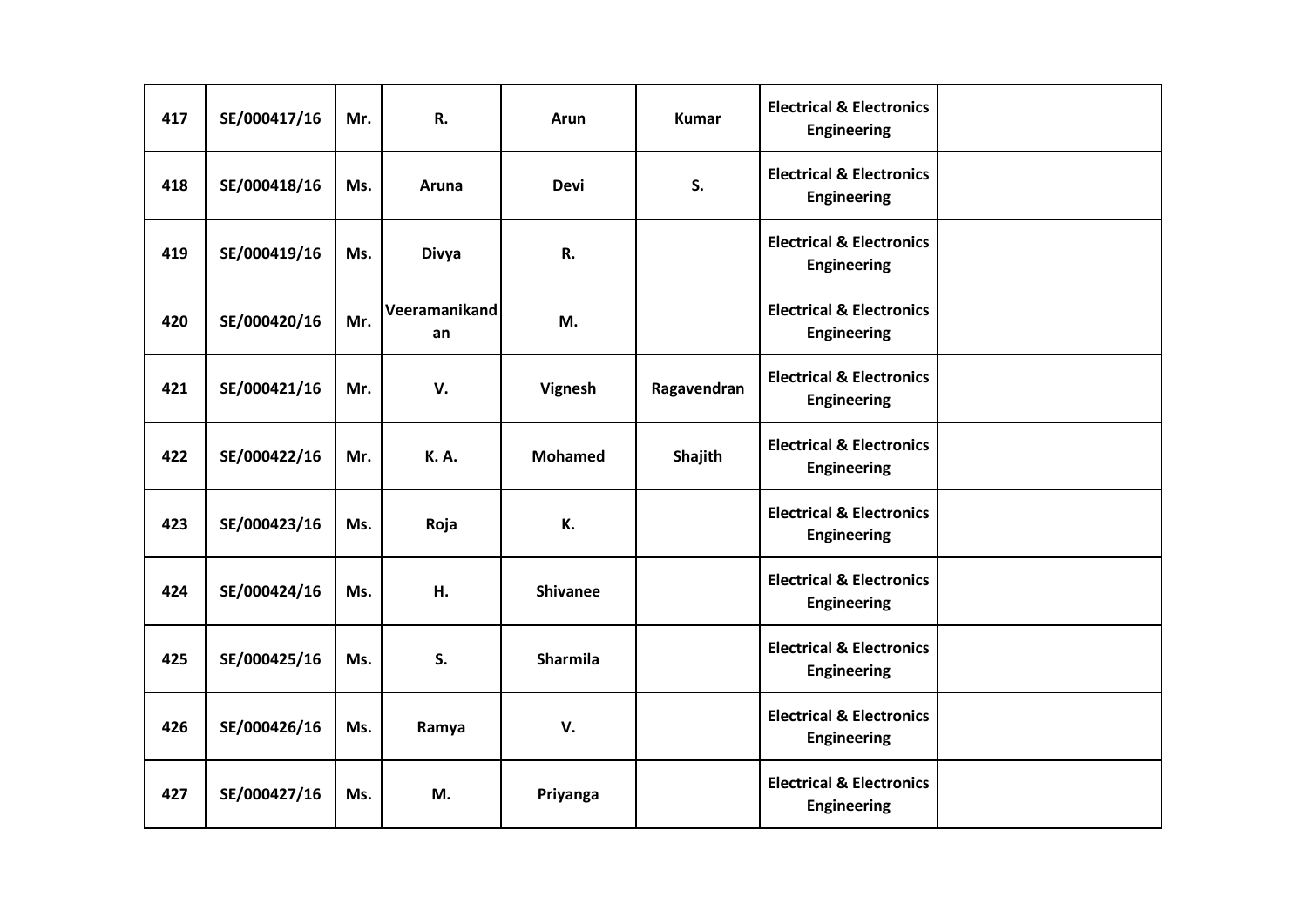| 417 | SE/000417/16 | Mr. | R. | Arun | Kumar | Electrical & Electronics Engineering | |
|---|---|---|---|---|---|---|---|
| 418 | SE/000418/16 | Ms. | Aruna | Devi | S. | Electrical & Electronics Engineering | |
| 419 | SE/000419/16 | Ms. | Divya | R. | | Electrical & Electronics Engineering | |
| 420 | SE/000420/16 | Mr. | Veeramanikandan | M. | | Electrical & Electronics Engineering | |
| 421 | SE/000421/16 | Mr. | V. | Vignesh | Ragavendran | Electrical & Electronics Engineering | |
| 422 | SE/000422/16 | Mr. | K. A. | Mohamed | Shajith | Electrical & Electronics Engineering | |
| 423 | SE/000423/16 | Ms. | Roja | K. | | Electrical & Electronics Engineering | |
| 424 | SE/000424/16 | Ms. | H. | Shivanee | | Electrical & Electronics Engineering | |
| 425 | SE/000425/16 | Ms. | S. | Sharmila | | Electrical & Electronics Engineering | |
| 426 | SE/000426/16 | Ms. | Ramya | V. | | Electrical & Electronics Engineering | |
| 427 | SE/000427/16 | Ms. | M. | Priyanga | | Electrical & Electronics Engineering | |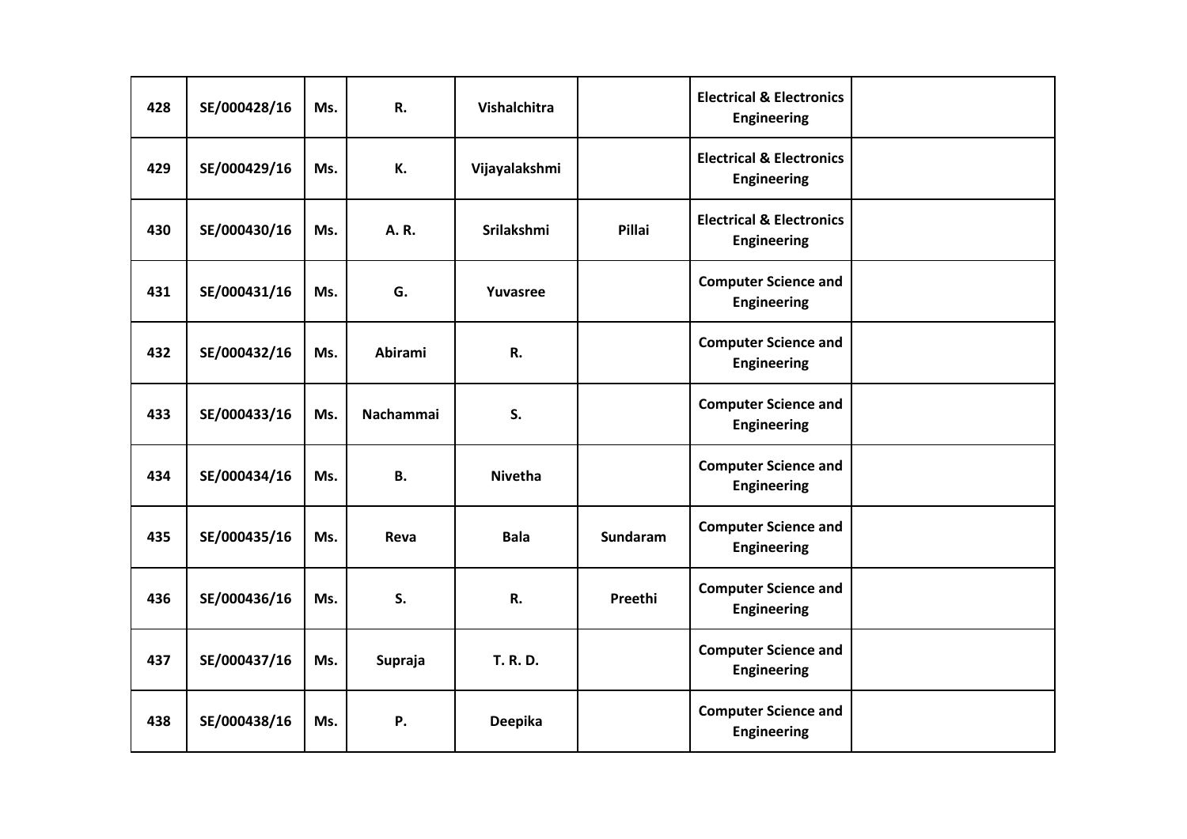| 428 | SE/000428/16 | Ms. | R. | Vishalchitra | | Electrical & Electronics Engineering | |
|---|---|---|---|---|---|---|---|
| 429 | SE/000429/16 | Ms. | K. | Vijayalakshmi | | Electrical & Electronics Engineering | |
| 430 | SE/000430/16 | Ms. | A. R. | Srilakshmi | Pillai | Electrical & Electronics Engineering | |
| 431 | SE/000431/16 | Ms. | G. | Yuvasree | | Computer Science and Engineering | |
| 432 | SE/000432/16 | Ms. | Abirami | R. | | Computer Science and Engineering | |
| 433 | SE/000433/16 | Ms. | Nachammai | S. | | Computer Science and Engineering | |
| 434 | SE/000434/16 | Ms. | B. | Nivetha | | Computer Science and Engineering | |
| 435 | SE/000435/16 | Ms. | Reva | Bala | Sundaram | Computer Science and Engineering | |
| 436 | SE/000436/16 | Ms. | S. | R. | Preethi | Computer Science and Engineering | |
| 437 | SE/000437/16 | Ms. | Supraja | T. R. D. | | Computer Science and Engineering | |
| 438 | SE/000438/16 | Ms. | P. | Deepika | | Computer Science and Engineering | |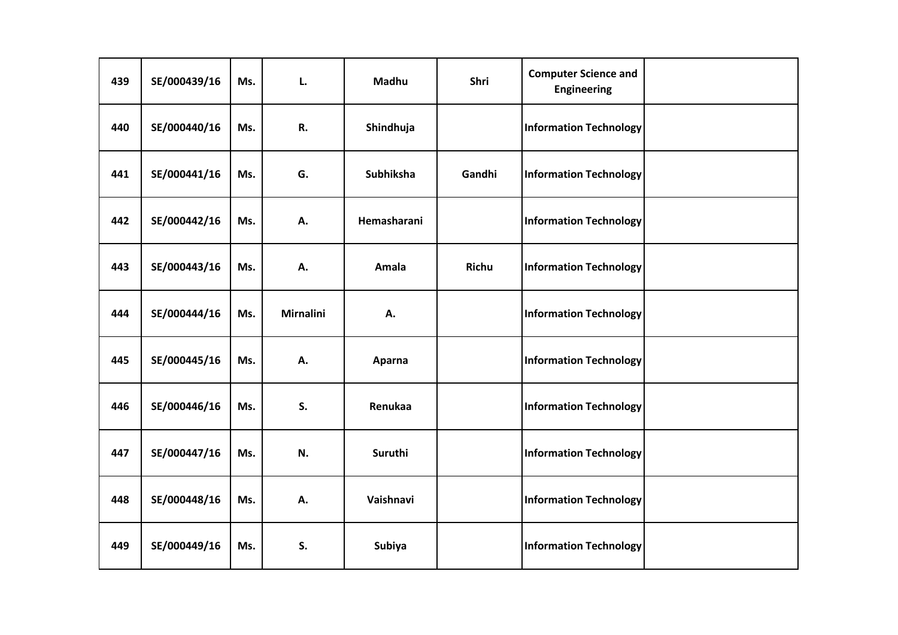| | | | | | | | |
|---|---|---|---|---|---|---|---|
| **439** | **SE/000439/16** | **Ms.** | **L.** | **Madhu** | **Shri** | **Computer Science and Engineering** | |
| **440** | **SE/000440/16** | **Ms.** | **R.** | **Shindhuja** | | **Information Technology** | |
| **441** | **SE/000441/16** | **Ms.** | **G.** | **Subhiksha** | **Gandhi** | **Information Technology** | |
| **442** | **SE/000442/16** | **Ms.** | **A.** | **Hemasharani** | | **Information Technology** | |
| **443** | **SE/000443/16** | **Ms.** | **A.** | **Amala** | **Richu** | **Information Technology** | |
| **444** | **SE/000444/16** | **Ms.** | **Mirnalini** | **A.** | | **Information Technology** | |
| **445** | **SE/000445/16** | **Ms.** | **A.** | **Aparna** | | **Information Technology** | |
| **446** | **SE/000446/16** | **Ms.** | **S.** | **Renukaa** | | **Information Technology** | |
| **447** | **SE/000447/16** | **Ms.** | **N.** | **Suruthi** | | **Information Technology** | |
| **448** | **SE/000448/16** | **Ms.** | **A.** | **Vaishnavi** | | **Information Technology** | |
| **449** | **SE/000449/16** | **Ms.** | **S.** | **Subiya** | | **Information Technology** | |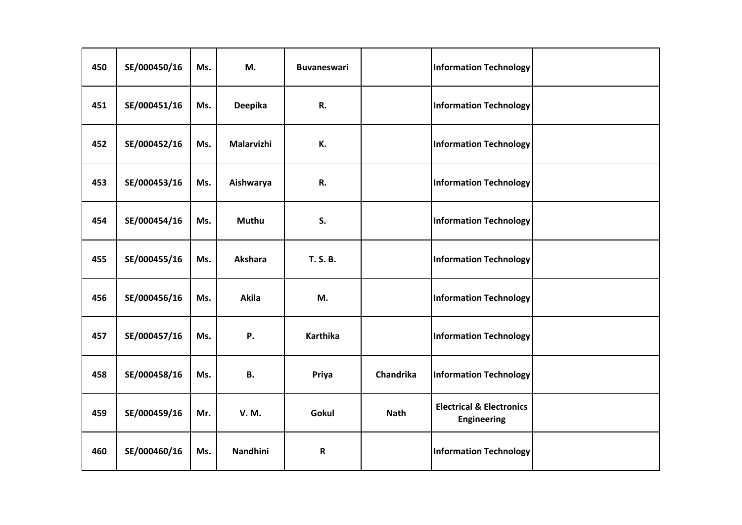| 450 | SE/000450/16 | Ms. | M. | Buvaneswari | | Information Technology | |
|---|---|---|---|---|---|---|---|
| 451 | SE/000451/16 | Ms. | Deepika | R. | | Information Technology | |
| 452 | SE/000452/16 | Ms. | Malarvizhi | K. | | Information Technology | |
| 453 | SE/000453/16 | Ms. | Aishwarya | R. | | Information Technology | |
| 454 | SE/000454/16 | Ms. | Muthu | S. | | Information Technology | |
| 455 | SE/000455/16 | Ms. | Akshara | T. S. B. | | Information Technology | |
| 456 | SE/000456/16 | Ms. | Akila | M. | | Information Technology | |
| 457 | SE/000457/16 | Ms. | P. | Karthika | | Information Technology | |
| 458 | SE/000458/16 | Ms. | B. | Priya | Chandrika | Information Technology | |
| 459 | SE/000459/16 | Mr. | V. M. | Gokul | Nath | Electrical & Electronics Engineering | |
| 460 | SE/000460/16 | Ms. | Nandhini | R | | Information Technology | |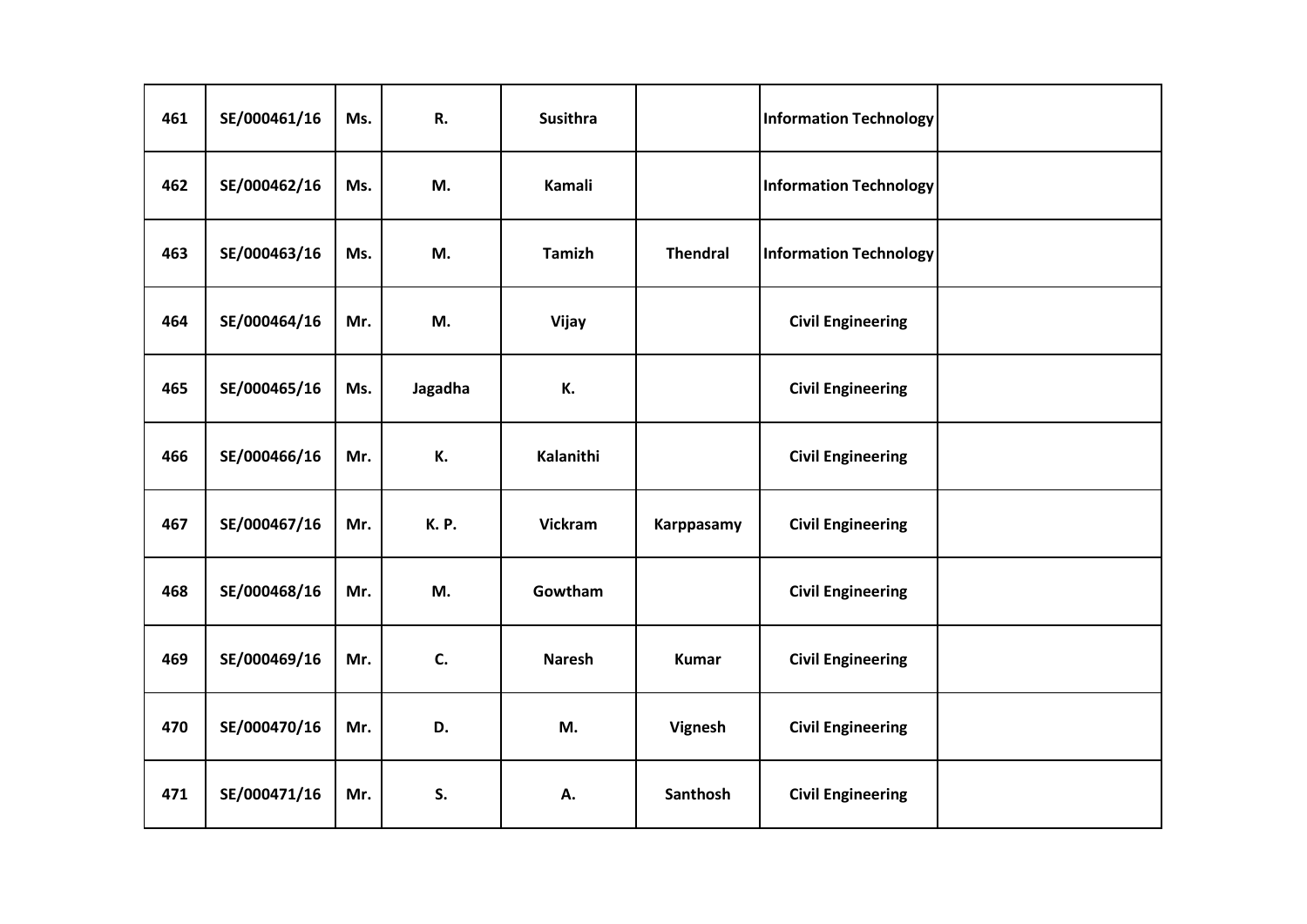| 461 | SE/000461/16 | Ms. | R. | Susithra | | Information Technology | |
|---|---|---|---|---|---|---|---|
| 462 | SE/000462/16 | Ms. | M. | Kamali | | Information Technology | |
| 463 | SE/000463/16 | Ms. | M. | Tamizh | Thendral | Information Technology | |
| 464 | SE/000464/16 | Mr. | M. | Vijay | | Civil Engineering | |
| 465 | SE/000465/16 | Ms. | Jagadha | K. | | Civil Engineering | |
| 466 | SE/000466/16 | Mr. | K. | Kalanithi | | Civil Engineering | |
| 467 | SE/000467/16 | Mr. | K. P. | Vickram | Karppasamy | Civil Engineering | |
| 468 | SE/000468/16 | Mr. | M. | Gowtham | | Civil Engineering | |
| 469 | SE/000469/16 | Mr. | C. | Naresh | Kumar | Civil Engineering | |
| 470 | SE/000470/16 | Mr. | D. | M. | Vignesh | Civil Engineering | |
| 471 | SE/000471/16 | Mr. | S. | A. | Santhosh | Civil Engineering | |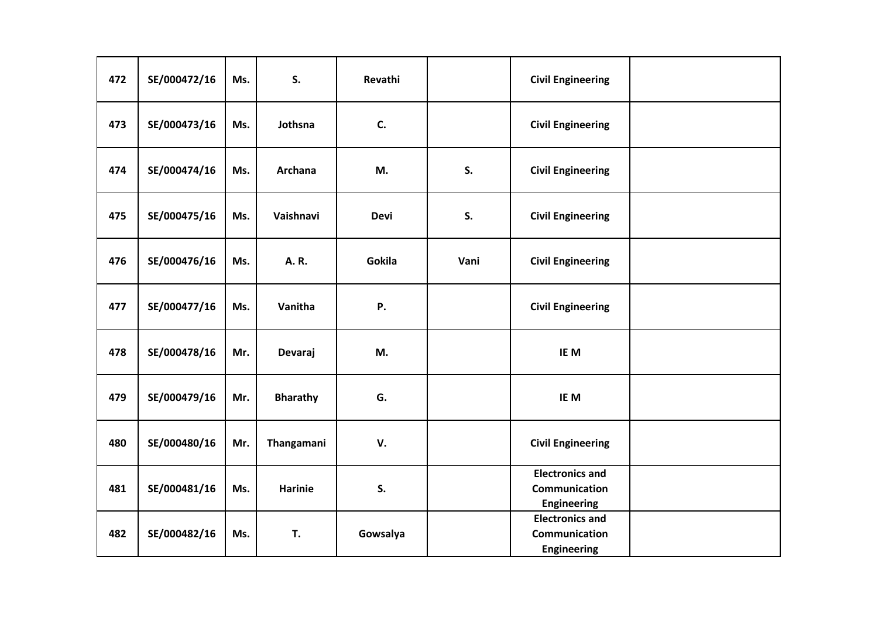| 472 | SE/000472/16 | Ms. | S. | Revathi | | Civil Engineering | |
|---|---|---|---|---|---|---|---|
| 473 | SE/000473/16 | Ms. | Jothsna | C. | | Civil Engineering | |
| 474 | SE/000474/16 | Ms. | Archana | M. | S. | Civil Engineering | |
| 475 | SE/000475/16 | Ms. | Vaishnavi | Devi | S. | Civil Engineering | |
| 476 | SE/000476/16 | Ms. | A. R. | Gokila | Vani | Civil Engineering | |
| 477 | SE/000477/16 | Ms. | Vanitha | P. | | Civil Engineering | |
| 478 | SE/000478/16 | Mr. | Devaraj | M. | | IE M | |
| 479 | SE/000479/16 | Mr. | Bharathy | G. | | IE M | |
| 480 | SE/000480/16 | Mr. | Thangamani | V. | | Civil Engineering | |
| 481 | SE/000481/16 | Ms. | Harinie | S. | | Electronics and Communication Engineering | |
| 482 | SE/000482/16 | Ms. | T. | Gowsalya | | Electronics and Communication Engineering | |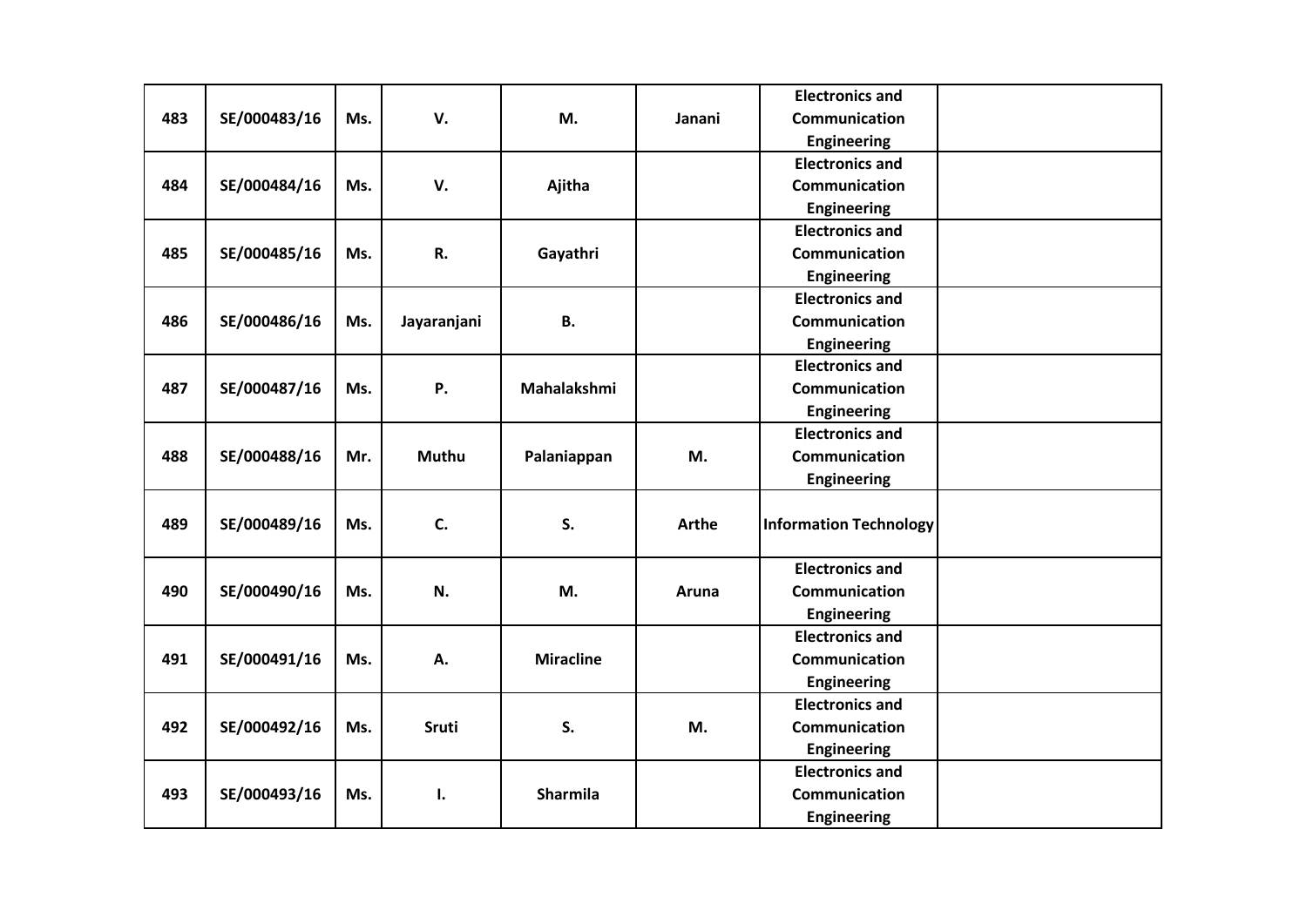| | | | | | | | |
|---|---|---|---|---|---|---|---|
| 483 | SE/000483/16 | Ms. | V. | M. | Janani | Electronics and Communication Engineering | |
| 484 | SE/000484/16 | Ms. | V. | Ajitha | | Electronics and Communication Engineering | |
| 485 | SE/000485/16 | Ms. | R. | Gayathri | | Electronics and Communication Engineering | |
| 486 | SE/000486/16 | Ms. | Jayaranjani | B. | | Electronics and Communication Engineering | |
| 487 | SE/000487/16 | Ms. | P. | Mahalakshmi | | Electronics and Communication Engineering | |
| 488 | SE/000488/16 | Mr. | Muthu | Palaniappan | M. | Electronics and Communication Engineering | |
| 489 | SE/000489/16 | Ms. | C. | S. | Arthe | Information Technology | |
| 490 | SE/000490/16 | Ms. | N. | M. | Aruna | Electronics and Communication Engineering | |
| 491 | SE/000491/16 | Ms. | A. | Miracline | | Electronics and Communication Engineering | |
| 492 | SE/000492/16 | Ms. | Sruti | S. | M. | Electronics and Communication Engineering | |
| 493 | SE/000493/16 | Ms. | I. | Sharmila | | Electronics and Communication Engineering | |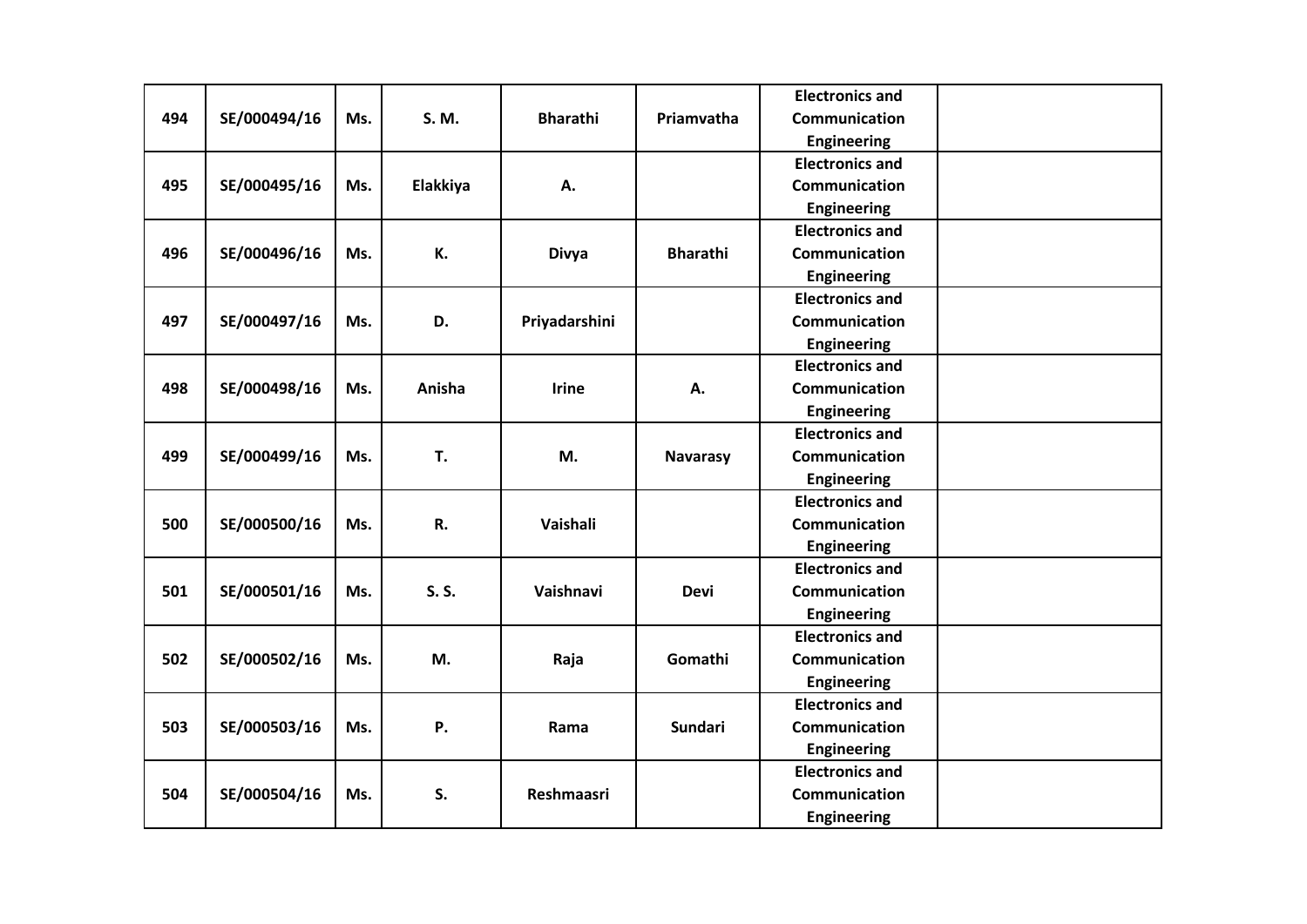| | | | | | | | |
|---|---|---|---|---|---|---|---|
| **494** | **SE/000494/16** | **Ms.** | **S. M.** | **Bharathi** | **Priamvatha** | **Electronics and Communication Engineering** | |
| **495** | **SE/000495/16** | **Ms.** | **Elakkiya** | **A.** | | **Electronics and Communication Engineering** | |
| **496** | **SE/000496/16** | **Ms.** | **K.** | **Divya** | **Bharathi** | **Electronics and Communication Engineering** | |
| **497** | **SE/000497/16** | **Ms.** | **D.** | **Priyadarshini** | | **Electronics and Communication Engineering** | |
| **498** | **SE/000498/16** | **Ms.** | **Anisha** | **Irine** | **A.** | **Electronics and Communication Engineering** | |
| **499** | **SE/000499/16** | **Ms.** | **T.** | **M.** | **Navarasy** | **Electronics and Communication Engineering** | |
| **500** | **SE/000500/16** | **Ms.** | **R.** | **Vaishali** | | **Electronics and Communication Engineering** | |
| **501** | **SE/000501/16** | **Ms.** | **S. S.** | **Vaishnavi** | **Devi** | **Electronics and Communication Engineering** | |
| **502** | **SE/000502/16** | **Ms.** | **M.** | **Raja** | **Gomathi** | **Electronics and Communication Engineering** | |
| **503** | **SE/000503/16** | **Ms.** | **P.** | **Rama** | **Sundari** | **Electronics and Communication Engineering** | |
| **504** | **SE/000504/16** | **Ms.** | **S.** | **Reshmaasri** | | **Electronics and Communication Engineering** | |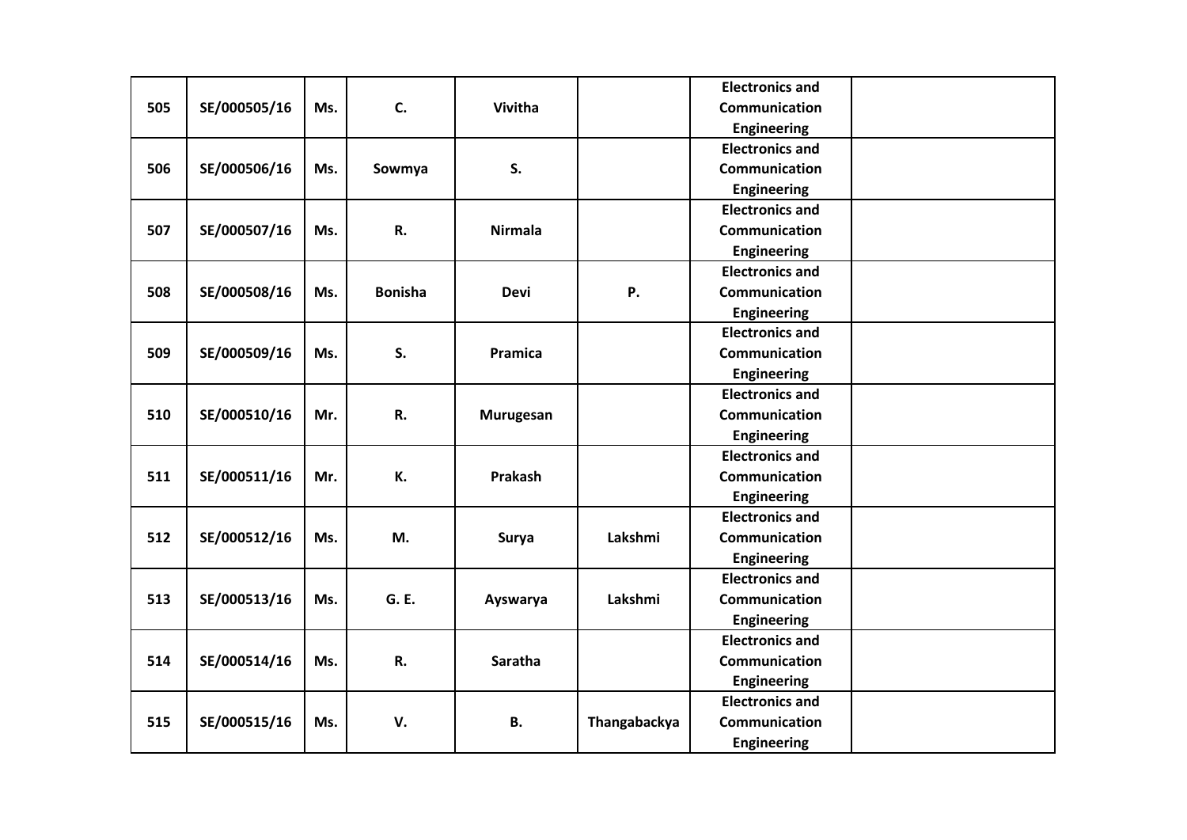| 505 | SE/000505/16 | Ms. | C. | Vivitha | | Electronics and Communication Engineering | |
|---|---|---|---|---|---|---|---|
| 506 | SE/000506/16 | Ms. | Sowmya | S. | | Electronics and Communication Engineering | |
| 507 | SE/000507/16 | Ms. | R. | Nirmala | | Electronics and Communication Engineering | |
| 508 | SE/000508/16 | Ms. | Bonisha | Devi | P. | Electronics and Communication Engineering | |
| 509 | SE/000509/16 | Ms. | S. | Pramica | | Electronics and Communication Engineering | |
| 510 | SE/000510/16 | Mr. | R. | Murugesan | | Electronics and Communication Engineering | |
| 511 | SE/000511/16 | Mr. | K. | Prakash | | Electronics and Communication Engineering | |
| 512 | SE/000512/16 | Ms. | M. | Surya | Lakshmi | Electronics and Communication Engineering | |
| 513 | SE/000513/16 | Ms. | G. E. | Ayswarya | Lakshmi | Electronics and Communication Engineering | |
| 514 | SE/000514/16 | Ms. | R. | Saratha | | Electronics and Communication Engineering | |
| 515 | SE/000515/16 | Ms. | V. | B. | Thangabackya | Electronics and Communication Engineering | |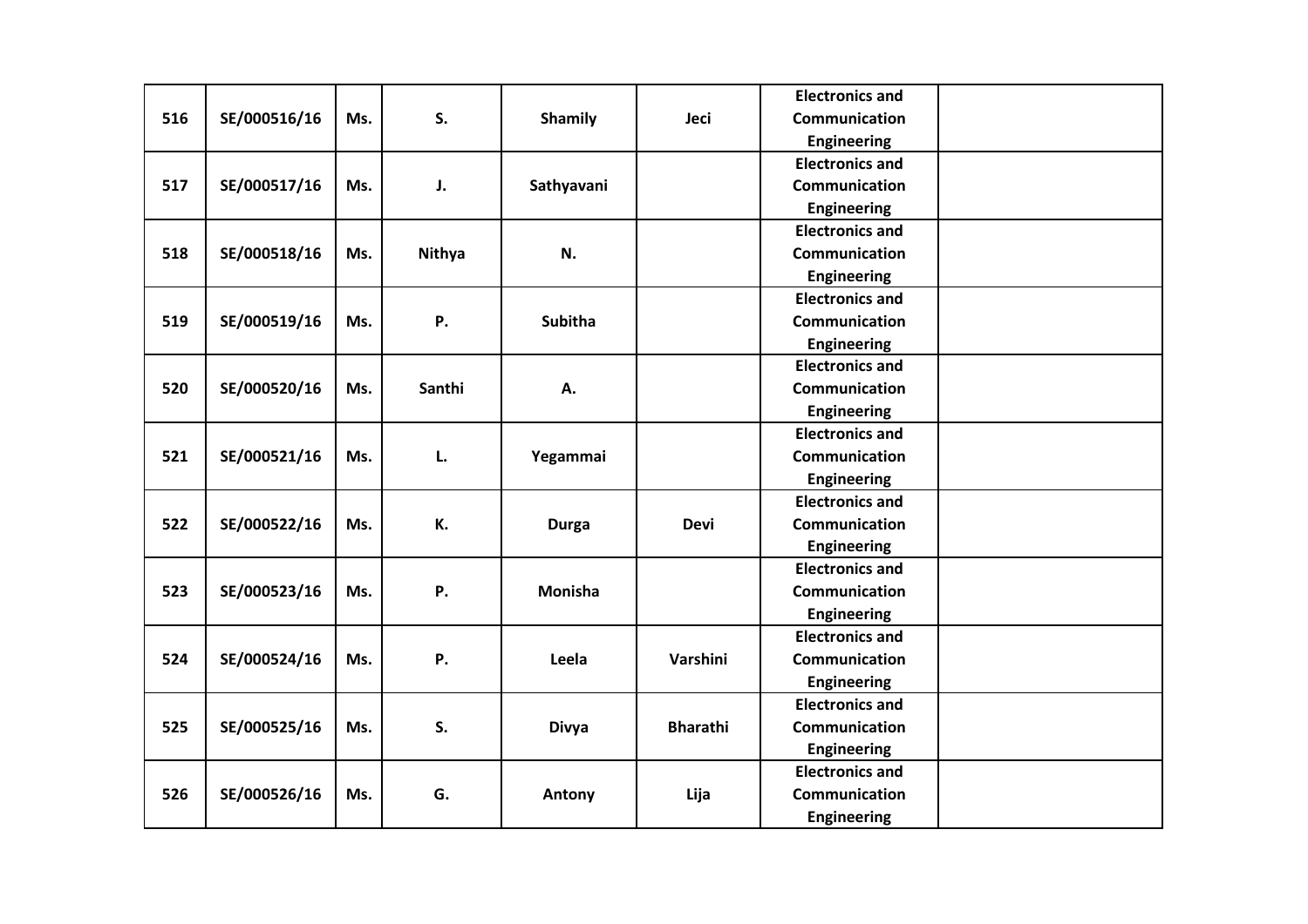| 516 | SE/000516/16 | Ms. | S. | Shamily | Jeci | Electronics and Communication Engineering | |
|---|---|---|---|---|---|---|---|
| 517 | SE/000517/16 | Ms. | J. | Sathyavani | | Electronics and Communication Engineering | |
| 518 | SE/000518/16 | Ms. | Nithya | N. | | Electronics and Communication Engineering | |
| 519 | SE/000519/16 | Ms. | P. | Subitha | | Electronics and Communication Engineering | |
| 520 | SE/000520/16 | Ms. | Santhi | A. | | Electronics and Communication Engineering | |
| 521 | SE/000521/16 | Ms. | L. | Yegammai | | Electronics and Communication Engineering | |
| 522 | SE/000522/16 | Ms. | K. | Durga | Devi | Electronics and Communication Engineering | |
| 523 | SE/000523/16 | Ms. | P. | Monisha | | Electronics and Communication Engineering | |
| 524 | SE/000524/16 | Ms. | P. | Leela | Varshini | Electronics and Communication Engineering | |
| 525 | SE/000525/16 | Ms. | S. | Divya | Bharathi | Electronics and Communication Engineering | |
| 526 | SE/000526/16 | Ms. | G. | Antony | Lija | Electronics and Communication Engineering | |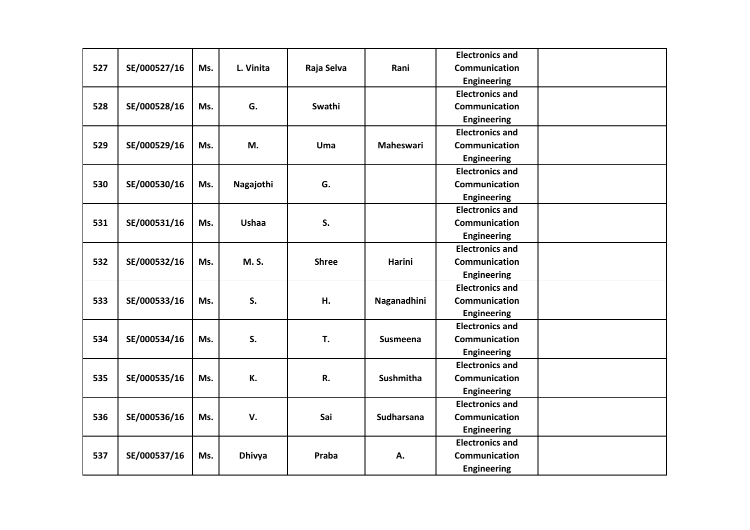| 527 | SE/000527/16 | Ms. | L. Vinita | Raja Selva | Rani | Electronics and Communication Engineering | |
|---|---|---|---|---|---|---|---|
| 528 | SE/000528/16 | Ms. | G. | Swathi | | Electronics and Communication Engineering | |
| 529 | SE/000529/16 | Ms. | M. | Uma | Maheswari | Electronics and Communication Engineering | |
| 530 | SE/000530/16 | Ms. | Nagajothi | G. | | Electronics and Communication Engineering | |
| 531 | SE/000531/16 | Ms. | Ushaa | S. | | Electronics and Communication Engineering | |
| 532 | SE/000532/16 | Ms. | M. S. | Shree | Harini | Electronics and Communication Engineering | |
| 533 | SE/000533/16 | Ms. | S. | H. | Naganadhini | Electronics and Communication Engineering | |
| 534 | SE/000534/16 | Ms. | S. | T. | Susmeena | Electronics and Communication Engineering | |
| 535 | SE/000535/16 | Ms. | K. | R. | Sushmitha | Electronics and Communication Engineering | |
| 536 | SE/000536/16 | Ms. | V. | Sai | Sudharsana | Electronics and Communication Engineering | |
| 537 | SE/000537/16 | Ms. | Dhivya | Praba | A. | Electronics and Communication Engineering | |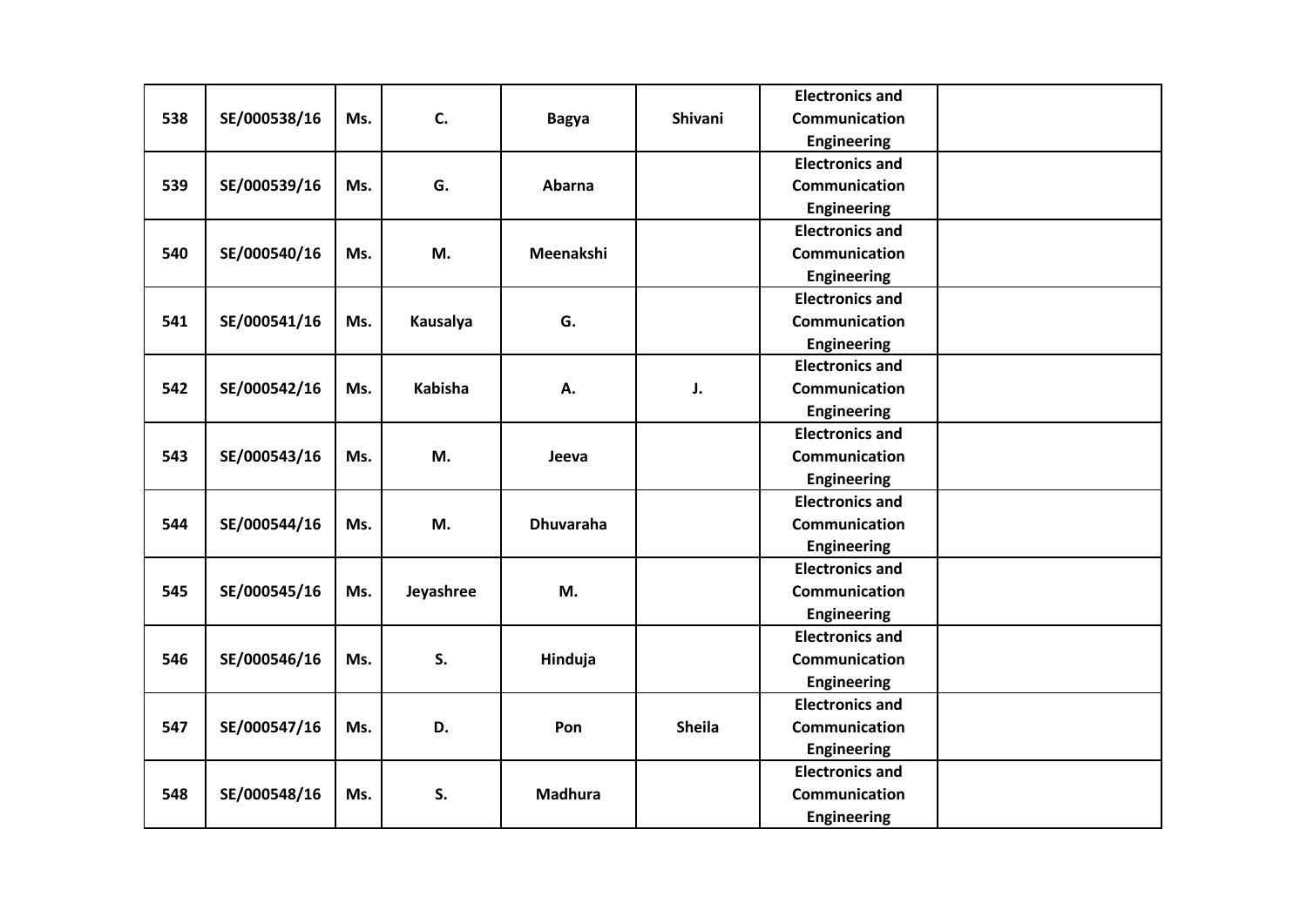| | | | | | | | |
|---|---|---|---|---|---|---|---|
| **538** | **SE/000538/16** | **Ms.** | **C.** | **Bagya** | **Shivani** | **Electronics and Communication Engineering** | |
| **539** | **SE/000539/16** | **Ms.** | **G.** | **Abarna** | | **Electronics and Communication Engineering** | |
| **540** | **SE/000540/16** | **Ms.** | **M.** | **Meenakshi** | | **Electronics and Communication Engineering** | |
| **541** | **SE/000541/16** | **Ms.** | **Kausalya** | **G.** | | **Electronics and Communication Engineering** | |
| **542** | **SE/000542/16** | **Ms.** | **Kabisha** | **A.** | **J.** | **Electronics and Communication Engineering** | |
| **543** | **SE/000543/16** | **Ms.** | **M.** | **Jeeva** | | **Electronics and Communication Engineering** | |
| **544** | **SE/000544/16** | **Ms.** | **M.** | **Dhuvaraha** | | **Electronics and Communication Engineering** | |
| **545** | **SE/000545/16** | **Ms.** | **Jeyashree** | **M.** | | **Electronics and Communication Engineering** | |
| **546** | **SE/000546/16** | **Ms.** | **S.** | **Hinduja** | | **Electronics and Communication Engineering** | |
| **547** | **SE/000547/16** | **Ms.** | **D.** | **Pon** | **Sheila** | **Electronics and Communication Engineering** | |
| **548** | **SE/000548/16** | **Ms.** | **S.** | **Madhura** | | **Electronics and Communication Engineering** | |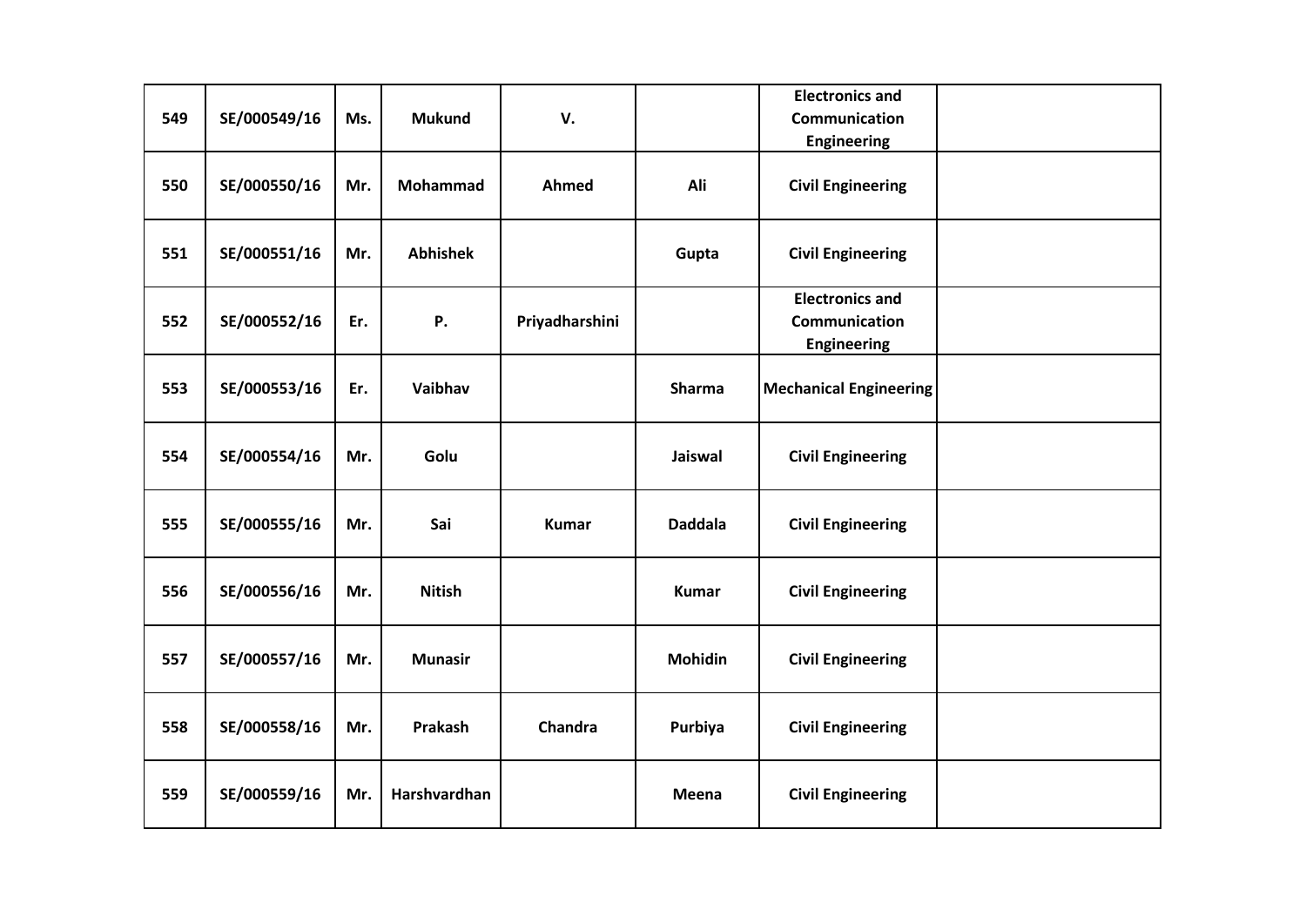| 549 | SE/000549/16 | Ms. | Mukund | V. | | Electronics and Communication Engineering | |
|---|---|---|---|---|---|---|---|
| 550 | SE/000550/16 | Mr. | Mohammad | Ahmed | Ali | Civil Engineering | |
| 551 | SE/000551/16 | Mr. | Abhishek | | Gupta | Civil Engineering | |
| 552 | SE/000552/16 | Er. | P. | Priyadharshini | | Electronics and Communication Engineering | |
| 553 | SE/000553/16 | Er. | Vaibhav | | Sharma | Mechanical Engineering | |
| 554 | SE/000554/16 | Mr. | Golu | | Jaiswal | Civil Engineering | |
| 555 | SE/000555/16 | Mr. | Sai | Kumar | Daddala | Civil Engineering | |
| 556 | SE/000556/16 | Mr. | Nitish | | Kumar | Civil Engineering | |
| 557 | SE/000557/16 | Mr. | Munasir | | Mohidin | Civil Engineering | |
| 558 | SE/000558/16 | Mr. | Prakash | Chandra | Purbiya | Civil Engineering | |
| 559 | SE/000559/16 | Mr. | Harshvardhan | | Meena | Civil Engineering | |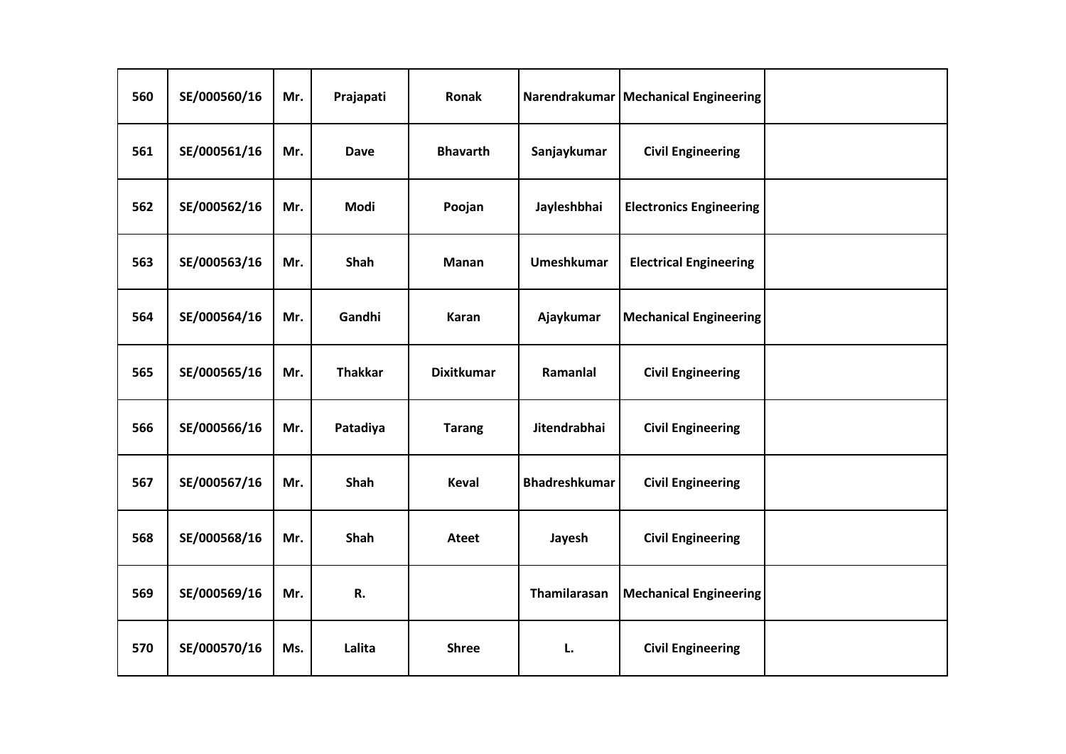| | | | | | | | |
|---|---|---|---|---|---|---|---|
| **560** | **SE/000560/16** | **Mr.** | **Prajapati** | **Ronak** | **Narendrakumar** | **Mechanical Engineering** | |
| **561** | **SE/000561/16** | **Mr.** | **Dave** | **Bhavarth** | **Sanjaykumar** | **Civil Engineering** | |
| **562** | **SE/000562/16** | **Mr.** | **Modi** | **Poojan** | **Jayleshbhai** | **Electronics Engineering** | |
| **563** | **SE/000563/16** | **Mr.** | **Shah** | **Manan** | **Umeshkumar** | **Electrical Engineering** | |
| **564** | **SE/000564/16** | **Mr.** | **Gandhi** | **Karan** | **Ajaykumar** | **Mechanical Engineering** | |
| **565** | **SE/000565/16** | **Mr.** | **Thakkar** | **Dixitkumar** | **Ramanlal** | **Civil Engineering** | |
| **566** | **SE/000566/16** | **Mr.** | **Patadiya** | **Tarang** | **Jitendrabhai** | **Civil Engineering** | |
| **567** | **SE/000567/16** | **Mr.** | **Shah** | **Keval** | **Bhadreshkumar** | **Civil Engineering** | |
| **568** | **SE/000568/16** | **Mr.** | **Shah** | **Ateet** | **Jayesh** | **Civil Engineering** | |
| **569** | **SE/000569/16** | **Mr.** | **R.** | | **Thamilarasan** | **Mechanical Engineering** | |
| **570** | **SE/000570/16** | **Ms.** | **Lalita** | **Shree** | **L.** | **Civil Engineering** | |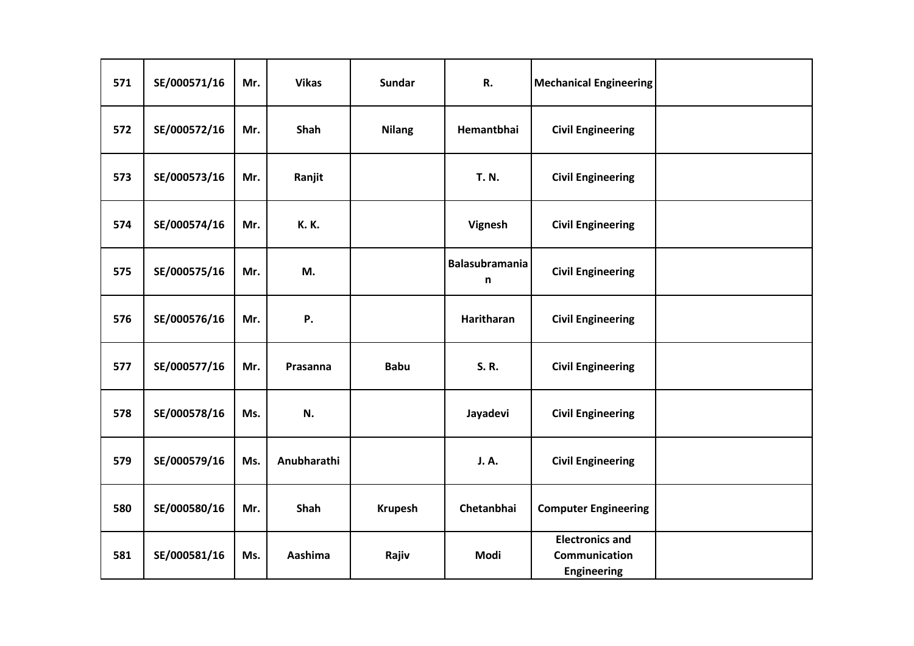| 571 | SE/000571/16 | Mr. | Vikas | Sundar | R. | Mechanical Engineering | |
|---|---|---|---|---|---|---|---|
| 572 | SE/000572/16 | Mr. | Shah | Nilang | Hemantbhai | Civil Engineering | |
| 573 | SE/000573/16 | Mr. | Ranjit | | T. N. | Civil Engineering | |
| 574 | SE/000574/16 | Mr. | K. K. | | Vignesh | Civil Engineering | |
| 575 | SE/000575/16 | Mr. | M. | | Balasubramanian | Civil Engineering | |
| 576 | SE/000576/16 | Mr. | P. | | Haritharan | Civil Engineering | |
| 577 | SE/000577/16 | Mr. | Prasanna | Babu | S. R. | Civil Engineering | |
| 578 | SE/000578/16 | Ms. | N. | | Jayadevi | Civil Engineering | |
| 579 | SE/000579/16 | Ms. | Anubharathi | | J. A. | Civil Engineering | |
| 580 | SE/000580/16 | Mr. | Shah | Krupesh | Chetanbhai | Computer Engineering | |
| 581 | SE/000581/16 | Ms. | Aashima | Rajiv | Modi | Electronics and Communication Engineering | |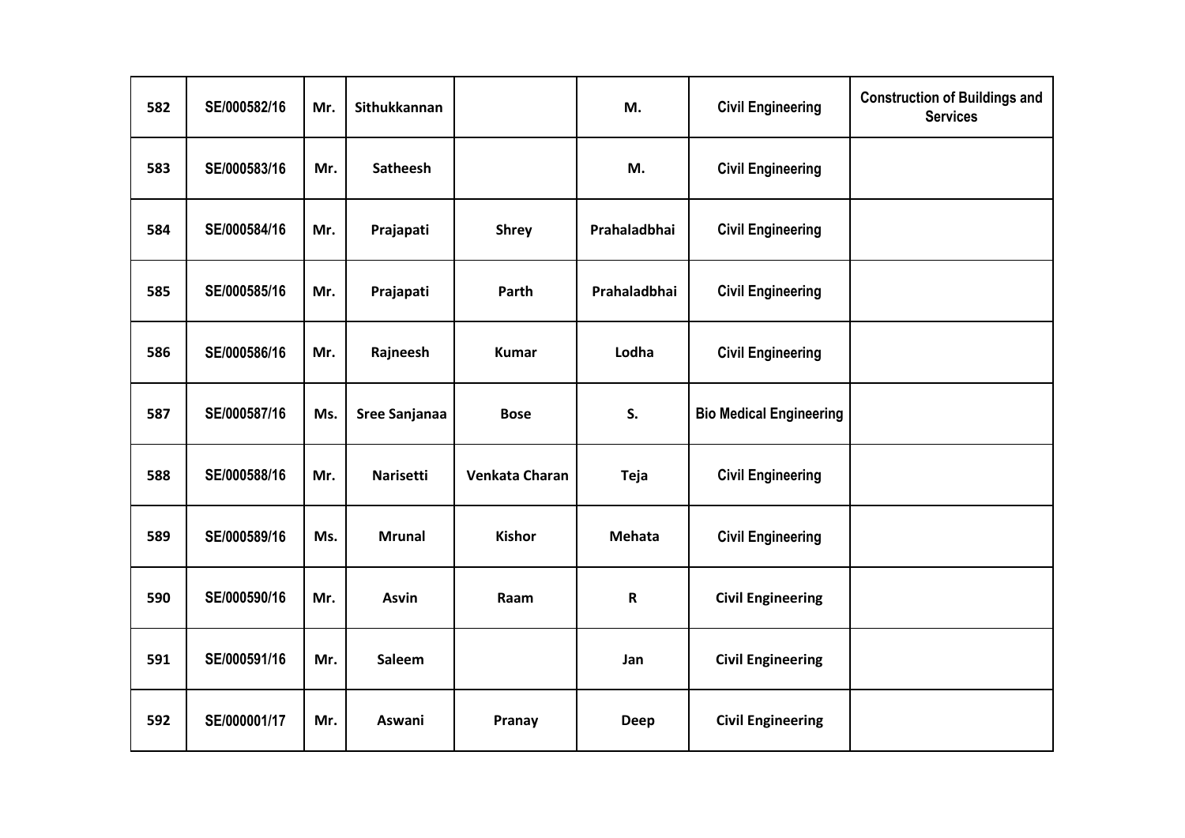| | | | | | | | |
|---|---|---|---|---|---|---|---|
| 582 | SE/000582/16 | Mr. | Sithukkannan | | M. | Civil Engineering | Construction of Buildings and Services |
| 583 | SE/000583/16 | Mr. | Satheesh | | M. | Civil Engineering | |
| 584 | SE/000584/16 | Mr. | Prajapati | Shrey | Prahaladbhai | Civil Engineering | |
| 585 | SE/000585/16 | Mr. | Prajapati | Parth | Prahaladbhai | Civil Engineering | |
| 586 | SE/000586/16 | Mr. | Rajneesh | Kumar | Lodha | Civil Engineering | |
| 587 | SE/000587/16 | Ms. | Sree Sanjanaa | Bose | S. | Bio Medical Engineering | |
| 588 | SE/000588/16 | Mr. | Narisetti | Venkata Charan | Teja | Civil Engineering | |
| 589 | SE/000589/16 | Ms. | Mrunal | Kishor | Mehata | Civil Engineering | |
| 590 | SE/000590/16 | Mr. | Asvin | Raam | R | Civil Engineering | |
| 591 | SE/000591/16 | Mr. | Saleem | | Jan | Civil Engineering | |
| 592 | SE/000001/17 | Mr. | Aswani | Pranay | Deep | Civil Engineering | |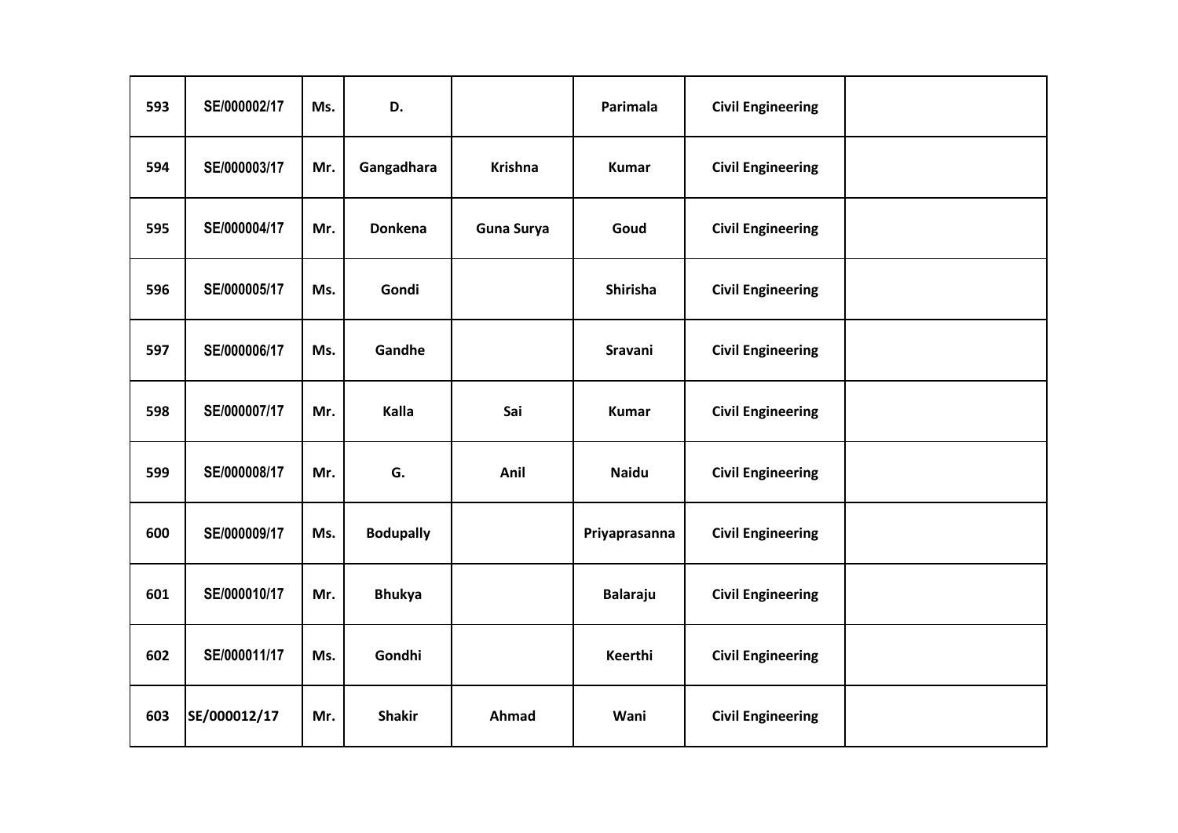| 593 | SE/000002/17 | Ms. | D. | | Parimala | Civil Engineering | |
|---|---|---|---|---|---|---|---|
| 594 | SE/000003/17 | Mr. | Gangadhara | Krishna | Kumar | Civil Engineering | |
| 595 | SE/000004/17 | Mr. | Donkena | Guna Surya | Goud | Civil Engineering | |
| 596 | SE/000005/17 | Ms. | Gondi | | Shirisha | Civil Engineering | |
| 597 | SE/000006/17 | Ms. | Gandhe | | Sravani | Civil Engineering | |
| 598 | SE/000007/17 | Mr. | Kalla | Sai | Kumar | Civil Engineering | |
| 599 | SE/000008/17 | Mr. | G. | Anil | Naidu | Civil Engineering | |
| 600 | SE/000009/17 | Ms. | Bodupally | | Priyaprasanna | Civil Engineering | |
| 601 | SE/000010/17 | Mr. | Bhukya | | Balaraju | Civil Engineering | |
| 602 | SE/000011/17 | Ms. | Gondhi | | Keerthi | Civil Engineering | |
| 603 | SE/000012/17 | Mr. | Shakir | Ahmad | Wani | Civil Engineering | |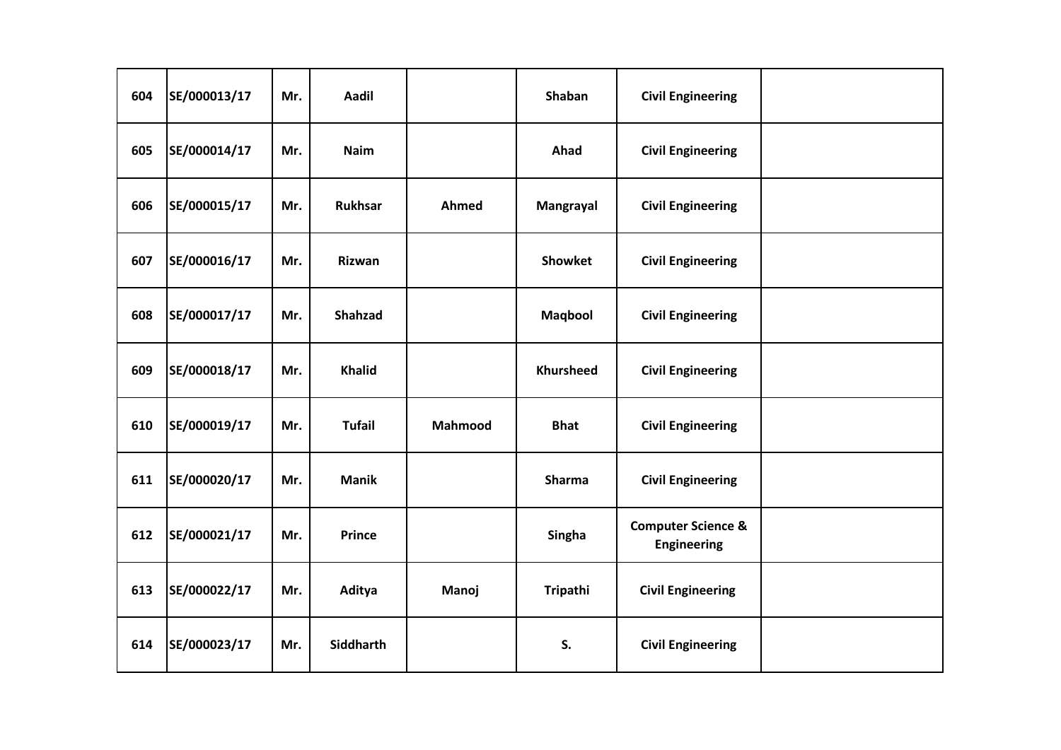| 604 | SE/000013/17 | Mr. | Aadil | | Shaban | Civil Engineering | |
|---|---|---|---|---|---|---|---|
| 605 | SE/000014/17 | Mr. | Naim | | Ahad | Civil Engineering | |
| 606 | SE/000015/17 | Mr. | Rukhsar | Ahmed | Mangrayal | Civil Engineering | |
| 607 | SE/000016/17 | Mr. | Rizwan | | Showket | Civil Engineering | |
| 608 | SE/000017/17 | Mr. | Shahzad | | Maqbool | Civil Engineering | |
| 609 | SE/000018/17 | Mr. | Khalid | | Khursheed | Civil Engineering | |
| 610 | SE/000019/17 | Mr. | Tufail | Mahmood | Bhat | Civil Engineering | |
| 611 | SE/000020/17 | Mr. | Manik | | Sharma | Civil Engineering | |
| 612 | SE/000021/17 | Mr. | Prince | | Singha | Computer Science & Engineering | |
| 613 | SE/000022/17 | Mr. | Aditya | Manoj | Tripathi | Civil Engineering | |
| 614 | SE/000023/17 | Mr. | Siddharth | | S. | Civil Engineering | |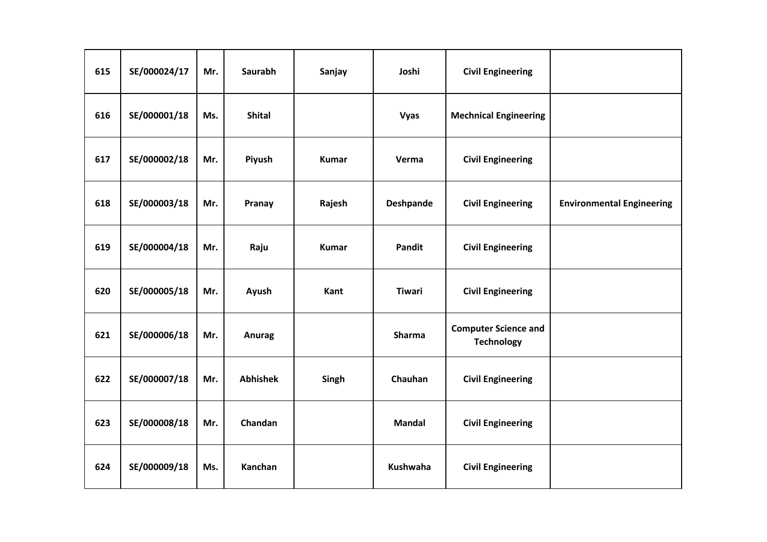| 615 | SE/000024/17 | Mr. | Saurabh | Sanjay | Joshi | Civil Engineering | |
|---|---|---|---|---|---|---|---|
| 616 | SE/000001/18 | Ms. | Shital | | Vyas | Mechnical Engineering | |
| 617 | SE/000002/18 | Mr. | Piyush | Kumar | Verma | Civil Engineering | |
| 618 | SE/000003/18 | Mr. | Pranay | Rajesh | Deshpande | Civil Engineering | Environmental Engineering |
| 619 | SE/000004/18 | Mr. | Raju | Kumar | Pandit | Civil Engineering | |
| 620 | SE/000005/18 | Mr. | Ayush | Kant | Tiwari | Civil Engineering | |
| 621 | SE/000006/18 | Mr. | Anurag | | Sharma | Computer Science and Technology | |
| 622 | SE/000007/18 | Mr. | Abhishek | Singh | Chauhan | Civil Engineering | |
| 623 | SE/000008/18 | Mr. | Chandan | | Mandal | Civil Engineering | |
| 624 | SE/000009/18 | Ms. | Kanchan | | Kushwaha | Civil Engineering | |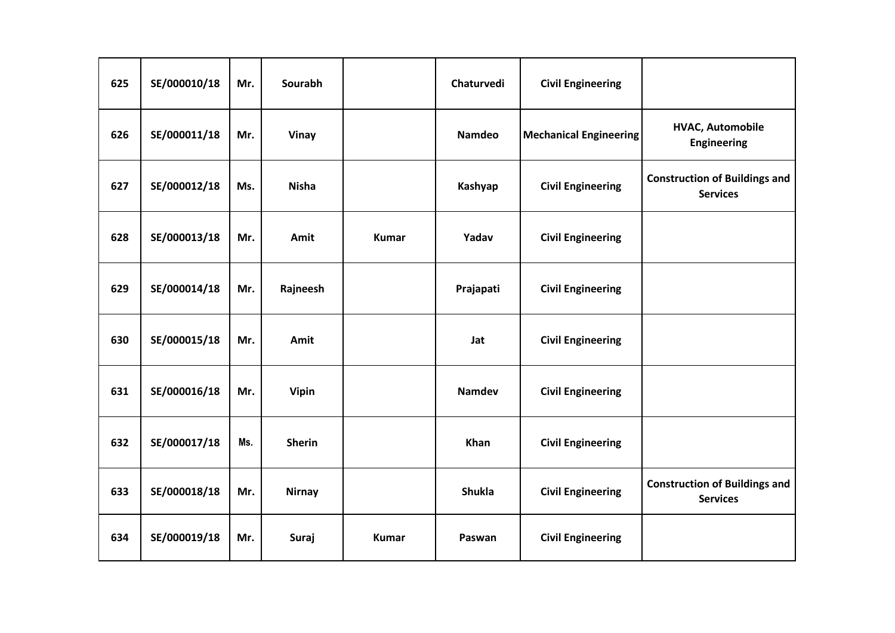| 625 | SE/000010/18 | Mr. | Sourabh | | Chaturvedi | Civil Engineering | |
|---|---|---|---|---|---|---|---|
| 626 | SE/000011/18 | Mr. | Vinay | | Namdeo | Mechanical Engineering | HVAC, Automobile Engineering |
| 627 | SE/000012/18 | Ms. | Nisha | | Kashyap | Civil Engineering | Construction of Buildings and Services |
| 628 | SE/000013/18 | Mr. | Amit | Kumar | Yadav | Civil Engineering | |
| 629 | SE/000014/18 | Mr. | Rajneesh | | Prajapati | Civil Engineering | |
| 630 | SE/000015/18 | Mr. | Amit | | Jat | Civil Engineering | |
| 631 | SE/000016/18 | Mr. | Vipin | | Namdev | Civil Engineering | |
| 632 | SE/000017/18 | Ms. | Sherin | | Khan | Civil Engineering | |
| 633 | SE/000018/18 | Mr. | Nirnay | | Shukla | Civil Engineering | Construction of Buildings and Services |
| 634 | SE/000019/18 | Mr. | Suraj | Kumar | Paswan | Civil Engineering | |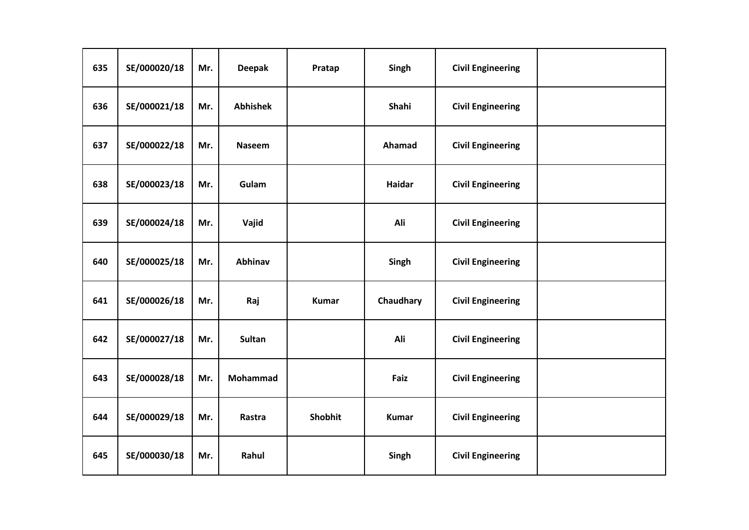| 635 | SE/000020/18 | Mr. | Deepak | Pratap | Singh | Civil Engineering | |
|---|---|---|---|---|---|---|---|
| 636 | SE/000021/18 | Mr. | Abhishek | | Shahi | Civil Engineering | |
| 637 | SE/000022/18 | Mr. | Naseem | | Ahamad | Civil Engineering | |
| 638 | SE/000023/18 | Mr. | Gulam | | Haidar | Civil Engineering | |
| 639 | SE/000024/18 | Mr. | Vajid | | Ali | Civil Engineering | |
| 640 | SE/000025/18 | Mr. | Abhinav | | Singh | Civil Engineering | |
| 641 | SE/000026/18 | Mr. | Raj | Kumar | Chaudhary | Civil Engineering | |
| 642 | SE/000027/18 | Mr. | Sultan | | Ali | Civil Engineering | |
| 643 | SE/000028/18 | Mr. | Mohammad | | Faiz | Civil Engineering | |
| 644 | SE/000029/18 | Mr. | Rastra | Shobhit | Kumar | Civil Engineering | |
| 645 | SE/000030/18 | Mr. | Rahul | | Singh | Civil Engineering | |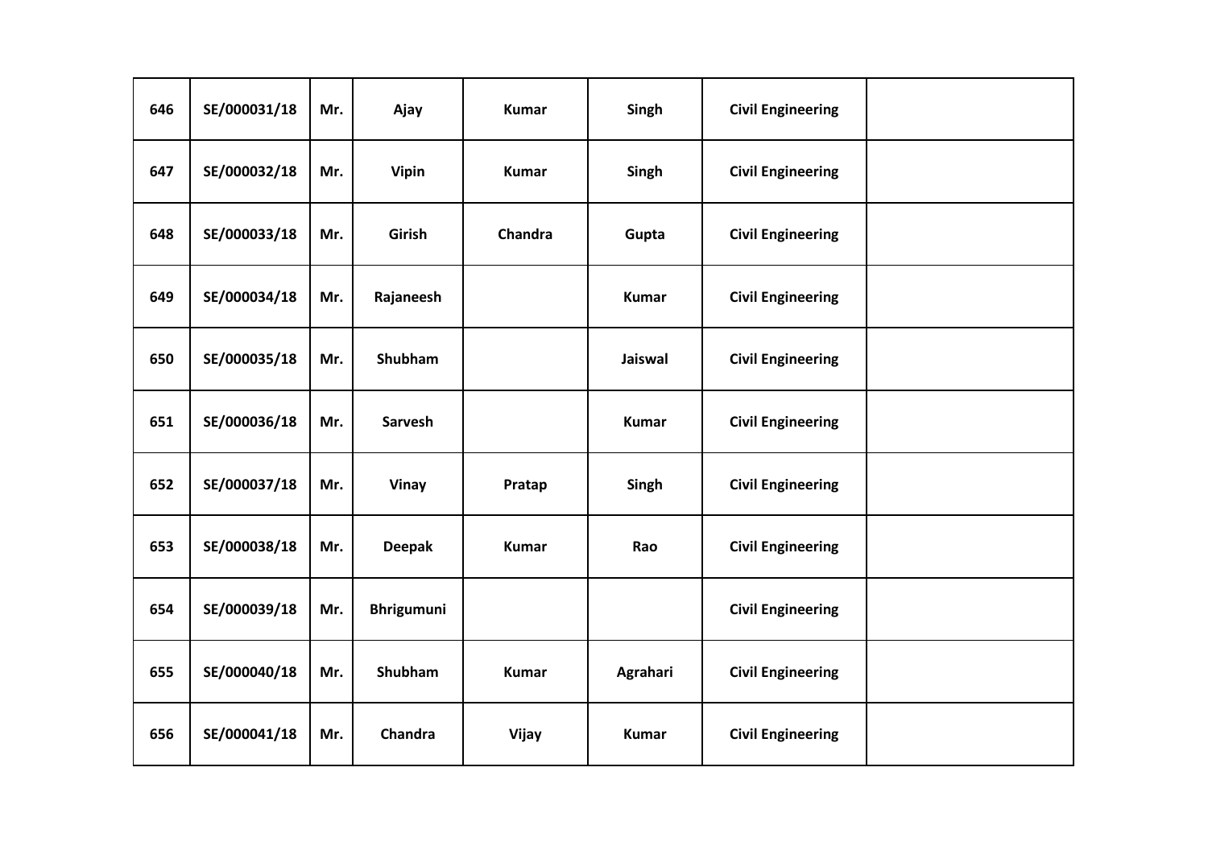| | | | | | | | |
|---|---|---|---|---|---|---|---|
| **646** | **SE/000031/18** | **Mr.** | **Ajay** | **Kumar** | **Singh** | **Civil Engineering** | |
| **647** | **SE/000032/18** | **Mr.** | **Vipin** | **Kumar** | **Singh** | **Civil Engineering** | |
| **648** | **SE/000033/18** | **Mr.** | **Girish** | **Chandra** | **Gupta** | **Civil Engineering** | |
| **649** | **SE/000034/18** | **Mr.** | **Rajaneesh** | | **Kumar** | **Civil Engineering** | |
| **650** | **SE/000035/18** | **Mr.** | **Shubham** | | **Jaiswal** | **Civil Engineering** | |
| **651** | **SE/000036/18** | **Mr.** | **Sarvesh** | | **Kumar** | **Civil Engineering** | |
| **652** | **SE/000037/18** | **Mr.** | **Vinay** | **Pratap** | **Singh** | **Civil Engineering** | |
| **653** | **SE/000038/18** | **Mr.** | **Deepak** | **Kumar** | **Rao** | **Civil Engineering** | |
| **654** | **SE/000039/18** | **Mr.** | **Bhrigumuni** | | | **Civil Engineering** | |
| **655** | **SE/000040/18** | **Mr.** | **Shubham** | **Kumar** | **Agrahari** | **Civil Engineering** | |
| **656** | **SE/000041/18** | **Mr.** | **Chandra** | **Vijay** | **Kumar** | **Civil Engineering** | |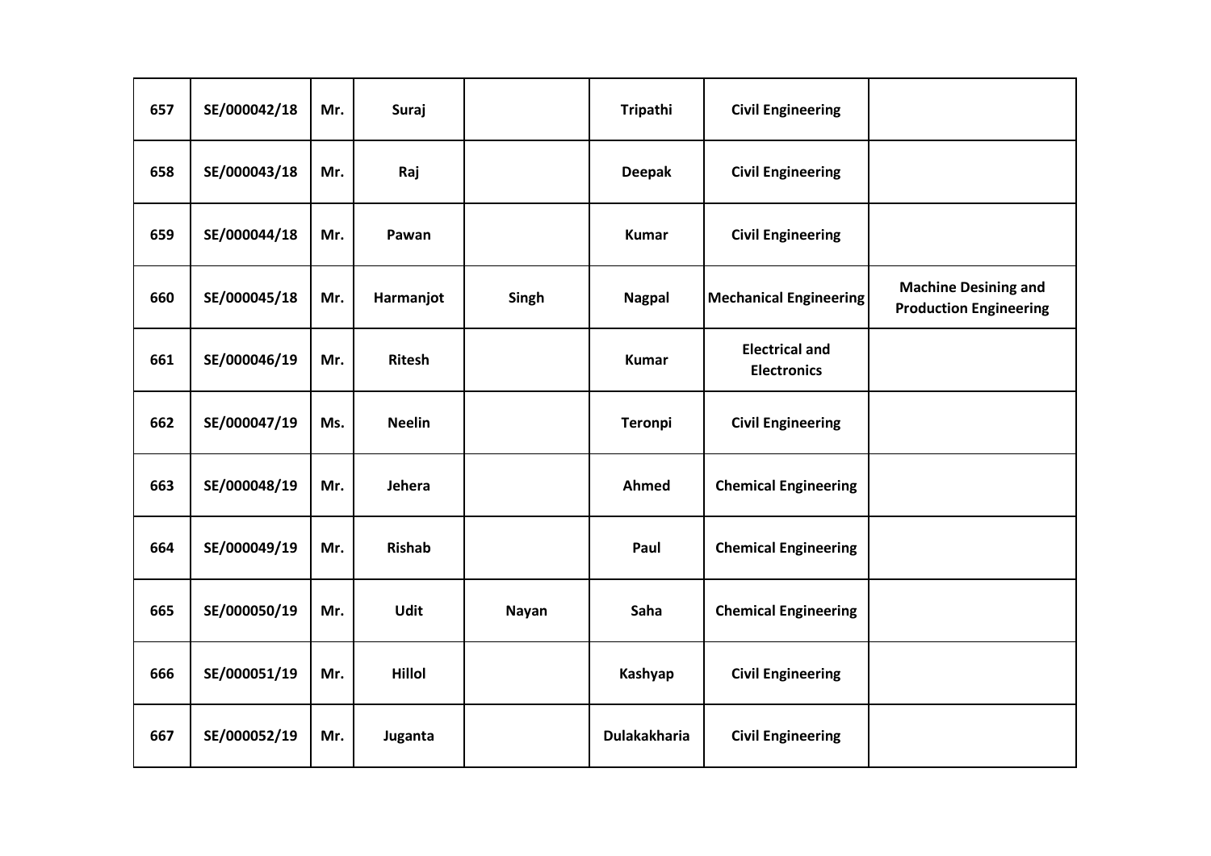| 657 | SE/000042/18 | Mr. | Suraj | | Tripathi | Civil Engineering | |
|---|---|---|---|---|---|---|---|
| 658 | SE/000043/18 | Mr. | Raj | | Deepak | Civil Engineering | |
| 659 | SE/000044/18 | Mr. | Pawan | | Kumar | Civil Engineering | |
| 660 | SE/000045/18 | Mr. | Harmanjot | Singh | Nagpal | Mechanical Engineering | Machine Desining and Production Engineering |
| 661 | SE/000046/19 | Mr. | Ritesh | | Kumar | Electrical and Electronics | |
| 662 | SE/000047/19 | Ms. | Neelin | | Teronpi | Civil Engineering | |
| 663 | SE/000048/19 | Mr. | Jehera | | Ahmed | Chemical Engineering | |
| 664 | SE/000049/19 | Mr. | Rishab | | Paul | Chemical Engineering | |
| 665 | SE/000050/19 | Mr. | Udit | Nayan | Saha | Chemical Engineering | |
| 666 | SE/000051/19 | Mr. | Hillol | | Kashyap | Civil Engineering | |
| 667 | SE/000052/19 | Mr. | Juganta | | Dulakakharia | Civil Engineering | |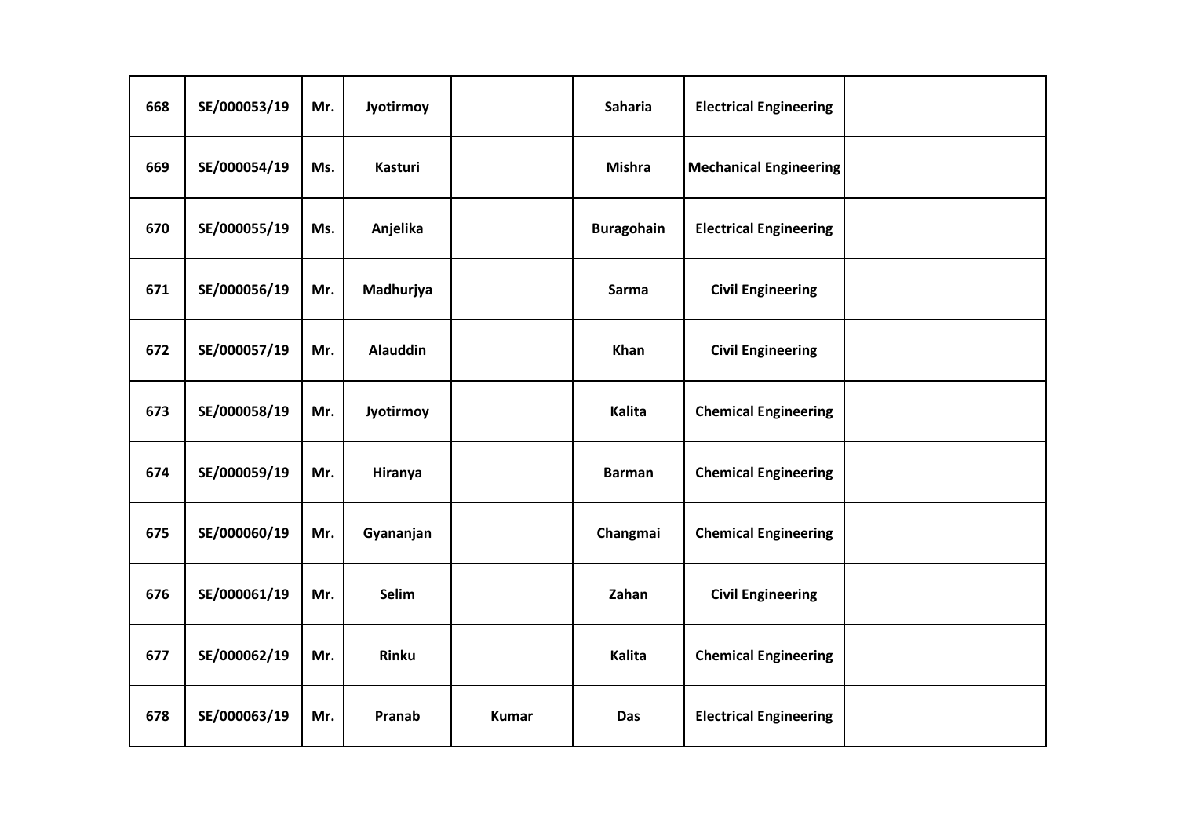| | | | | | | | |
|---|---|---|---|---|---|---|---|
| **668** | **SE/000053/19** | **Mr.** | **Jyotirmoy** | | **Saharia** | **Electrical Engineering** | |
| **669** | **SE/000054/19** | **Ms.** | **Kasturi** | | **Mishra** | **Mechanical Engineering** | |
| **670** | **SE/000055/19** | **Ms.** | **Anjelika** | | **Buragohain** | **Electrical Engineering** | |
| **671** | **SE/000056/19** | **Mr.** | **Madhurjya** | | **Sarma** | **Civil Engineering** | |
| **672** | **SE/000057/19** | **Mr.** | **Alauddin** | | **Khan** | **Civil Engineering** | |
| **673** | **SE/000058/19** | **Mr.** | **Jyotirmoy** | | **Kalita** | **Chemical Engineering** | |
| **674** | **SE/000059/19** | **Mr.** | **Hiranya** | | **Barman** | **Chemical Engineering** | |
| **675** | **SE/000060/19** | **Mr.** | **Gyananjan** | | **Changmai** | **Chemical Engineering** | |
| **676** | **SE/000061/19** | **Mr.** | **Selim** | | **Zahan** | **Civil Engineering** | |
| **677** | **SE/000062/19** | **Mr.** | **Rinku** | | **Kalita** | **Chemical Engineering** | |
| **678** | **SE/000063/19** | **Mr.** | **Pranab** | **Kumar** | **Das** | **Electrical Engineering** | |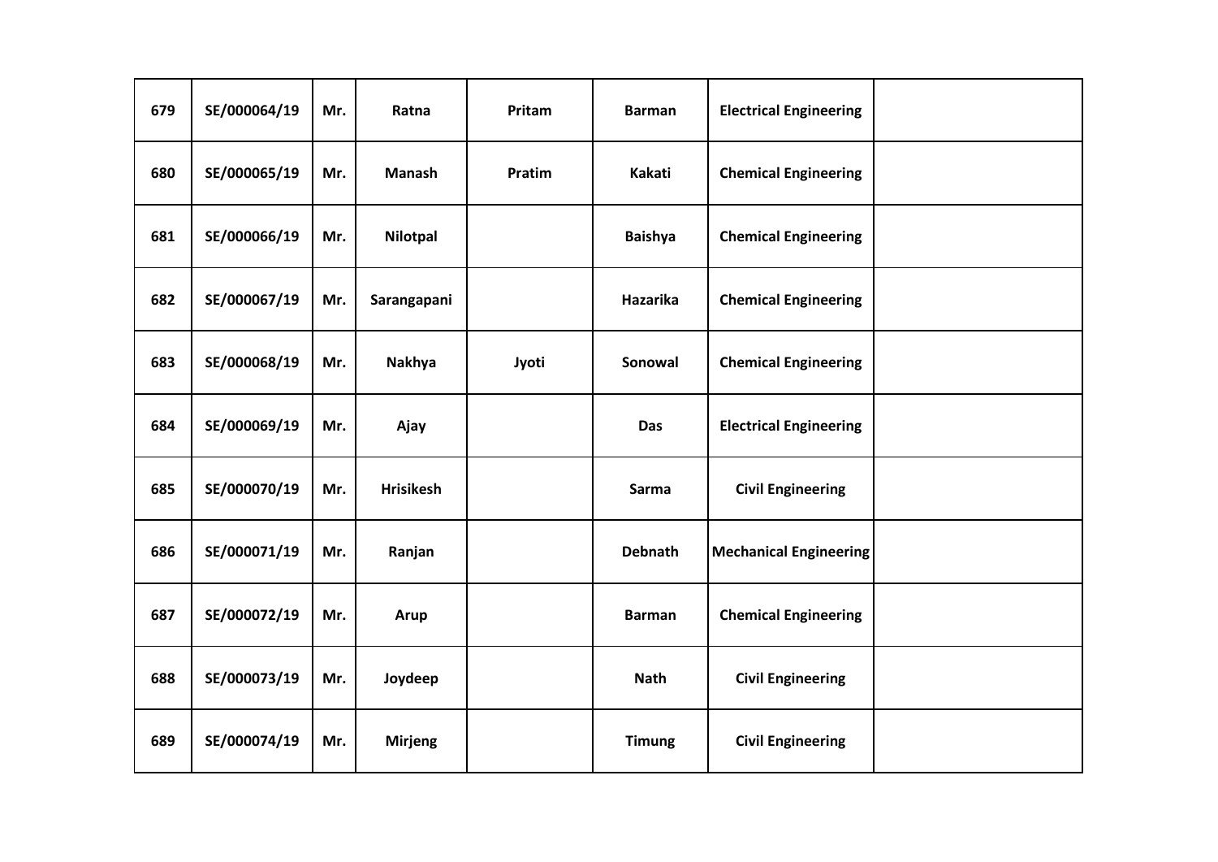| 679 | SE/000064/19 | Mr. | Ratna | Pritam | Barman | Electrical Engineering | |
|---|---|---|---|---|---|---|---|
| 680 | SE/000065/19 | Mr. | Manash | Pratim | Kakati | Chemical Engineering | |
| 681 | SE/000066/19 | Mr. | Nilotpal | | Baishya | Chemical Engineering | |
| 682 | SE/000067/19 | Mr. | Sarangapani | | Hazarika | Chemical Engineering | |
| 683 | SE/000068/19 | Mr. | Nakhya | Jyoti | Sonowal | Chemical Engineering | |
| 684 | SE/000069/19 | Mr. | Ajay | | Das | Electrical Engineering | |
| 685 | SE/000070/19 | Mr. | Hrisikesh | | Sarma | Civil Engineering | |
| 686 | SE/000071/19 | Mr. | Ranjan | | Debnath | Mechanical Engineering | |
| 687 | SE/000072/19 | Mr. | Arup | | Barman | Chemical Engineering | |
| 688 | SE/000073/19 | Mr. | Joydeep | | Nath | Civil Engineering | |
| 689 | SE/000074/19 | Mr. | Mirjeng | | Timung | Civil Engineering | |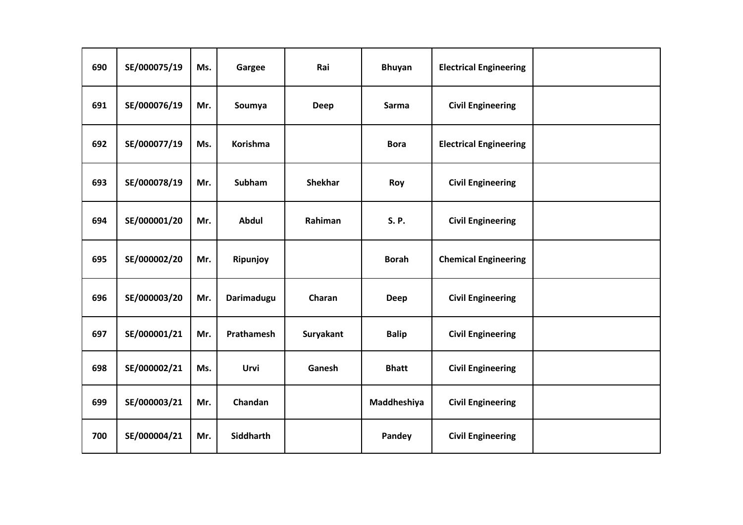| 690 | SE/000075/19 | Ms. | Gargee | Rai | Bhuyan | Electrical Engineering | |
|---|---|---|---|---|---|---|---|
| 691 | SE/000076/19 | Mr. | Soumya | Deep | Sarma | Civil Engineering | |
| 692 | SE/000077/19 | Ms. | Korishma | | Bora | Electrical Engineering | |
| 693 | SE/000078/19 | Mr. | Subham | Shekhar | Roy | Civil Engineering | |
| 694 | SE/000001/20 | Mr. | Abdul | Rahiman | S. P. | Civil Engineering | |
| 695 | SE/000002/20 | Mr. | Ripunjoy | | Borah | Chemical Engineering | |
| 696 | SE/000003/20 | Mr. | Darimadugu | Charan | Deep | Civil Engineering | |
| 697 | SE/000001/21 | Mr. | Prathamesh | Suryakant | Balip | Civil Engineering | |
| 698 | SE/000002/21 | Ms. | Urvi | Ganesh | Bhatt | Civil Engineering | |
| 699 | SE/000003/21 | Mr. | Chandan | | Maddheshiya | Civil Engineering | |
| 700 | SE/000004/21 | Mr. | Siddharth | | Pandey | Civil Engineering | |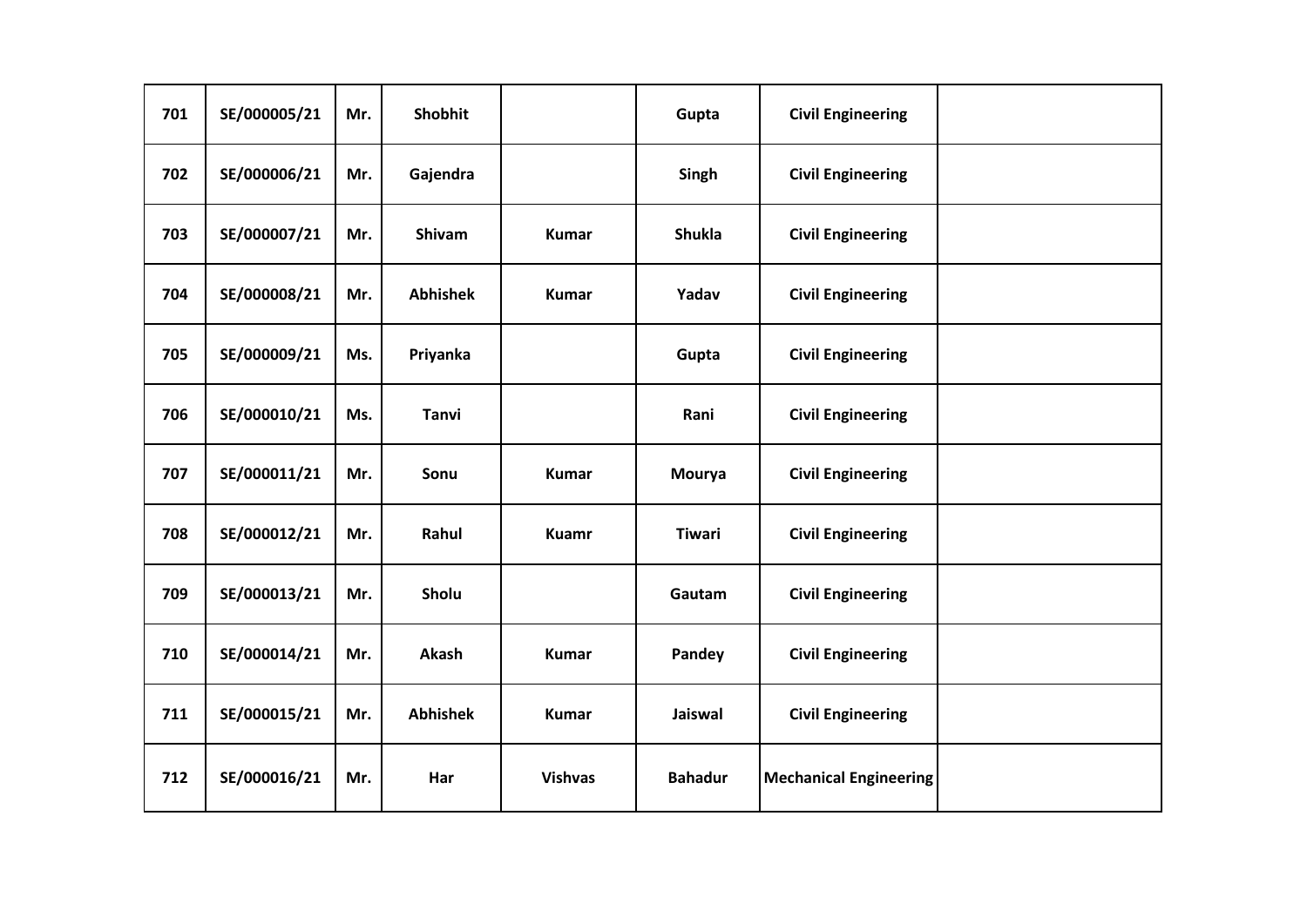| 701 | SE/000005/21 | Mr. | Shobhit | | Gupta | Civil Engineering | |
|---|---|---|---|---|---|---|---|
| 702 | SE/000006/21 | Mr. | Gajendra | | Singh | Civil Engineering | |
| 703 | SE/000007/21 | Mr. | Shivam | Kumar | Shukla | Civil Engineering | |
| 704 | SE/000008/21 | Mr. | Abhishek | Kumar | Yadav | Civil Engineering | |
| 705 | SE/000009/21 | Ms. | Priyanka | | Gupta | Civil Engineering | |
| 706 | SE/000010/21 | Ms. | Tanvi | | Rani | Civil Engineering | |
| 707 | SE/000011/21 | Mr. | Sonu | Kumar | Mourya | Civil Engineering | |
| 708 | SE/000012/21 | Mr. | Rahul | Kuamr | Tiwari | Civil Engineering | |
| 709 | SE/000013/21 | Mr. | Sholu | | Gautam | Civil Engineering | |
| 710 | SE/000014/21 | Mr. | Akash | Kumar | Pandey | Civil Engineering | |
| 711 | SE/000015/21 | Mr. | Abhishek | Kumar | Jaiswal | Civil Engineering | |
| 712 | SE/000016/21 | Mr. | Har | Vishvas | Bahadur | Mechanical Engineering | |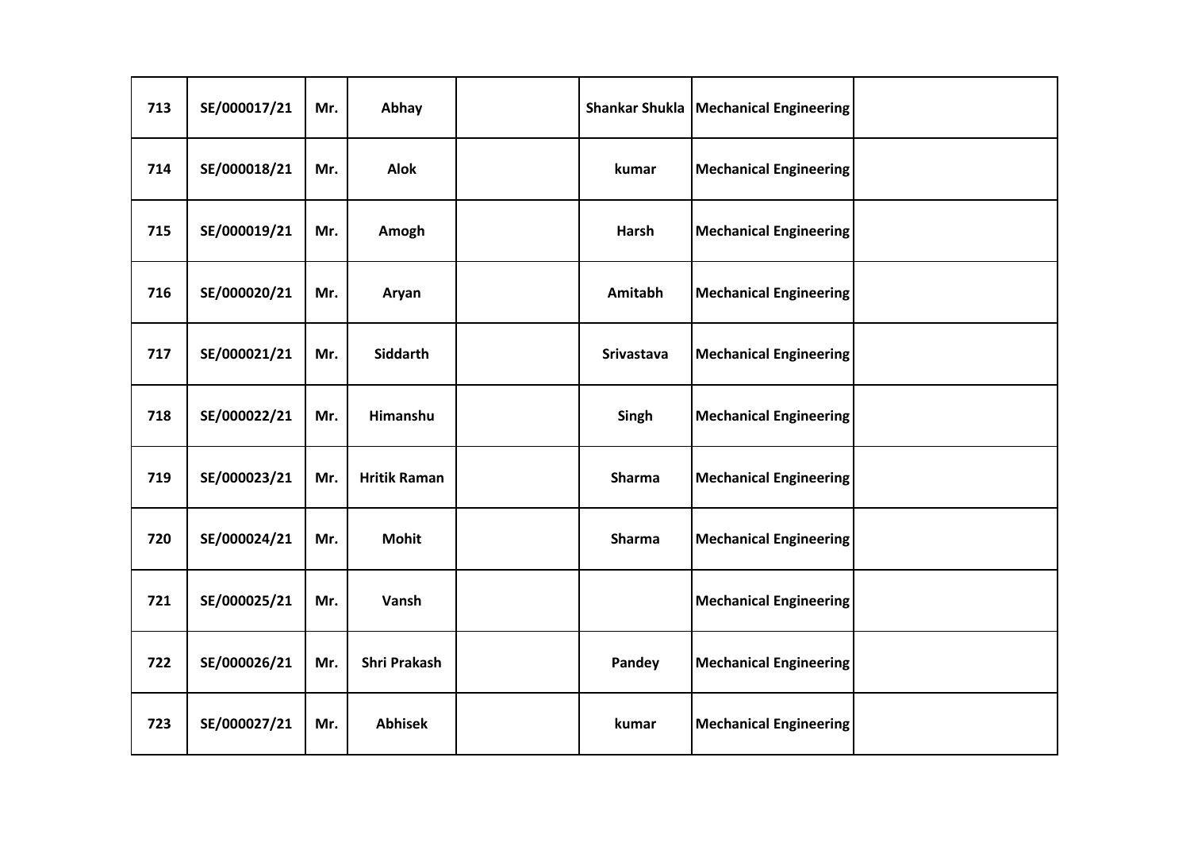| | | | | | | | |
|---|---|---|---|---|---|---|---|
| **713** | **SE/000017/21** | **Mr.** | **Abhay** | | **Shankar Shukla** | **Mechanical Engineering** | |
| **714** | **SE/000018/21** | **Mr.** | **Alok** | | **kumar** | **Mechanical Engineering** | |
| **715** | **SE/000019/21** | **Mr.** | **Amogh** | | **Harsh** | **Mechanical Engineering** | |
| **716** | **SE/000020/21** | **Mr.** | **Aryan** | | **Amitabh** | **Mechanical Engineering** | |
| **717** | **SE/000021/21** | **Mr.** | **Siddarth** | | **Srivastava** | **Mechanical Engineering** | |
| **718** | **SE/000022/21** | **Mr.** | **Himanshu** | | **Singh** | **Mechanical Engineering** | |
| **719** | **SE/000023/21** | **Mr.** | **Hritik Raman** | | **Sharma** | **Mechanical Engineering** | |
| **720** | **SE/000024/21** | **Mr.** | **Mohit** | | **Sharma** | **Mechanical Engineering** | |
| **721** | **SE/000025/21** | **Mr.** | **Vansh** | | | **Mechanical Engineering** | |
| **722** | **SE/000026/21** | **Mr.** | **Shri Prakash** | | **Pandey** | **Mechanical Engineering** | |
| **723** | **SE/000027/21** | **Mr.** | **Abhisek** | | **kumar** | **Mechanical Engineering** | |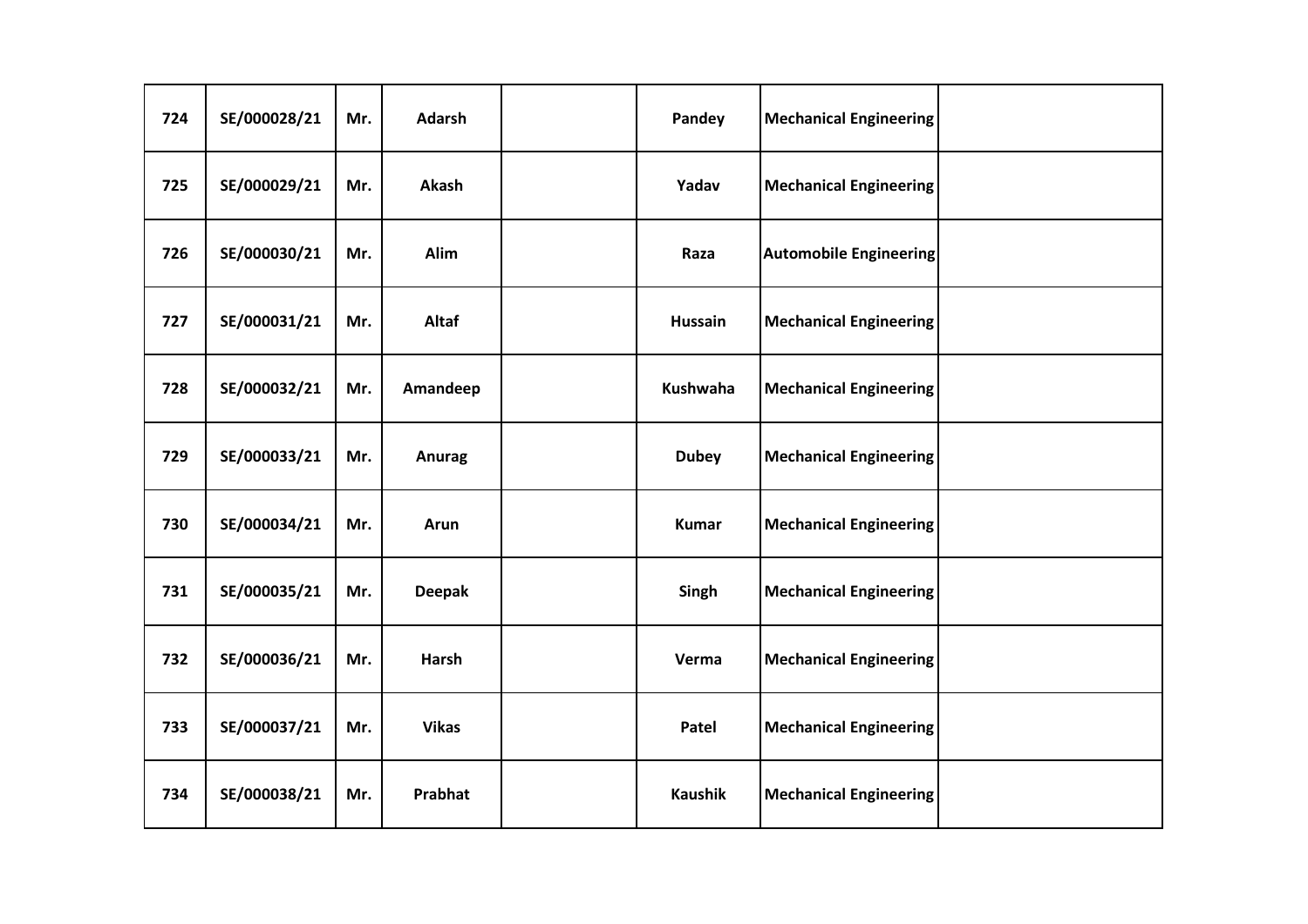| | | | | | | | |
|---|---|---|---|---|---|---|---|
| 724 | SE/000028/21 | Mr. | Adarsh | | Pandey | Mechanical Engineering | |
| 725 | SE/000029/21 | Mr. | Akash | | Yadav | Mechanical Engineering | |
| 726 | SE/000030/21 | Mr. | Alim | | Raza | Automobile Engineering | |
| 727 | SE/000031/21 | Mr. | Altaf | | Hussain | Mechanical Engineering | |
| 728 | SE/000032/21 | Mr. | Amandeep | | Kushwaha | Mechanical Engineering | |
| 729 | SE/000033/21 | Mr. | Anurag | | Dubey | Mechanical Engineering | |
| 730 | SE/000034/21 | Mr. | Arun | | Kumar | Mechanical Engineering | |
| 731 | SE/000035/21 | Mr. | Deepak | | Singh | Mechanical Engineering | |
| 732 | SE/000036/21 | Mr. | Harsh | | Verma | Mechanical Engineering | |
| 733 | SE/000037/21 | Mr. | Vikas | | Patel | Mechanical Engineering | |
| 734 | SE/000038/21 | Mr. | Prabhat | | Kaushik | Mechanical Engineering | |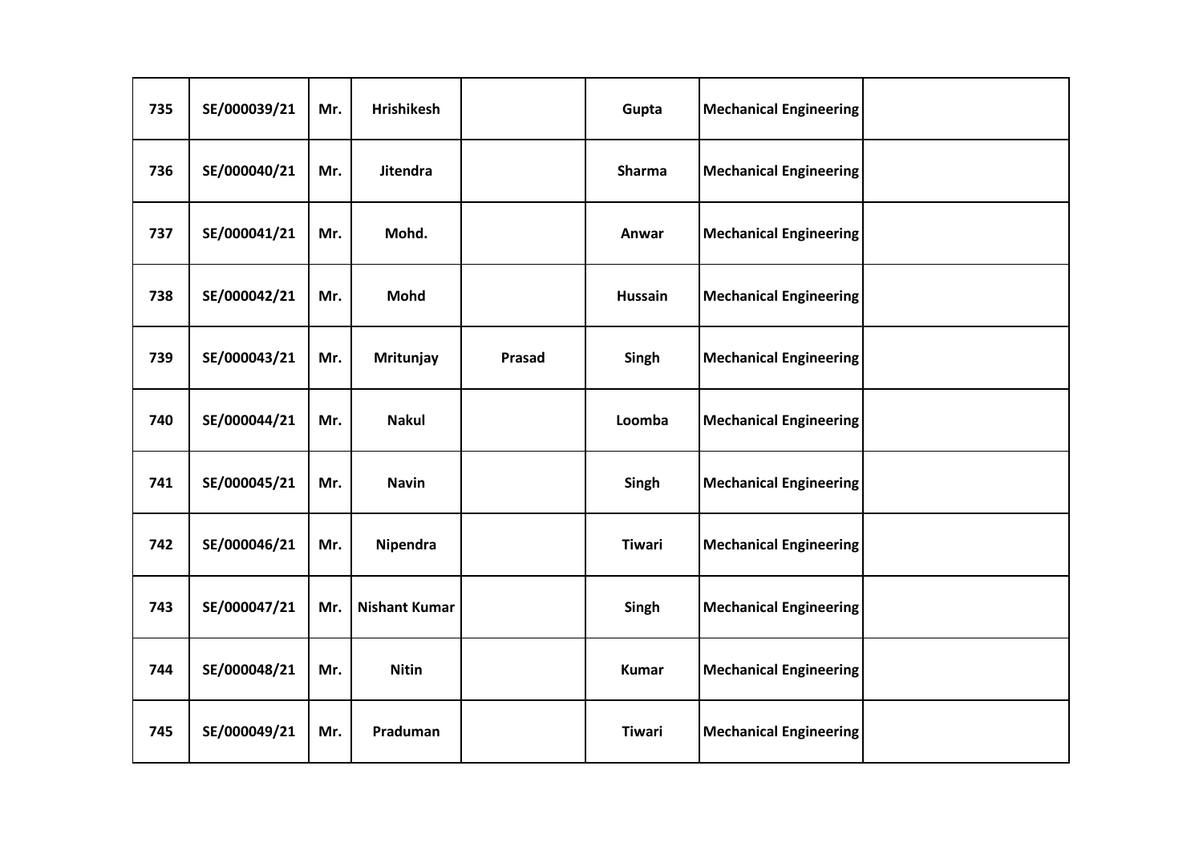| | | | | | | | |
|---|---|---|---|---|---|---|---|
| **735** | **SE/000039/21** | **Mr.** | **Hrishikesh** | | **Gupta** | **Mechanical Engineering** | |
| **736** | **SE/000040/21** | **Mr.** | **Jitendra** | | **Sharma** | **Mechanical Engineering** | |
| **737** | **SE/000041/21** | **Mr.** | **Mohd.** | | **Anwar** | **Mechanical Engineering** | |
| **738** | **SE/000042/21** | **Mr.** | **Mohd** | | **Hussain** | **Mechanical Engineering** | |
| **739** | **SE/000043/21** | **Mr.** | **Mritunjay** | **Prasad** | **Singh** | **Mechanical Engineering** | |
| **740** | **SE/000044/21** | **Mr.** | **Nakul** | | **Loomba** | **Mechanical Engineering** | |
| **741** | **SE/000045/21** | **Mr.** | **Navin** | | **Singh** | **Mechanical Engineering** | |
| **742** | **SE/000046/21** | **Mr.** | **Nipendra** | | **Tiwari** | **Mechanical Engineering** | |
| **743** | **SE/000047/21** | **Mr.** | **Nishant Kumar** | | **Singh** | **Mechanical Engineering** | |
| **744** | **SE/000048/21** | **Mr.** | **Nitin** | | **Kumar** | **Mechanical Engineering** | |
| **745** | **SE/000049/21** | **Mr.** | **Praduman** | | **Tiwari** | **Mechanical Engineering** | |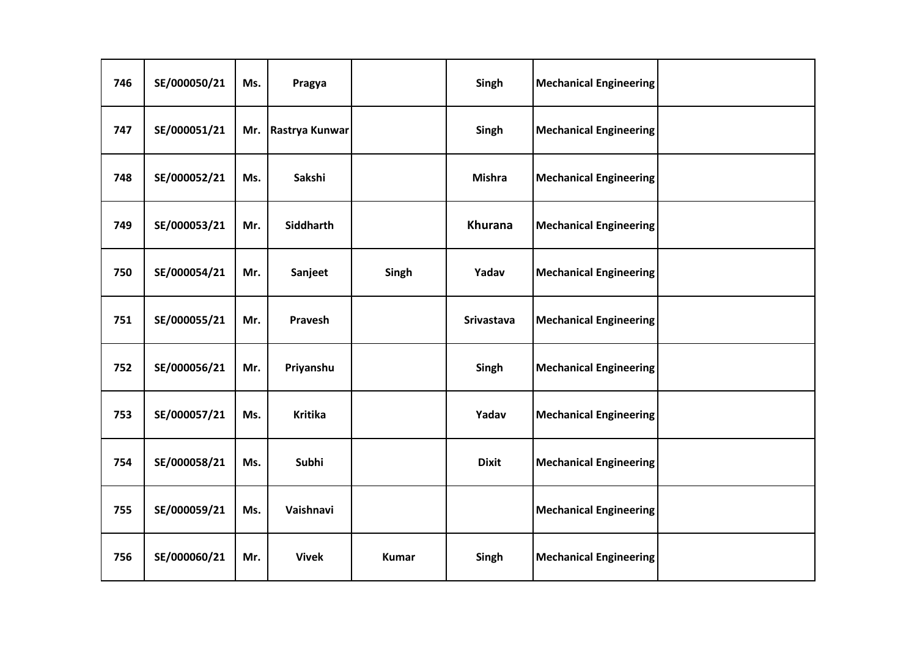| | | | | | | | |
|---|---|---|---|---|---|---|---|
| 746 | SE/000050/21 | Ms. | Pragya | | Singh | Mechanical Engineering | |
| 747 | SE/000051/21 | Mr. | Rastrya Kunwar | | Singh | Mechanical Engineering | |
| 748 | SE/000052/21 | Ms. | Sakshi | | Mishra | Mechanical Engineering | |
| 749 | SE/000053/21 | Mr. | Siddharth | | Khurana | Mechanical Engineering | |
| 750 | SE/000054/21 | Mr. | Sanjeet | Singh | Yadav | Mechanical Engineering | |
| 751 | SE/000055/21 | Mr. | Pravesh | | Srivastava | Mechanical Engineering | |
| 752 | SE/000056/21 | Mr. | Priyanshu | | Singh | Mechanical Engineering | |
| 753 | SE/000057/21 | Ms. | Kritika | | Yadav | Mechanical Engineering | |
| 754 | SE/000058/21 | Ms. | Subhi | | Dixit | Mechanical Engineering | |
| 755 | SE/000059/21 | Ms. | Vaishnavi | | | Mechanical Engineering | |
| 756 | SE/000060/21 | Mr. | Vivek | Kumar | Singh | Mechanical Engineering | |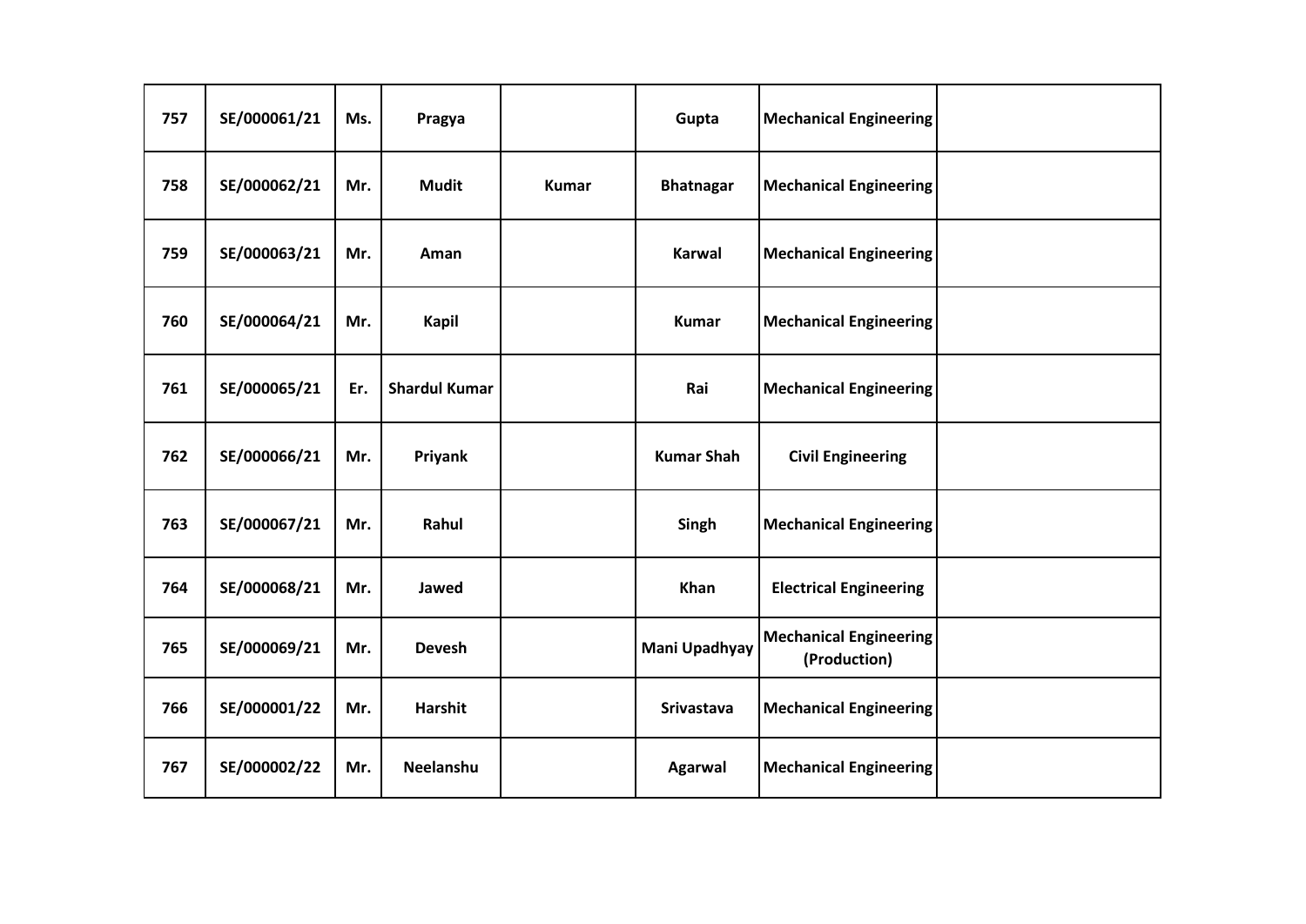| 757 | SE/000061/21 | Ms. | Pragya | | Gupta | Mechanical Engineering | |
|---|---|---|---|---|---|---|---|
| 758 | SE/000062/21 | Mr. | Mudit | Kumar | Bhatnagar | Mechanical Engineering | |
| 759 | SE/000063/21 | Mr. | Aman | | Karwal | Mechanical Engineering | |
| 760 | SE/000064/21 | Mr. | Kapil | | Kumar | Mechanical Engineering | |
| 761 | SE/000065/21 | Er. | Shardul Kumar | | Rai | Mechanical Engineering | |
| 762 | SE/000066/21 | Mr. | Priyank | | Kumar Shah | Civil Engineering | |
| 763 | SE/000067/21 | Mr. | Rahul | | Singh | Mechanical Engineering | |
| 764 | SE/000068/21 | Mr. | Jawed | | Khan | Electrical Engineering | |
| 765 | SE/000069/21 | Mr. | Devesh | | Mani Upadhyay | Mechanical Engineering (Production) | |
| 766 | SE/000001/22 | Mr. | Harshit | | Srivastava | Mechanical Engineering | |
| 767 | SE/000002/22 | Mr. | Neelanshu | | Agarwal | Mechanical Engineering | |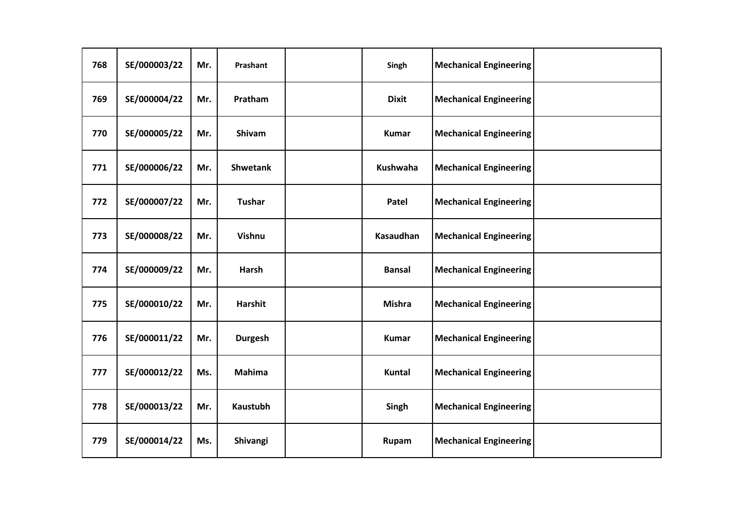| | | | | | | | |
|---|---|---|---|---|---|---|---|
| 768 | SE/000003/22 | Mr. | Prashant | | Singh | Mechanical Engineering | |
| 769 | SE/000004/22 | Mr. | Pratham | | Dixit | Mechanical Engineering | |
| 770 | SE/000005/22 | Mr. | Shivam | | Kumar | Mechanical Engineering | |
| 771 | SE/000006/22 | Mr. | Shwetank | | Kushwaha | Mechanical Engineering | |
| 772 | SE/000007/22 | Mr. | Tushar | | Patel | Mechanical Engineering | |
| 773 | SE/000008/22 | Mr. | Vishnu | | Kasaudhan | Mechanical Engineering | |
| 774 | SE/000009/22 | Mr. | Harsh | | Bansal | Mechanical Engineering | |
| 775 | SE/000010/22 | Mr. | Harshit | | Mishra | Mechanical Engineering | |
| 776 | SE/000011/22 | Mr. | Durgesh | | Kumar | Mechanical Engineering | |
| 777 | SE/000012/22 | Ms. | Mahima | | Kuntal | Mechanical Engineering | |
| 778 | SE/000013/22 | Mr. | Kaustubh | | Singh | Mechanical Engineering | |
| 779 | SE/000014/22 | Ms. | Shivangi | | Rupam | Mechanical Engineering | |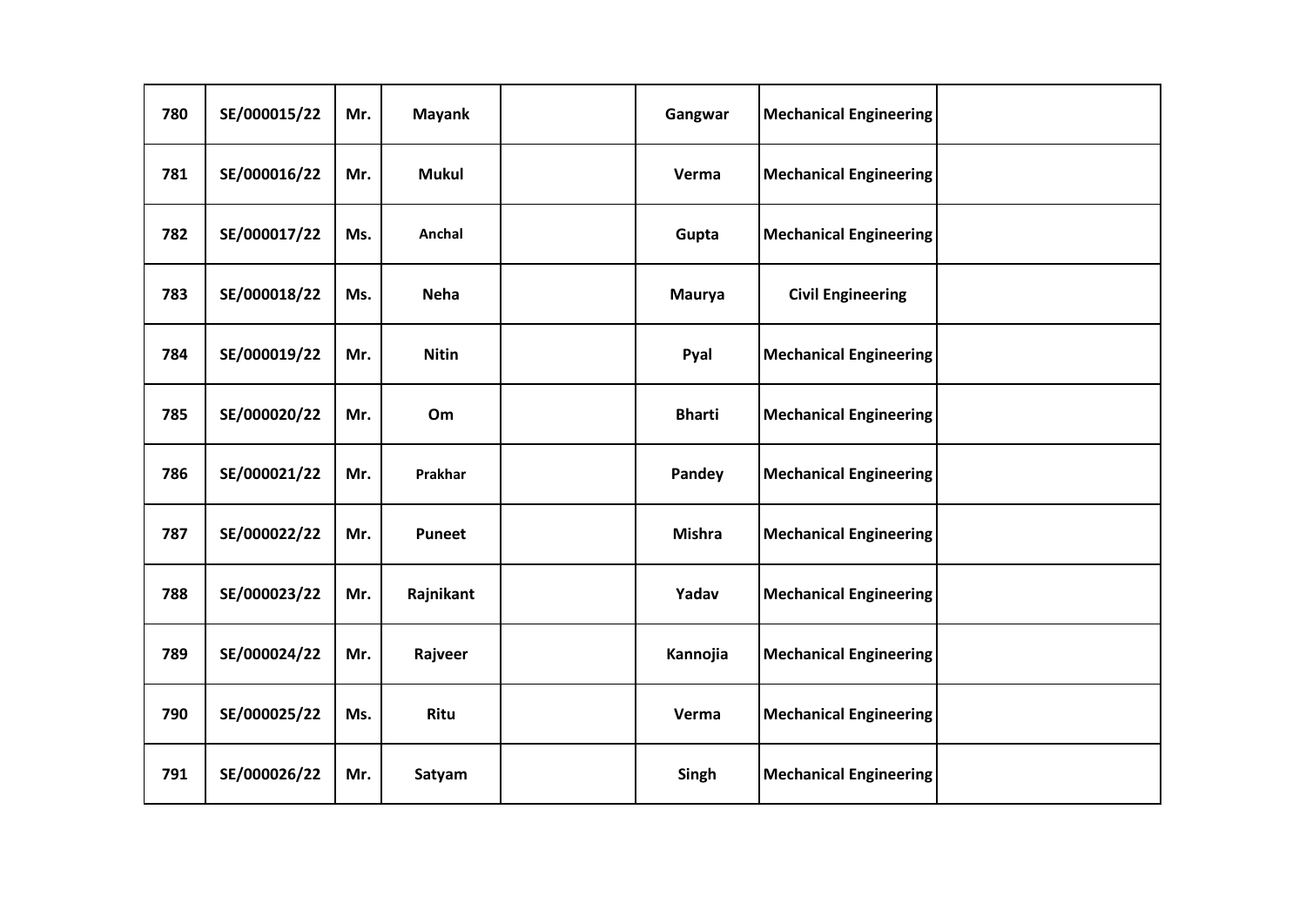| 780 | SE/000015/22 | Mr. | Mayank | | Gangwar | Mechanical Engineering | |
|---|---|---|---|---|---|---|---|
| 781 | SE/000016/22 | Mr. | Mukul | | Verma | Mechanical Engineering | |
| 782 | SE/000017/22 | Ms. | Anchal | | Gupta | Mechanical Engineering | |
| 783 | SE/000018/22 | Ms. | Neha | | Maurya | Civil Engineering | |
| 784 | SE/000019/22 | Mr. | Nitin | | Pyal | Mechanical Engineering | |
| 785 | SE/000020/22 | Mr. | Om | | Bharti | Mechanical Engineering | |
| 786 | SE/000021/22 | Mr. | Prakhar | | Pandey | Mechanical Engineering | |
| 787 | SE/000022/22 | Mr. | Puneet | | Mishra | Mechanical Engineering | |
| 788 | SE/000023/22 | Mr. | Rajnikant | | Yadav | Mechanical Engineering | |
| 789 | SE/000024/22 | Mr. | Rajveer | | Kannojia | Mechanical Engineering | |
| 790 | SE/000025/22 | Ms. | Ritu | | Verma | Mechanical Engineering | |
| 791 | SE/000026/22 | Mr. | Satyam | | Singh | Mechanical Engineering | |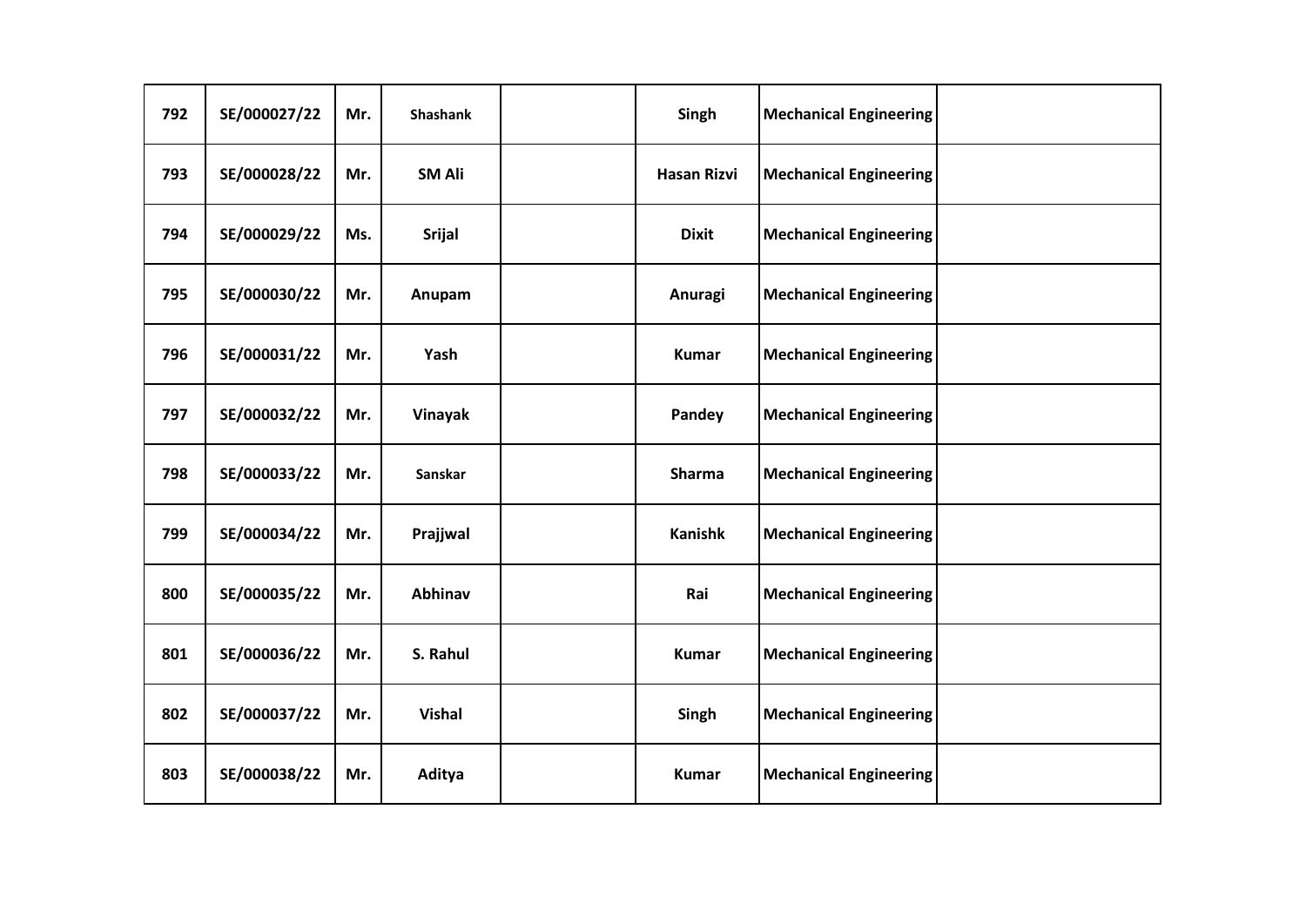| | | | | | | | |
|---|---|---|---|---|---|---|---|
| 792 | SE/000027/22 | Mr. | Shashank | | Singh | Mechanical Engineering | |
| 793 | SE/000028/22 | Mr. | SM Ali | | Hasan Rizvi | Mechanical Engineering | |
| 794 | SE/000029/22 | Ms. | Srijal | | Dixit | Mechanical Engineering | |
| 795 | SE/000030/22 | Mr. | Anupam | | Anuragi | Mechanical Engineering | |
| 796 | SE/000031/22 | Mr. | Yash | | Kumar | Mechanical Engineering | |
| 797 | SE/000032/22 | Mr. | Vinayak | | Pandey | Mechanical Engineering | |
| 798 | SE/000033/22 | Mr. | Sanskar | | Sharma | Mechanical Engineering | |
| 799 | SE/000034/22 | Mr. | Prajjwal | | Kanishk | Mechanical Engineering | |
| 800 | SE/000035/22 | Mr. | Abhinav | | Rai | Mechanical Engineering | |
| 801 | SE/000036/22 | Mr. | S. Rahul | | Kumar | Mechanical Engineering | |
| 802 | SE/000037/22 | Mr. | Vishal | | Singh | Mechanical Engineering | |
| 803 | SE/000038/22 | Mr. | Aditya | | Kumar | Mechanical Engineering | |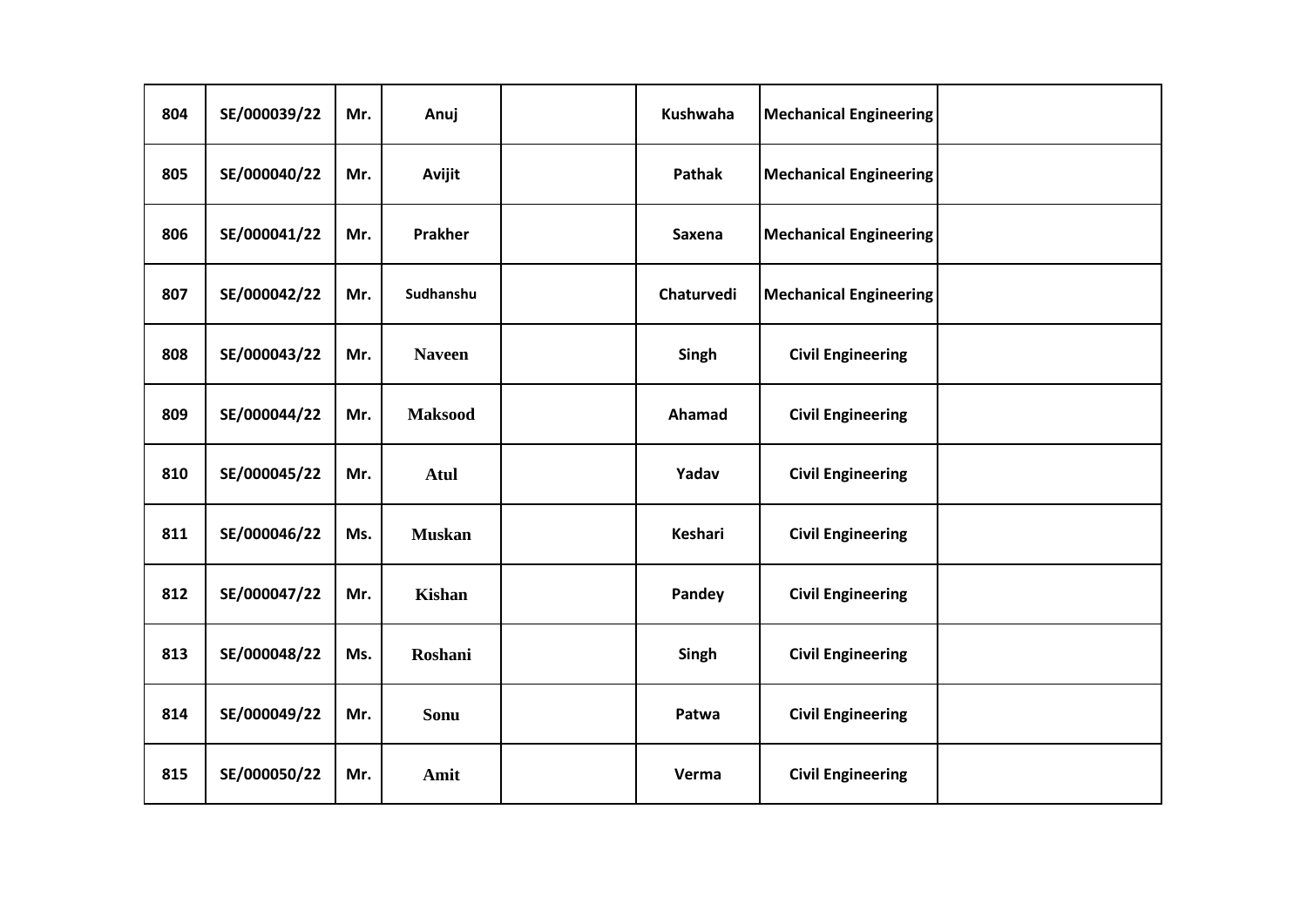| | | | | | | | |
|---|---|---|---|---|---|---|---|
| 804 | SE/000039/22 | Mr. | Anuj | | Kushwaha | Mechanical Engineering | |
| 805 | SE/000040/22 | Mr. | Avijit | | Pathak | Mechanical Engineering | |
| 806 | SE/000041/22 | Mr. | Prakher | | Saxena | Mechanical Engineering | |
| 807 | SE/000042/22 | Mr. | Sudhanshu | | Chaturvedi | Mechanical Engineering | |
| 808 | SE/000043/22 | Mr. | Naveen | | Singh | Civil Engineering | |
| 809 | SE/000044/22 | Mr. | Maksood | | Ahamad | Civil Engineering | |
| 810 | SE/000045/22 | Mr. | Atul | | Yadav | Civil Engineering | |
| 811 | SE/000046/22 | Ms. | Muskan | | Keshari | Civil Engineering | |
| 812 | SE/000047/22 | Mr. | Kishan | | Pandey | Civil Engineering | |
| 813 | SE/000048/22 | Ms. | Roshani | | Singh | Civil Engineering | |
| 814 | SE/000049/22 | Mr. | Sonu | | Patwa | Civil Engineering | |
| 815 | SE/000050/22 | Mr. | Amit | | Verma | Civil Engineering | |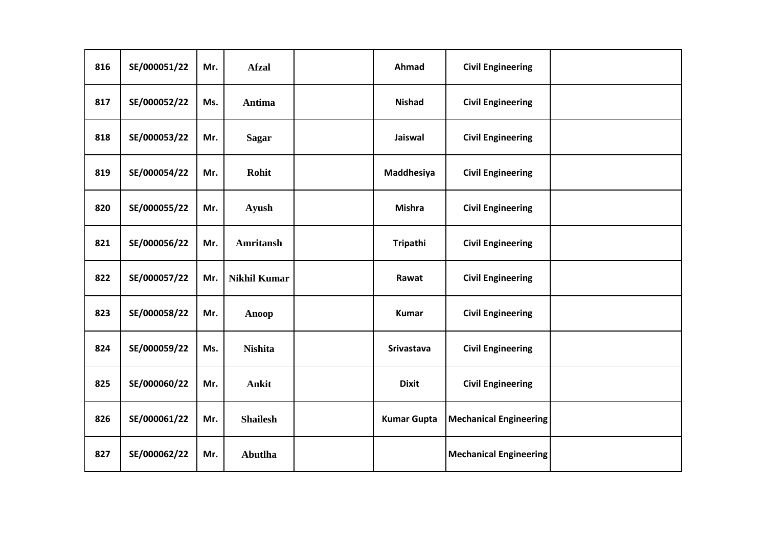| 816 | SE/000051/22 | Mr. | **Afzal** | | **Ahmad** | **Civil Engineering** | |
|---|---|---|---|---|---|---|---|
| 817 | SE/000052/22 | Ms. | **Antima** | | **Nishad** | **Civil Engineering** | |
| 818 | SE/000053/22 | Mr. | **Sagar** | | **Jaiswal** | **Civil Engineering** | |
| 819 | SE/000054/22 | Mr. | **Rohit** | | **Maddhesiya** | **Civil Engineering** | |
| 820 | SE/000055/22 | Mr. | **Ayush** | | **Mishra** | **Civil Engineering** | |
| 821 | SE/000056/22 | Mr. | **Amritansh** | | **Tripathi** | **Civil Engineering** | |
| 822 | SE/000057/22 | Mr. | **Nikhil Kumar** | | **Rawat** | **Civil Engineering** | |
| 823 | SE/000058/22 | Mr. | **Anoop** | | **Kumar** | **Civil Engineering** | |
| 824 | SE/000059/22 | Ms. | **Nishita** | | **Srivastava** | **Civil Engineering** | |
| 825 | SE/000060/22 | Mr. | **Ankit** | | **Dixit** | **Civil Engineering** | |
| 826 | SE/000061/22 | Mr. | **Shailesh** | | **Kumar Gupta** | **Mechanical Engineering** | |
| 827 | SE/000062/22 | Mr. | **Abutlha** | | | **Mechanical Engineering** | |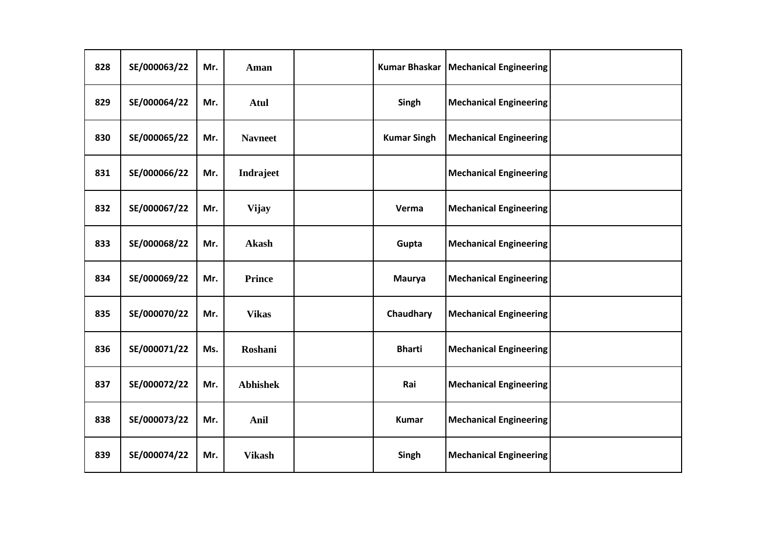| | | | | | | | |
|---|---|---|---|---|---|---|---|
| 828 | SE/000063/22 | Mr. | **Aman** | | Kumar Bhaskar | Mechanical Engineering | |
| 829 | SE/000064/22 | Mr. | **Atul** | | Singh | Mechanical Engineering | |
| 830 | SE/000065/22 | Mr. | **Navneet** | | Kumar Singh | Mechanical Engineering | |
| 831 | SE/000066/22 | Mr. | **Indrajeet** | | | Mechanical Engineering | |
| 832 | SE/000067/22 | Mr. | **Vijay** | | Verma | Mechanical Engineering | |
| 833 | SE/000068/22 | Mr. | **Akash** | | Gupta | Mechanical Engineering | |
| 834 | SE/000069/22 | Mr. | **Prince** | | Maurya | Mechanical Engineering | |
| 835 | SE/000070/22 | Mr. | **Vikas** | | Chaudhary | Mechanical Engineering | |
| 836 | SE/000071/22 | Ms. | **Roshani** | | Bharti | Mechanical Engineering | |
| 837 | SE/000072/22 | Mr. | **Abhishek** | | Rai | Mechanical Engineering | |
| 838 | SE/000073/22 | Mr. | **Anil** | | Kumar | Mechanical Engineering | |
| 839 | SE/000074/22 | Mr. | **Vikash** | | Singh | Mechanical Engineering | |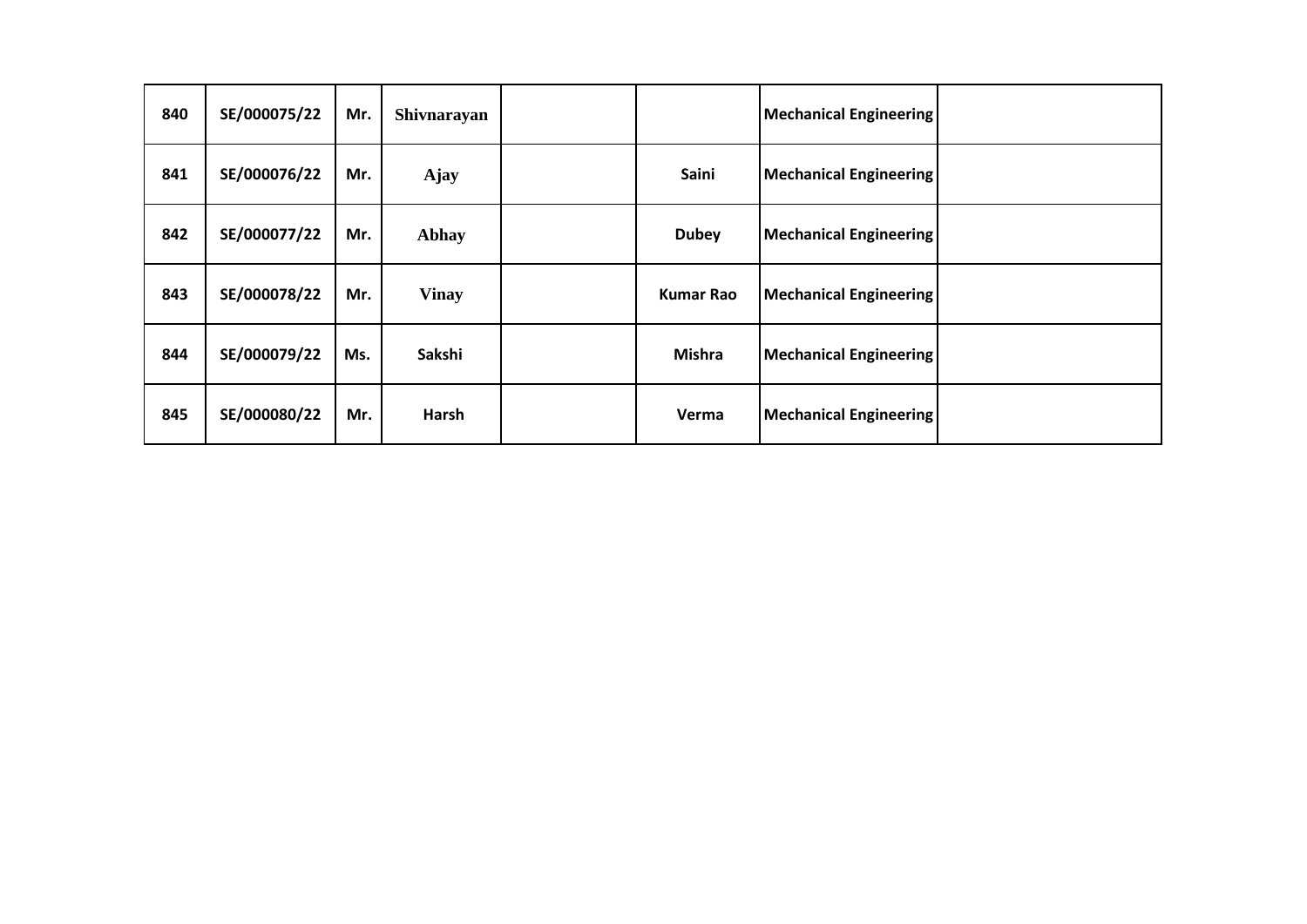| | | | | | | | |
|---|---|---|---|---|---|---|---|
| 840 | SE/000075/22 | Mr. | Shivnarayan | | | Mechanical Engineering | |
| 841 | SE/000076/22 | Mr. | Ajay | | Saini | Mechanical Engineering | |
| 842 | SE/000077/22 | Mr. | Abhay | | Dubey | Mechanical Engineering | |
| 843 | SE/000078/22 | Mr. | Vinay | | Kumar Rao | Mechanical Engineering | |
| 844 | SE/000079/22 | Ms. | Sakshi | | Mishra | Mechanical Engineering | |
| 845 | SE/000080/22 | Mr. | Harsh | | Verma | Mechanical Engineering | |